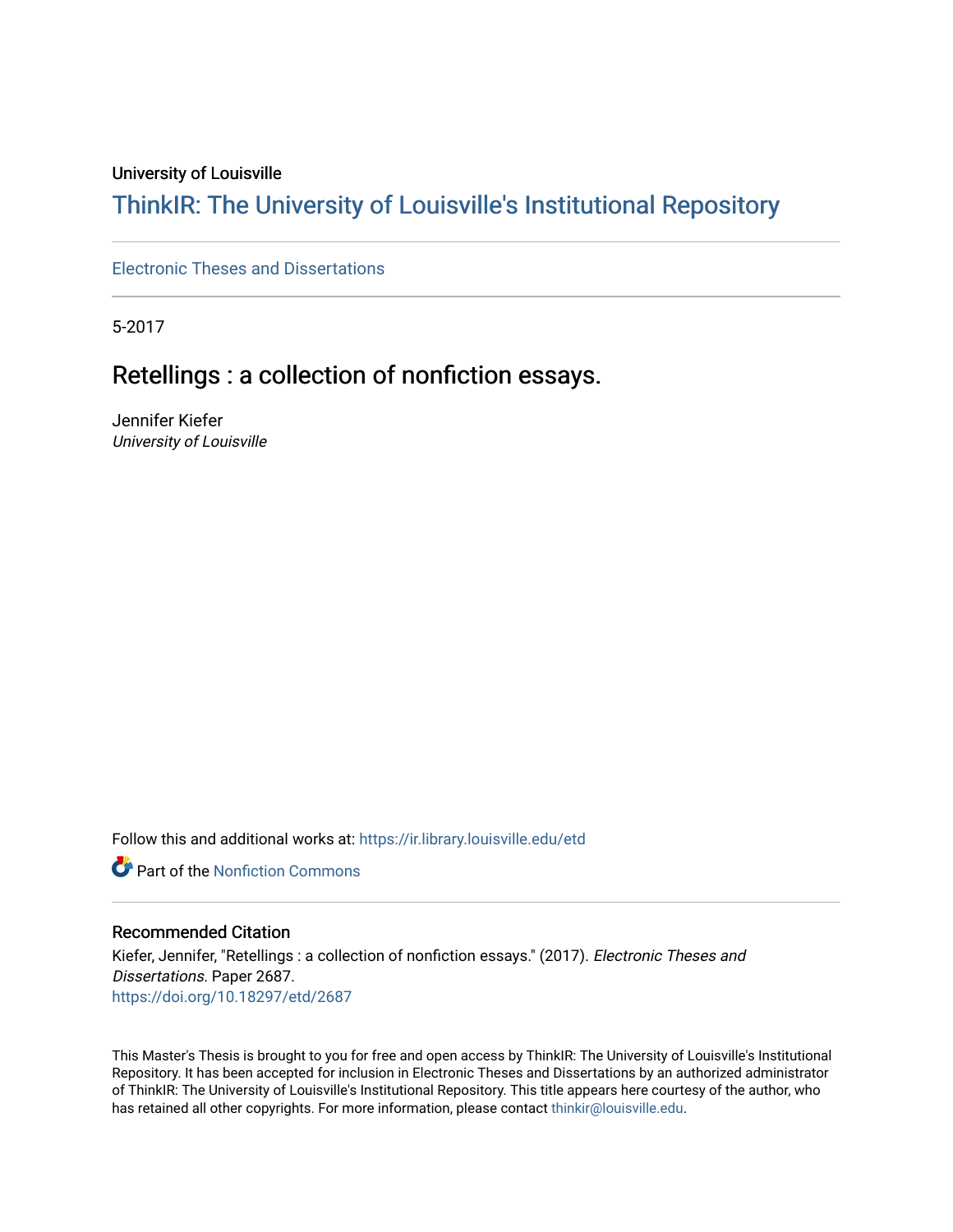University of Louisville

# ThinkIR: The University of Louisville's Institutional Repository

Electronic Theses and Dissertations

5-2017

## Retellings : a collection of nonfiction essays.

Jennifer Kiefer
*University of Louisville*

Follow this and additional works at: https://ir.library.louisville.edu/etd

Part of the Nonfiction Commons

### Recommended Citation

Kiefer, Jennifer, "Retellings : a collection of nonfiction essays." (2017). *Electronic Theses and Dissertations.* Paper 2687.
https://doi.org/10.18297/etd/2687

This Master's Thesis is brought to you for free and open access by ThinkIR: The University of Louisville's Institutional Repository. It has been accepted for inclusion in Electronic Theses and Dissertations by an authorized administrator of ThinkIR: The University of Louisville's Institutional Repository. This title appears here courtesy of the author, who has retained all other copyrights. For more information, please contact thinkir@louisville.edu.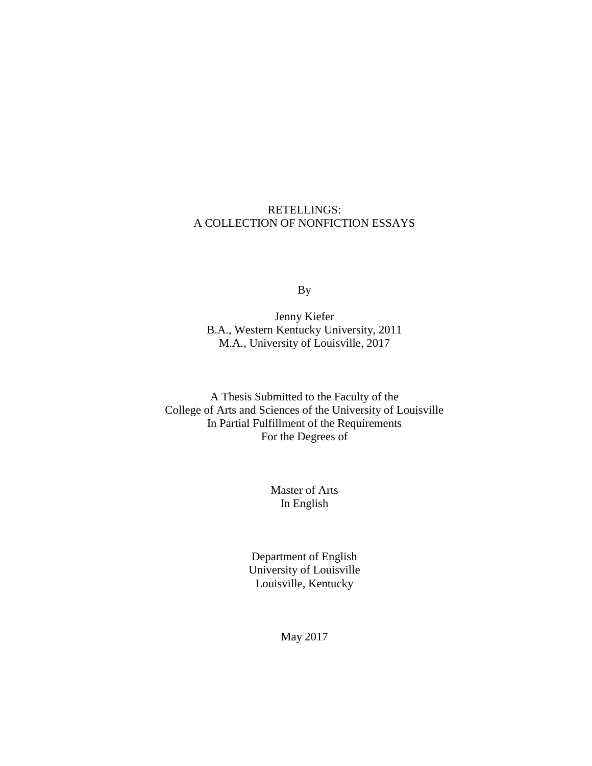# RETELLINGS:
# A COLLECTION OF NONFICTION ESSAYS

By

Jenny Kiefer
B.A., Western Kentucky University, 2011
M.A., University of Louisville, 2017

A Thesis Submitted to the Faculty of the
College of Arts and Sciences of the University of Louisville
In Partial Fulfillment of the Requirements
For the Degrees of

Master of Arts
In English

Department of English
University of Louisville
Louisville, Kentucky

May 2017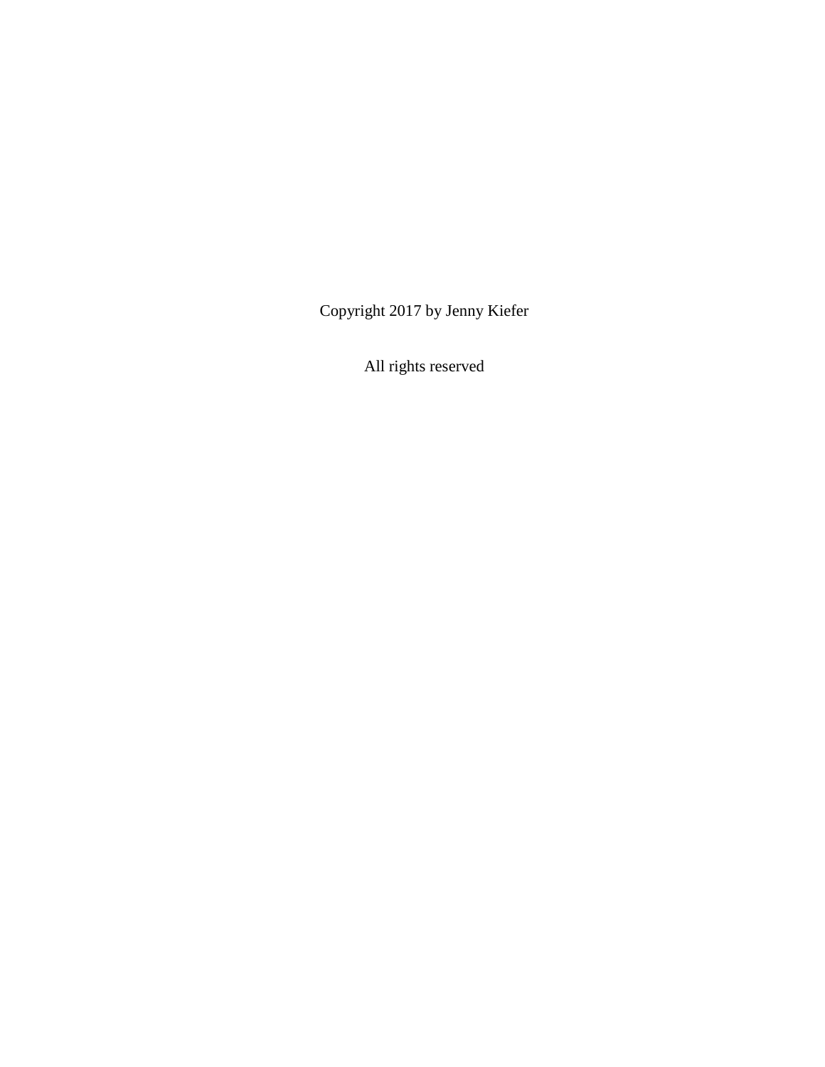Copyright 2017 by Jenny Kiefer

All rights reserved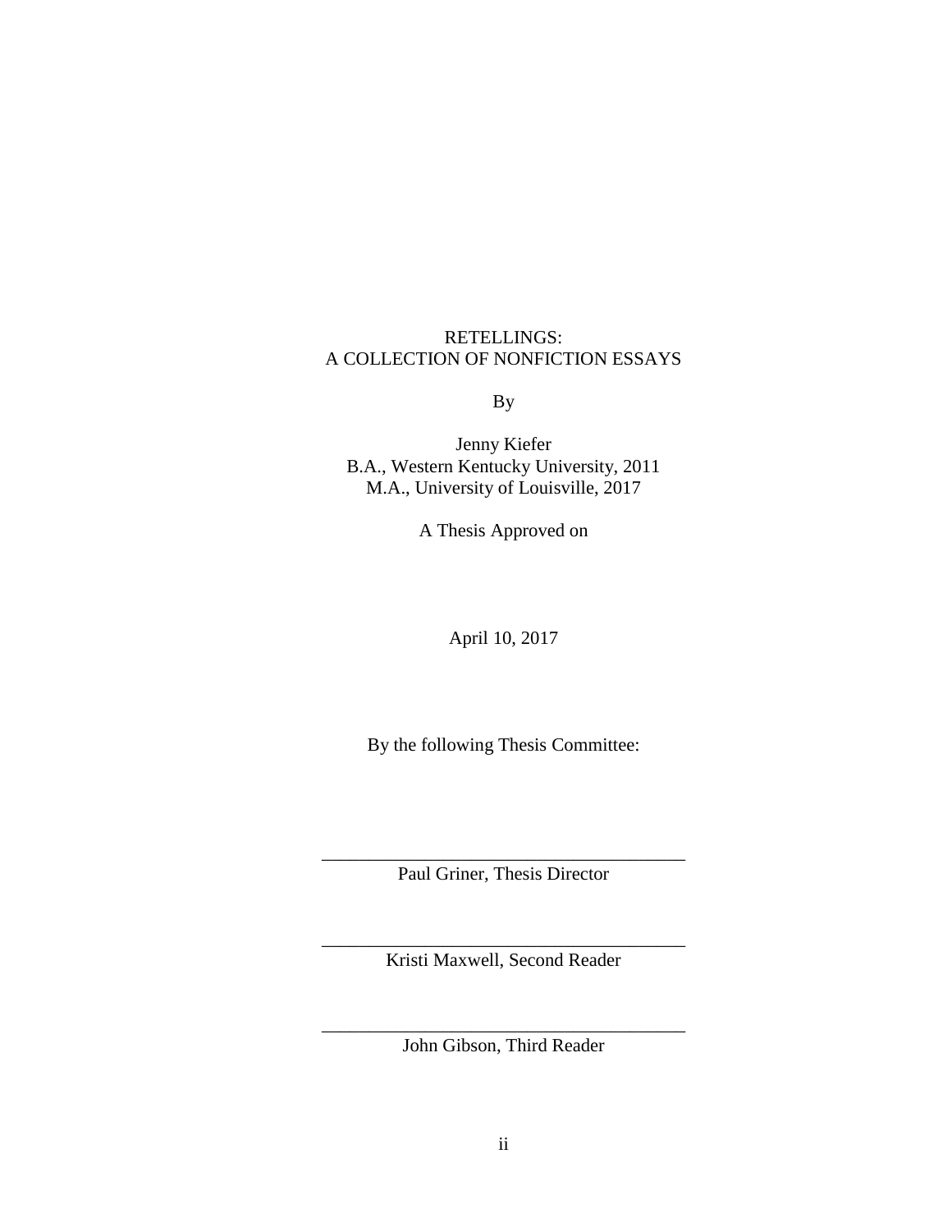RETELLINGS:
A COLLECTION OF NONFICTION ESSAYS

By

Jenny Kiefer
B.A., Western Kentucky University, 2011
M.A., University of Louisville, 2017

A Thesis Approved on

April 10, 2017

By the following Thesis Committee:

\_\_\_\_\_\_\_\_\_\_\_\_\_\_\_\_\_\_\_\_\_\_\_\_\_\_\_\_\_\_\_\_\_\_\_\_\_\_
Paul Griner, Thesis Director

\_\_\_\_\_\_\_\_\_\_\_\_\_\_\_\_\_\_\_\_\_\_\_\_\_\_\_\_\_\_\_\_\_\_\_\_\_\_
Kristi Maxwell, Second Reader

\_\_\_\_\_\_\_\_\_\_\_\_\_\_\_\_\_\_\_\_\_\_\_\_\_\_\_\_\_\_\_\_\_\_\_\_\_\_
John Gibson, Third Reader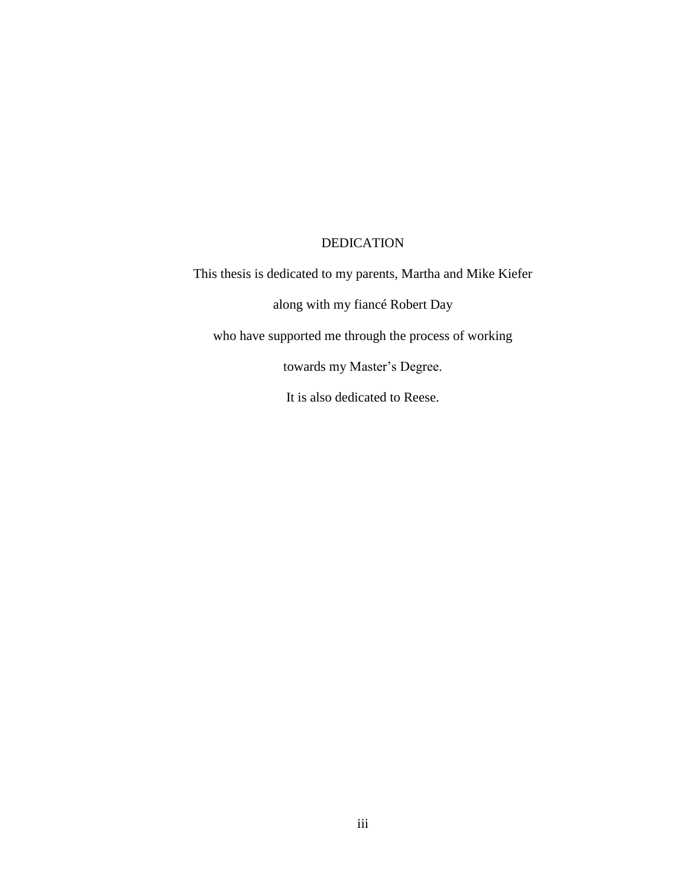# DEDICATION

This thesis is dedicated to my parents, Martha and Mike Kiefer

along with my fiancé Robert Day

who have supported me through the process of working

towards my Master's Degree.

It is also dedicated to Reese.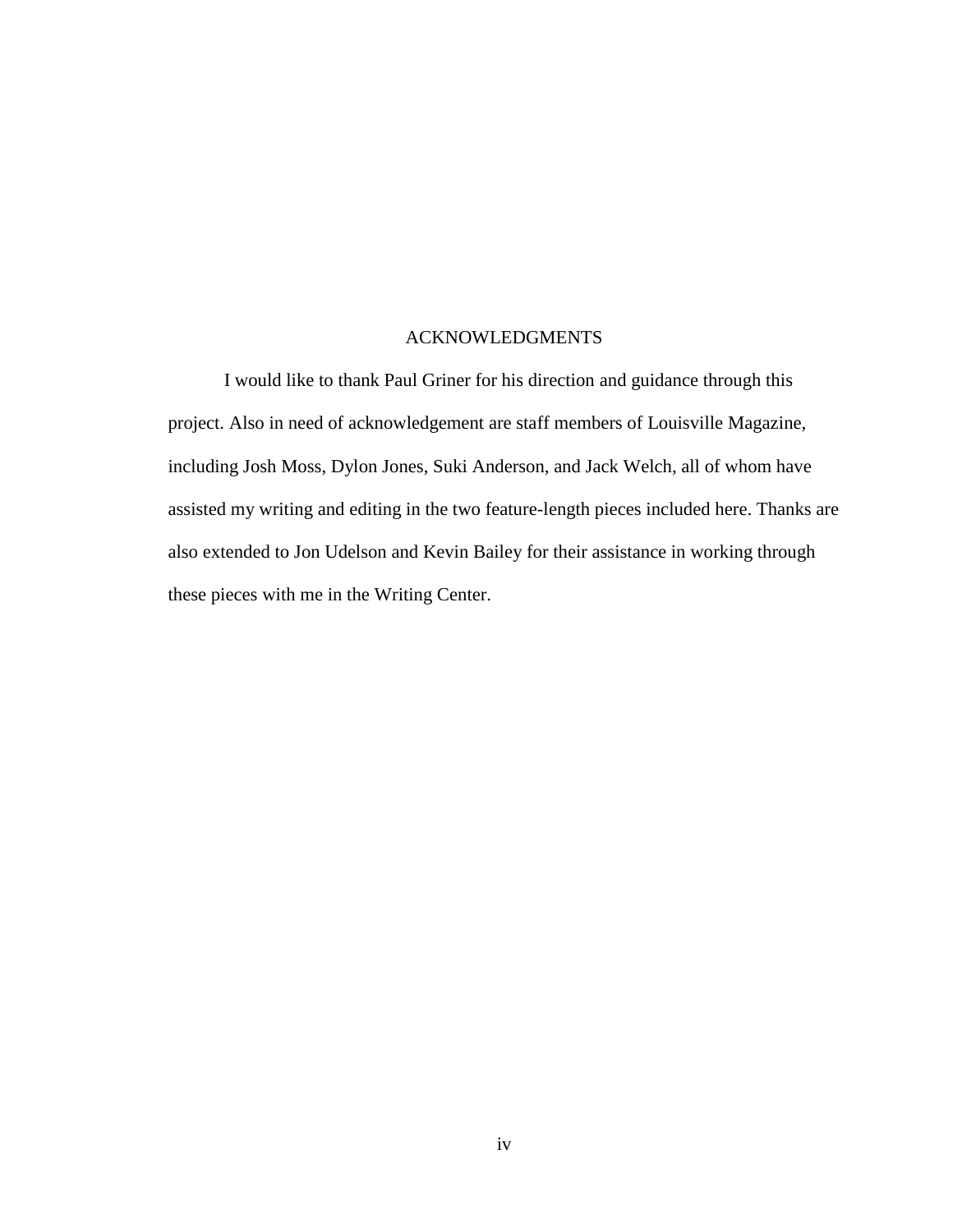# ACKNOWLEDGMENTS

I would like to thank Paul Griner for his direction and guidance through this project. Also in need of acknowledgement are staff members of Louisville Magazine, including Josh Moss, Dylon Jones, Suki Anderson, and Jack Welch, all of whom have assisted my writing and editing in the two feature-length pieces included here. Thanks are also extended to Jon Udelson and Kevin Bailey for their assistance in working through these pieces with me in the Writing Center.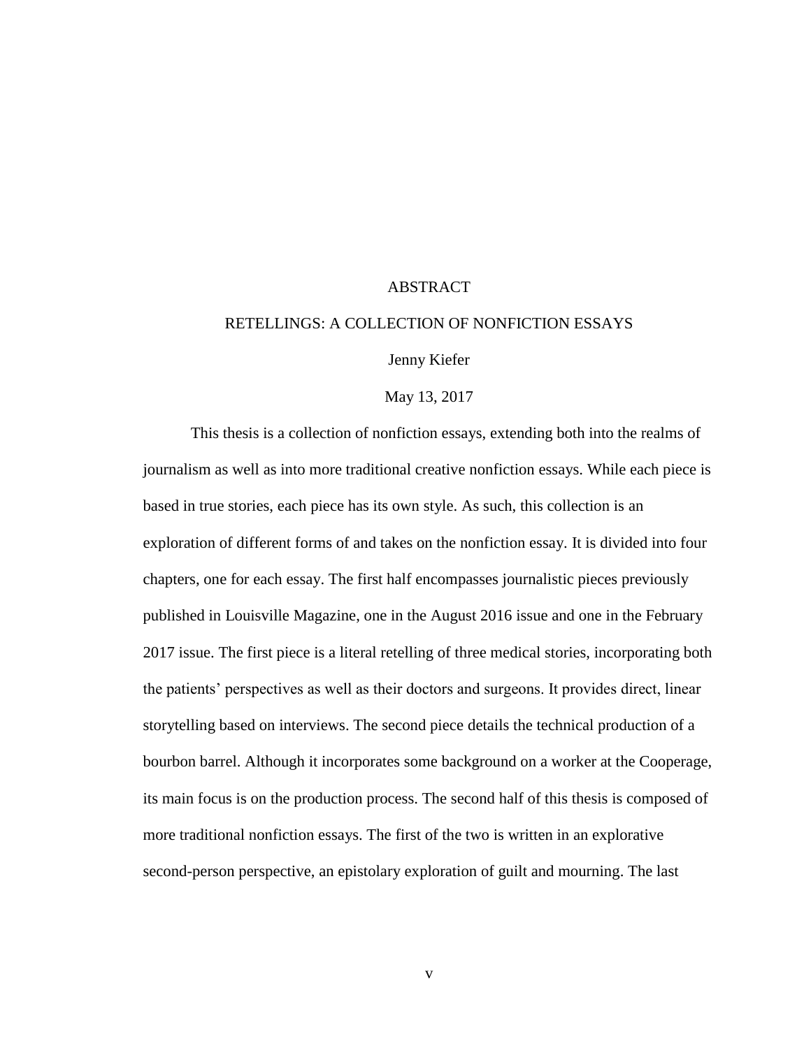# ABSTRACT

## RETELLINGS: A COLLECTION OF NONFICTION ESSAYS

Jenny Kiefer

May 13, 2017

This thesis is a collection of nonfiction essays, extending both into the realms of journalism as well as into more traditional creative nonfiction essays. While each piece is based in true stories, each piece has its own style. As such, this collection is an exploration of different forms of and takes on the nonfiction essay. It is divided into four chapters, one for each essay. The first half encompasses journalistic pieces previously published in Louisville Magazine, one in the August 2016 issue and one in the February 2017 issue. The first piece is a literal retelling of three medical stories, incorporating both the patients' perspectives as well as their doctors and surgeons. It provides direct, linear storytelling based on interviews. The second piece details the technical production of a bourbon barrel. Although it incorporates some background on a worker at the Cooperage, its main focus is on the production process. The second half of this thesis is composed of more traditional nonfiction essays. The first of the two is written in an explorative second-person perspective, an epistolary exploration of guilt and mourning. The last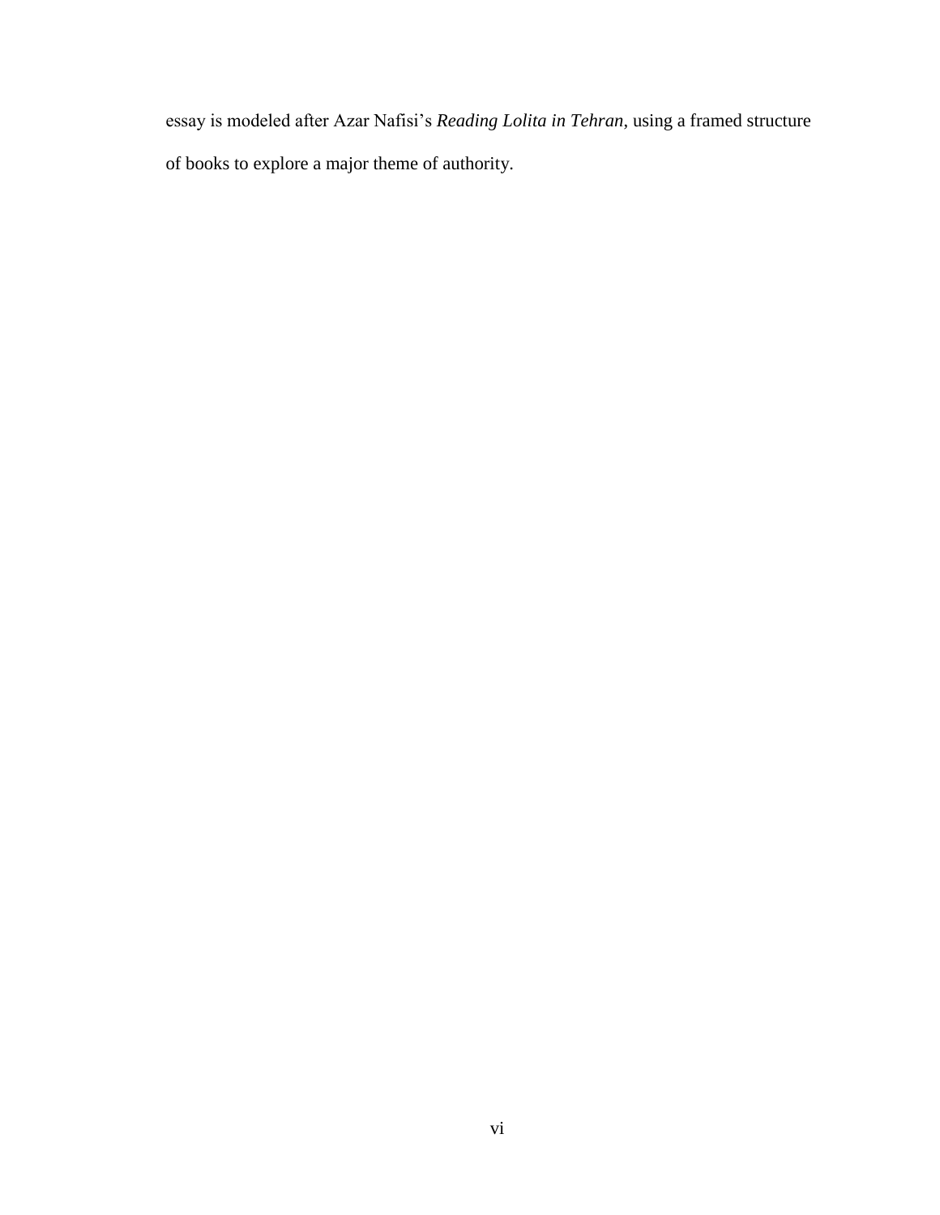essay is modeled after Azar Nafisi's *Reading Lolita in Tehran*, using a framed structure of books to explore a major theme of authority.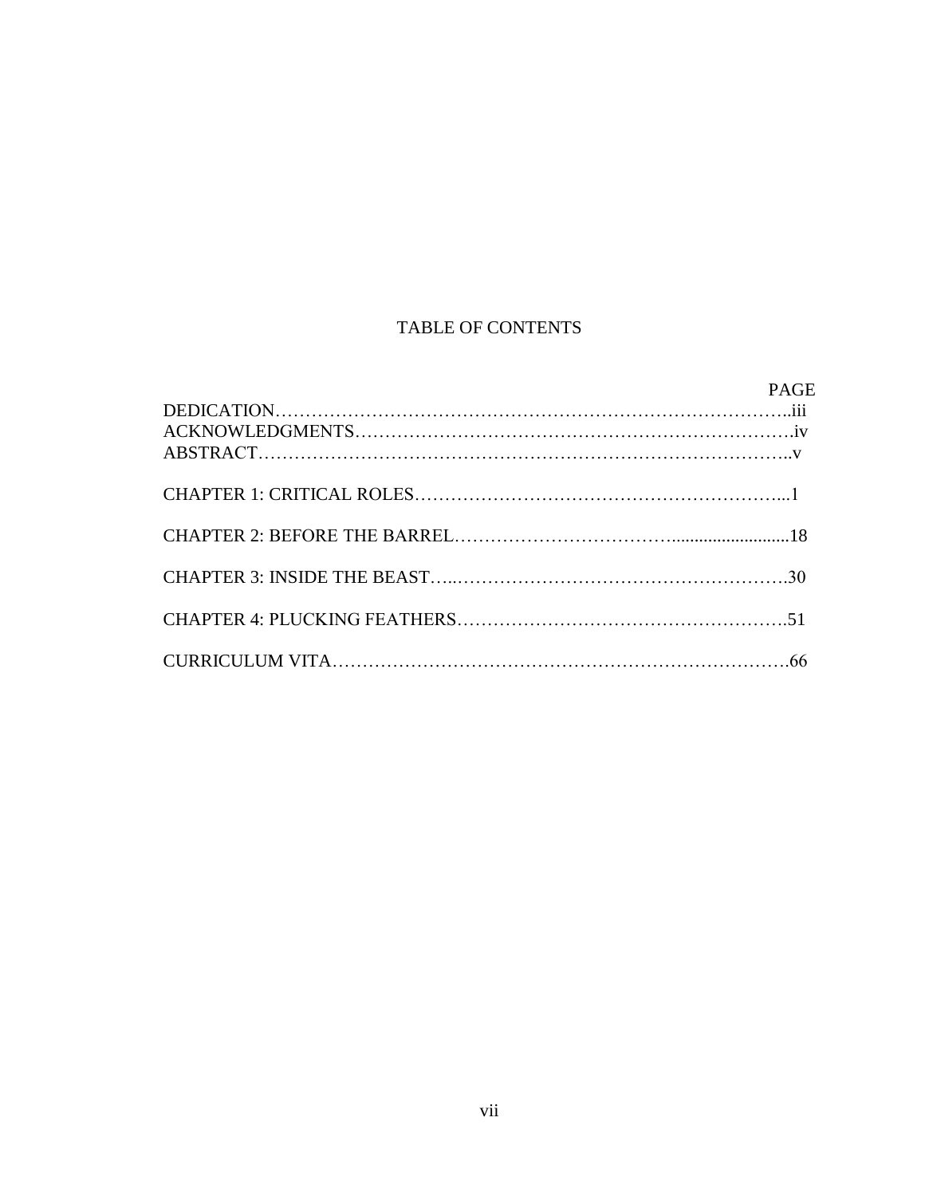# TABLE OF CONTENTS

| | PAGE |
|---|---|
| DEDICATION | iii |
| ACKNOWLEDGMENTS | iv |
| ABSTRACT | v |
| CHAPTER 1: CRITICAL ROLES | 1 |
| CHAPTER 2: BEFORE THE BARREL | 18 |
| CHAPTER 3: INSIDE THE BEAST | 30 |
| CHAPTER 4: PLUCKING FEATHERS | 51 |
| CURRICULUM VITA | 66 |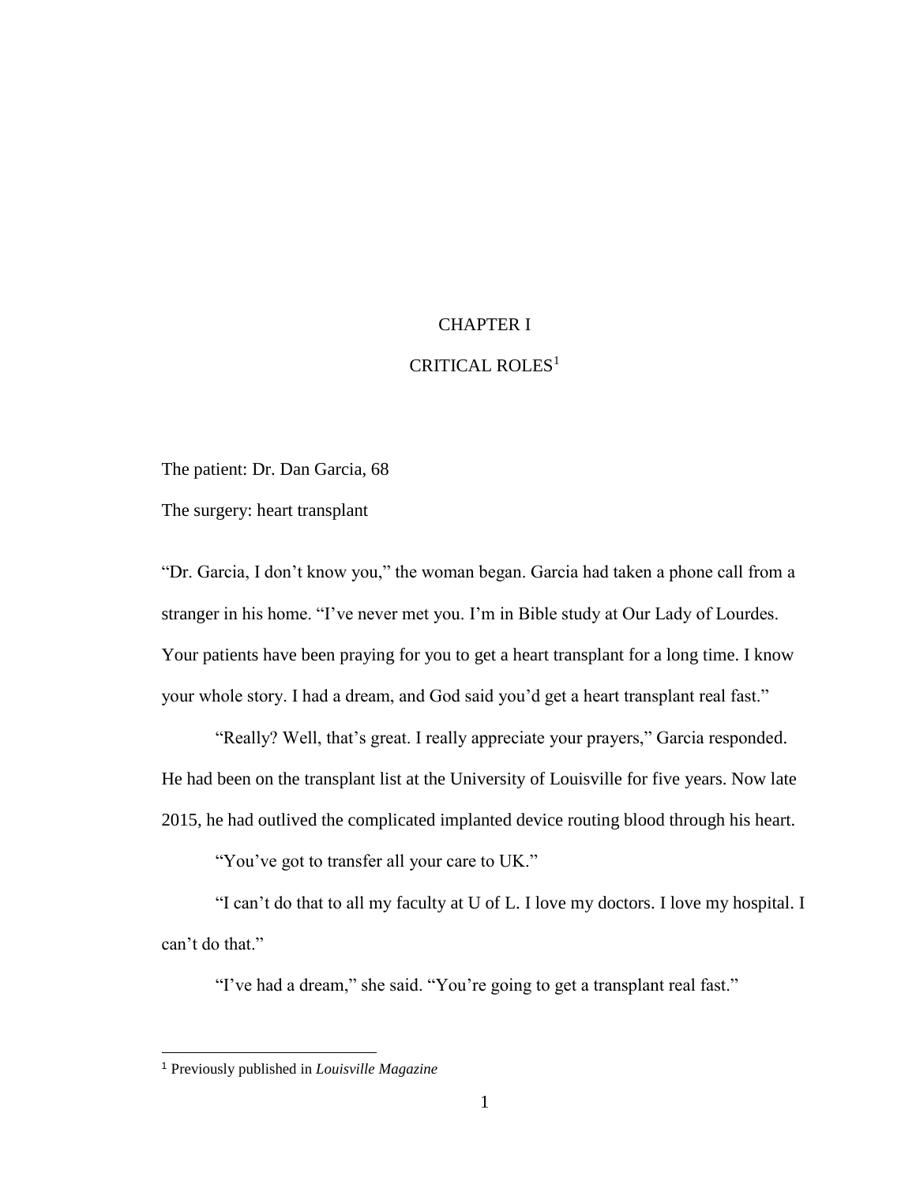# CHAPTER I

## CRITICAL ROLES[1]

The patient: Dr. Dan Garcia, 68

The surgery: heart transplant

"Dr. Garcia, I don't know you," the woman began. Garcia had taken a phone call from a stranger in his home. "I've never met you. I'm in Bible study at Our Lady of Lourdes. Your patients have been praying for you to get a heart transplant for a long time. I know your whole story. I had a dream, and God said you'd get a heart transplant real fast."

"Really? Well, that's great. I really appreciate your prayers," Garcia responded. He had been on the transplant list at the University of Louisville for five years. Now late 2015, he had outlived the complicated implanted device routing blood through his heart.

"You've got to transfer all your care to UK."

"I can't do that to all my faculty at U of L. I love my doctors. I love my hospital. I can't do that."

"I've had a dream," she said. "You're going to get a transplant real fast."

---

[1] Previously published in *Louisville Magazine*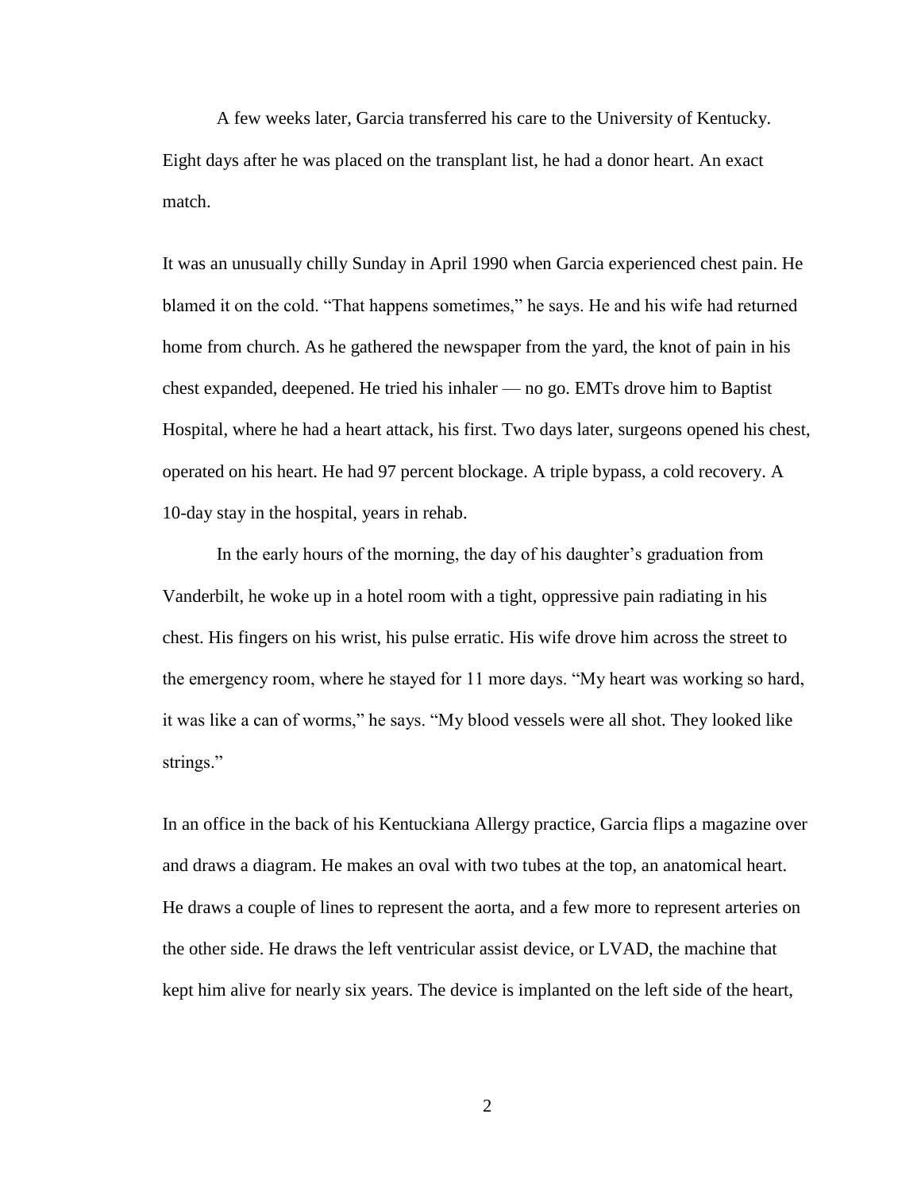A few weeks later, Garcia transferred his care to the University of Kentucky. Eight days after he was placed on the transplant list, he had a donor heart. An exact match.

It was an unusually chilly Sunday in April 1990 when Garcia experienced chest pain. He blamed it on the cold. "That happens sometimes," he says. He and his wife had returned home from church. As he gathered the newspaper from the yard, the knot of pain in his chest expanded, deepened. He tried his inhaler — no go. EMTs drove him to Baptist Hospital, where he had a heart attack, his first. Two days later, surgeons opened his chest, operated on his heart. He had 97 percent blockage. A triple bypass, a cold recovery. A 10-day stay in the hospital, years in rehab.

In the early hours of the morning, the day of his daughter's graduation from Vanderbilt, he woke up in a hotel room with a tight, oppressive pain radiating in his chest. His fingers on his wrist, his pulse erratic. His wife drove him across the street to the emergency room, where he stayed for 11 more days. "My heart was working so hard, it was like a can of worms," he says. "My blood vessels were all shot. They looked like strings."

In an office in the back of his Kentuckiana Allergy practice, Garcia flips a magazine over and draws a diagram. He makes an oval with two tubes at the top, an anatomical heart. He draws a couple of lines to represent the aorta, and a few more to represent arteries on the other side. He draws the left ventricular assist device, or LVAD, the machine that kept him alive for nearly six years. The device is implanted on the left side of the heart,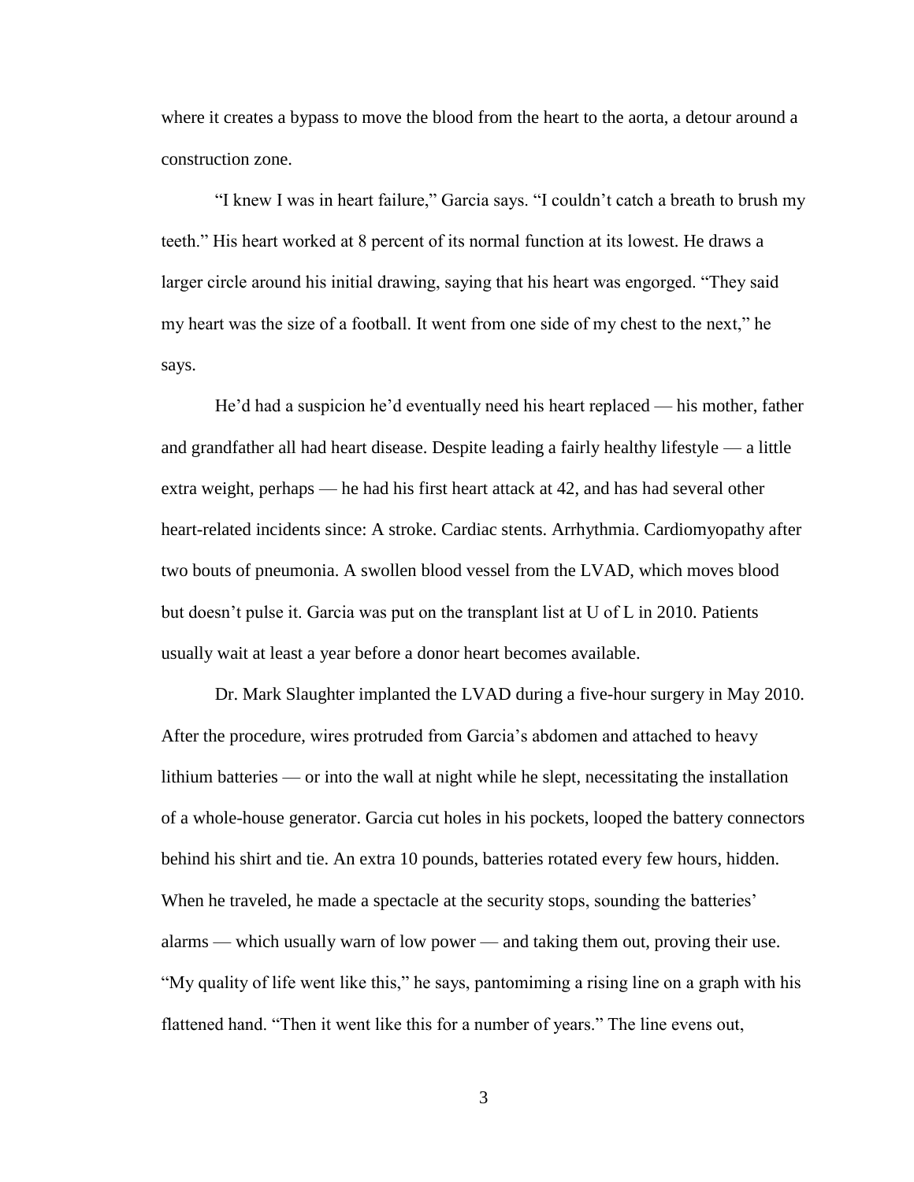where it creates a bypass to move the blood from the heart to the aorta, a detour around a construction zone.

"I knew I was in heart failure," Garcia says. "I couldn't catch a breath to brush my teeth." His heart worked at 8 percent of its normal function at its lowest. He draws a larger circle around his initial drawing, saying that his heart was engorged. "They said my heart was the size of a football. It went from one side of my chest to the next," he says.

He'd had a suspicion he'd eventually need his heart replaced — his mother, father and grandfather all had heart disease. Despite leading a fairly healthy lifestyle — a little extra weight, perhaps — he had his first heart attack at 42, and has had several other heart-related incidents since: A stroke. Cardiac stents. Arrhythmia. Cardiomyopathy after two bouts of pneumonia. A swollen blood vessel from the LVAD, which moves blood but doesn't pulse it. Garcia was put on the transplant list at U of L in 2010. Patients usually wait at least a year before a donor heart becomes available.

Dr. Mark Slaughter implanted the LVAD during a five-hour surgery in May 2010. After the procedure, wires protruded from Garcia's abdomen and attached to heavy lithium batteries — or into the wall at night while he slept, necessitating the installation of a whole-house generator. Garcia cut holes in his pockets, looped the battery connectors behind his shirt and tie. An extra 10 pounds, batteries rotated every few hours, hidden. When he traveled, he made a spectacle at the security stops, sounding the batteries' alarms — which usually warn of low power — and taking them out, proving their use. "My quality of life went like this," he says, pantomiming a rising line on a graph with his flattened hand. "Then it went like this for a number of years." The line evens out,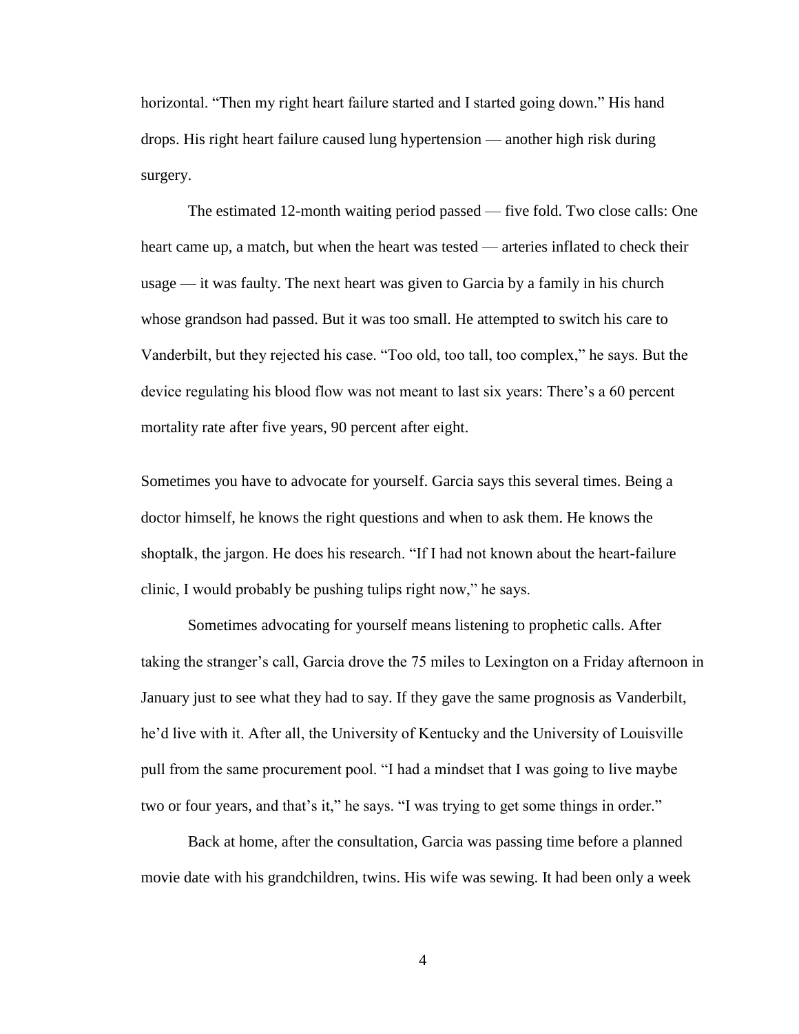horizontal. "Then my right heart failure started and I started going down." His hand drops. His right heart failure caused lung hypertension — another high risk during surgery.

The estimated 12-month waiting period passed — five fold. Two close calls: One heart came up, a match, but when the heart was tested — arteries inflated to check their usage — it was faulty. The next heart was given to Garcia by a family in his church whose grandson had passed. But it was too small. He attempted to switch his care to Vanderbilt, but they rejected his case. "Too old, too tall, too complex," he says. But the device regulating his blood flow was not meant to last six years: There's a 60 percent mortality rate after five years, 90 percent after eight.

Sometimes you have to advocate for yourself. Garcia says this several times. Being a doctor himself, he knows the right questions and when to ask them. He knows the shoptalk, the jargon. He does his research. "If I had not known about the heart-failure clinic, I would probably be pushing tulips right now," he says.

Sometimes advocating for yourself means listening to prophetic calls. After taking the stranger's call, Garcia drove the 75 miles to Lexington on a Friday afternoon in January just to see what they had to say. If they gave the same prognosis as Vanderbilt, he'd live with it. After all, the University of Kentucky and the University of Louisville pull from the same procurement pool. "I had a mindset that I was going to live maybe two or four years, and that's it," he says. "I was trying to get some things in order."

Back at home, after the consultation, Garcia was passing time before a planned movie date with his grandchildren, twins. His wife was sewing. It had been only a week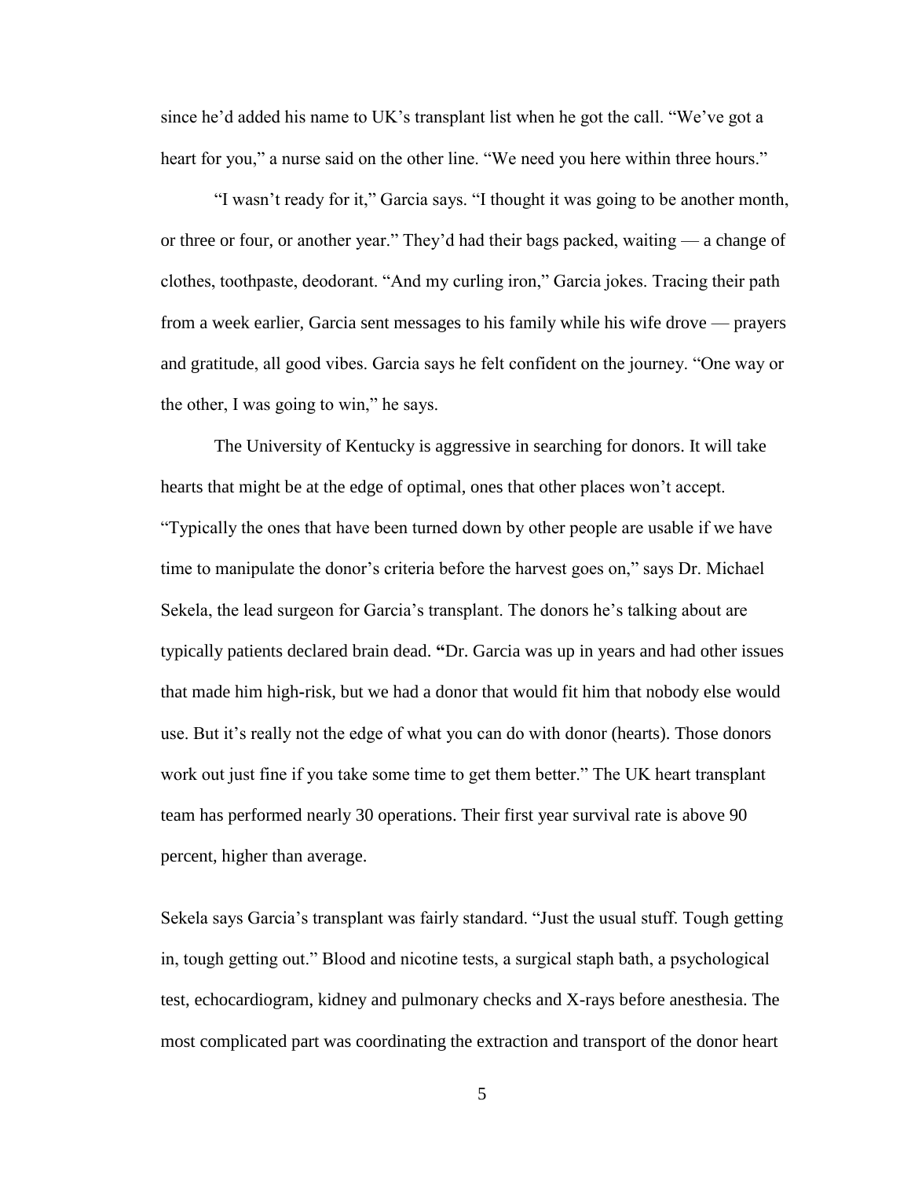since he'd added his name to UK's transplant list when he got the call. "We've got a heart for you," a nurse said on the other line. "We need you here within three hours."

"I wasn't ready for it," Garcia says. "I thought it was going to be another month, or three or four, or another year." They'd had their bags packed, waiting — a change of clothes, toothpaste, deodorant. "And my curling iron," Garcia jokes. Tracing their path from a week earlier, Garcia sent messages to his family while his wife drove — prayers and gratitude, all good vibes. Garcia says he felt confident on the journey. "One way or the other, I was going to win," he says.

The University of Kentucky is aggressive in searching for donors. It will take hearts that might be at the edge of optimal, ones that other places won't accept. "Typically the ones that have been turned down by other people are usable if we have time to manipulate the donor's criteria before the harvest goes on," says Dr. Michael Sekela, the lead surgeon for Garcia's transplant. The donors he's talking about are typically patients declared brain dead. "Dr. Garcia was up in years and had other issues that made him high-risk, but we had a donor that would fit him that nobody else would use. But it's really not the edge of what you can do with donor (hearts). Those donors work out just fine if you take some time to get them better." The UK heart transplant team has performed nearly 30 operations. Their first year survival rate is above 90 percent, higher than average.

Sekela says Garcia's transplant was fairly standard. "Just the usual stuff. Tough getting in, tough getting out." Blood and nicotine tests, a surgical staph bath, a psychological test, echocardiogram, kidney and pulmonary checks and X-rays before anesthesia. The most complicated part was coordinating the extraction and transport of the donor heart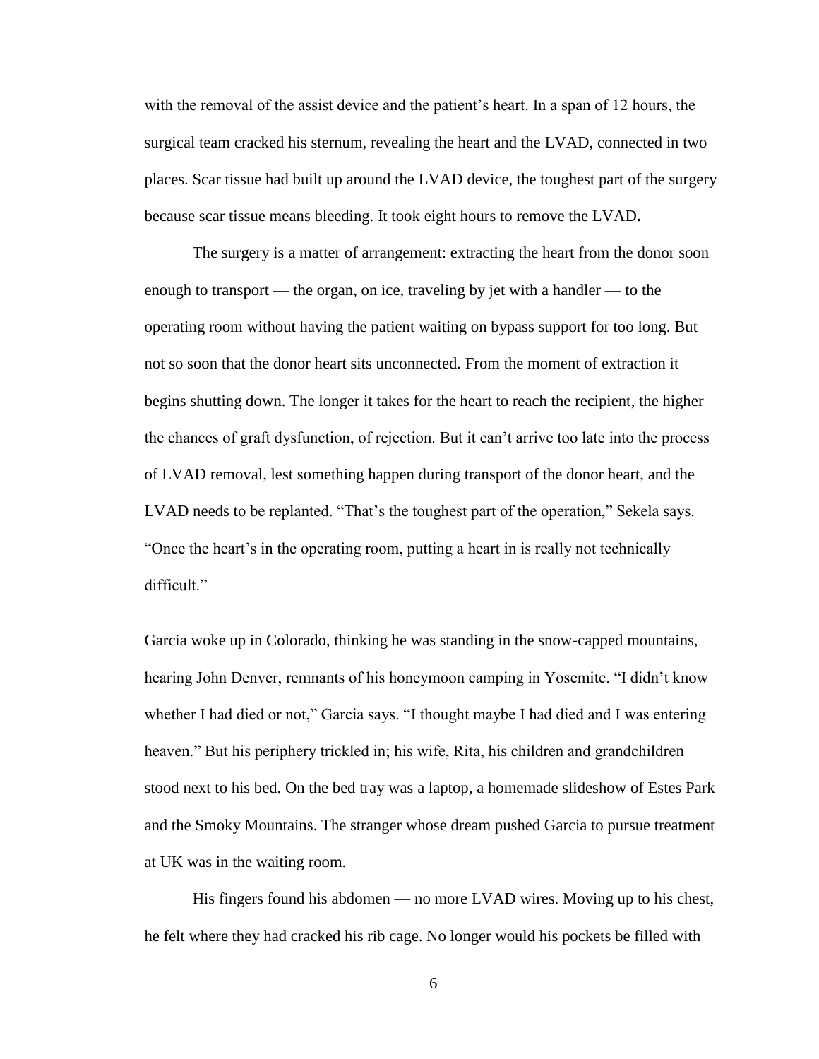with the removal of the assist device and the patient's heart. In a span of 12 hours, the surgical team cracked his sternum, revealing the heart and the LVAD, connected in two places. Scar tissue had built up around the LVAD device, the toughest part of the surgery because scar tissue means bleeding. It took eight hours to remove the LVAD**.**

The surgery is a matter of arrangement: extracting the heart from the donor soon enough to transport — the organ, on ice, traveling by jet with a handler — to the operating room without having the patient waiting on bypass support for too long. But not so soon that the donor heart sits unconnected. From the moment of extraction it begins shutting down. The longer it takes for the heart to reach the recipient, the higher the chances of graft dysfunction, of rejection. But it can't arrive too late into the process of LVAD removal, lest something happen during transport of the donor heart, and the LVAD needs to be replanted. "That's the toughest part of the operation," Sekela says. "Once the heart's in the operating room, putting a heart in is really not technically difficult."

Garcia woke up in Colorado, thinking he was standing in the snow-capped mountains, hearing John Denver, remnants of his honeymoon camping in Yosemite. "I didn't know whether I had died or not," Garcia says. "I thought maybe I had died and I was entering heaven." But his periphery trickled in; his wife, Rita, his children and grandchildren stood next to his bed. On the bed tray was a laptop, a homemade slideshow of Estes Park and the Smoky Mountains. The stranger whose dream pushed Garcia to pursue treatment at UK was in the waiting room.

His fingers found his abdomen — no more LVAD wires. Moving up to his chest, he felt where they had cracked his rib cage. No longer would his pockets be filled with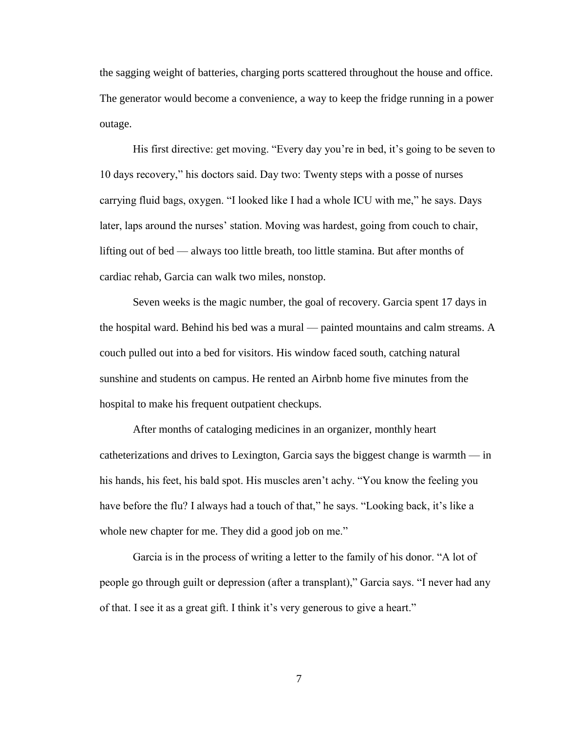the sagging weight of batteries, charging ports scattered throughout the house and office. The generator would become a convenience, a way to keep the fridge running in a power outage.

His first directive: get moving. "Every day you're in bed, it's going to be seven to 10 days recovery," his doctors said. Day two: Twenty steps with a posse of nurses carrying fluid bags, oxygen. "I looked like I had a whole ICU with me," he says. Days later, laps around the nurses' station. Moving was hardest, going from couch to chair, lifting out of bed — always too little breath, too little stamina. But after months of cardiac rehab, Garcia can walk two miles, nonstop.

Seven weeks is the magic number, the goal of recovery. Garcia spent 17 days in the hospital ward. Behind his bed was a mural — painted mountains and calm streams. A couch pulled out into a bed for visitors. His window faced south, catching natural sunshine and students on campus. He rented an Airbnb home five minutes from the hospital to make his frequent outpatient checkups.

After months of cataloging medicines in an organizer, monthly heart catheterizations and drives to Lexington, Garcia says the biggest change is warmth — in his hands, his feet, his bald spot. His muscles aren't achy. "You know the feeling you have before the flu? I always had a touch of that," he says. "Looking back, it's like a whole new chapter for me. They did a good job on me."

Garcia is in the process of writing a letter to the family of his donor. "A lot of people go through guilt or depression (after a transplant)," Garcia says. "I never had any of that. I see it as a great gift. I think it's very generous to give a heart."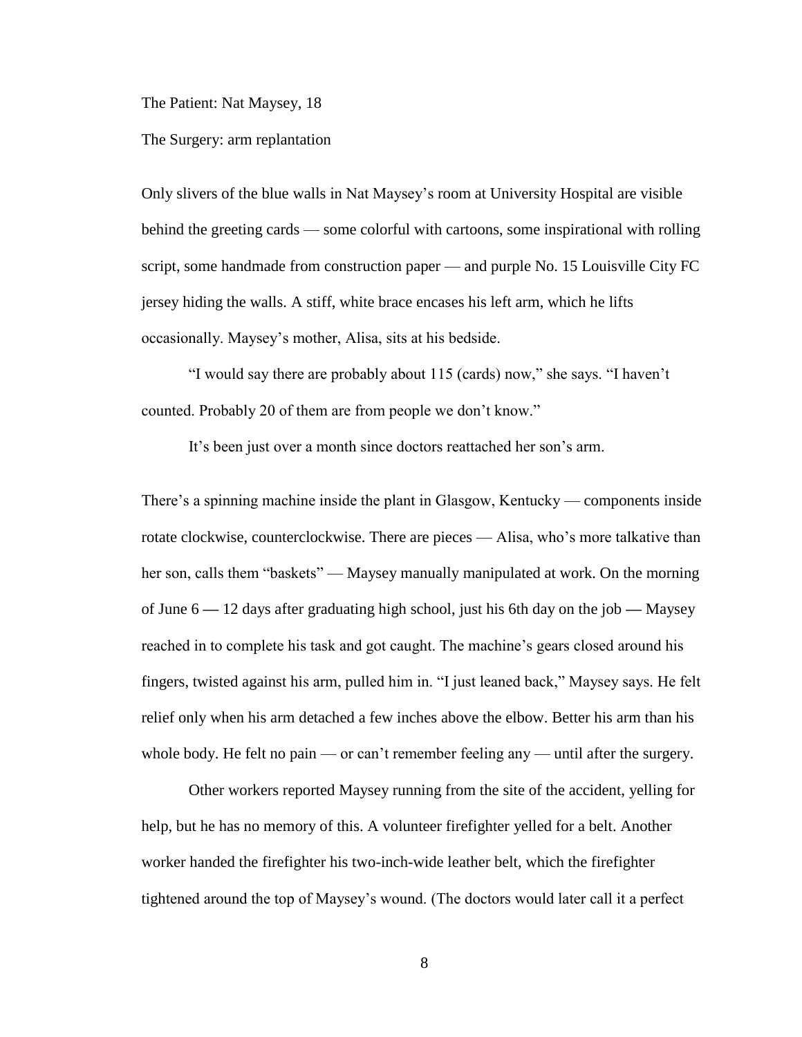The Patient: Nat Maysey, 18

The Surgery: arm replantation

Only slivers of the blue walls in Nat Maysey's room at University Hospital are visible behind the greeting cards — some colorful with cartoons, some inspirational with rolling script, some handmade from construction paper — and purple No. 15 Louisville City FC jersey hiding the walls. A stiff, white brace encases his left arm, which he lifts occasionally. Maysey's mother, Alisa, sits at his bedside.

"I would say there are probably about 115 (cards) now," she says. "I haven't counted. Probably 20 of them are from people we don't know."

It's been just over a month since doctors reattached her son's arm.

There's a spinning machine inside the plant in Glasgow, Kentucky — components inside rotate clockwise, counterclockwise. There are pieces — Alisa, who's more talkative than her son, calls them "baskets" — Maysey manually manipulated at work. On the morning of June 6 — 12 days after graduating high school, just his 6th day on the job — Maysey reached in to complete his task and got caught. The machine's gears closed around his fingers, twisted against his arm, pulled him in. "I just leaned back," Maysey says. He felt relief only when his arm detached a few inches above the elbow. Better his arm than his whole body. He felt no pain — or can't remember feeling any — until after the surgery.

Other workers reported Maysey running from the site of the accident, yelling for help, but he has no memory of this. A volunteer firefighter yelled for a belt. Another worker handed the firefighter his two-inch-wide leather belt, which the firefighter tightened around the top of Maysey's wound. (The doctors would later call it a perfect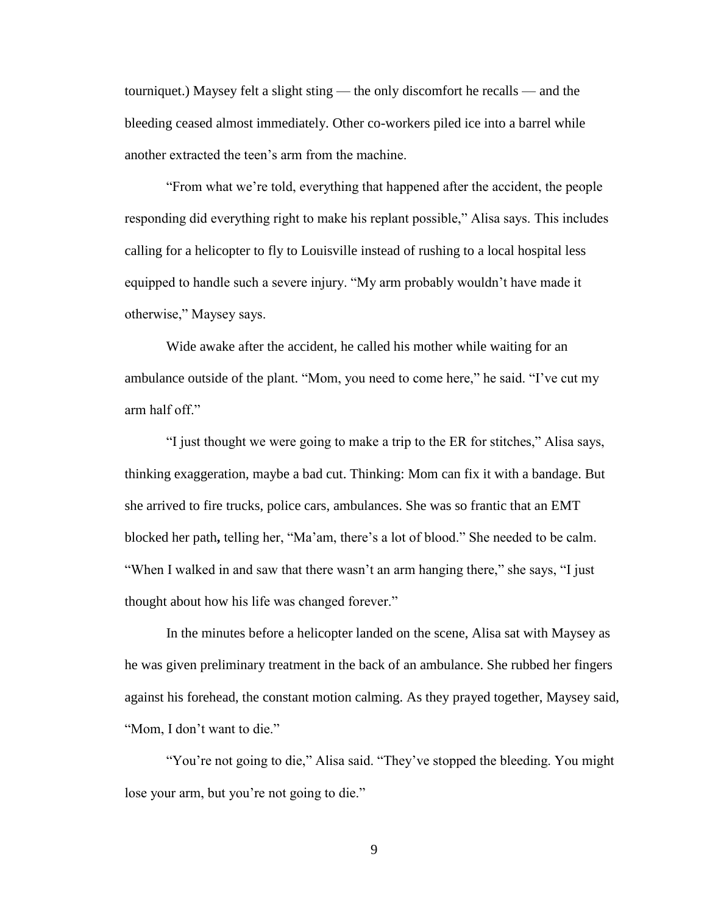tourniquet.) Maysey felt a slight sting — the only discomfort he recalls — and the bleeding ceased almost immediately. Other co-workers piled ice into a barrel while another extracted the teen's arm from the machine.

"From what we're told, everything that happened after the accident, the people responding did everything right to make his replant possible," Alisa says. This includes calling for a helicopter to fly to Louisville instead of rushing to a local hospital less equipped to handle such a severe injury. "My arm probably wouldn't have made it otherwise," Maysey says.

Wide awake after the accident, he called his mother while waiting for an ambulance outside of the plant. "Mom, you need to come here," he said. "I've cut my arm half off."

"I just thought we were going to make a trip to the ER for stitches," Alisa says, thinking exaggeration, maybe a bad cut. Thinking: Mom can fix it with a bandage. But she arrived to fire trucks, police cars, ambulances. She was so frantic that an EMT blocked her path, telling her, "Ma'am, there's a lot of blood." She needed to be calm. "When I walked in and saw that there wasn't an arm hanging there," she says, "I just thought about how his life was changed forever."

In the minutes before a helicopter landed on the scene, Alisa sat with Maysey as he was given preliminary treatment in the back of an ambulance. She rubbed her fingers against his forehead, the constant motion calming. As they prayed together, Maysey said, "Mom, I don't want to die."

"You're not going to die," Alisa said. "They've stopped the bleeding. You might lose your arm, but you're not going to die."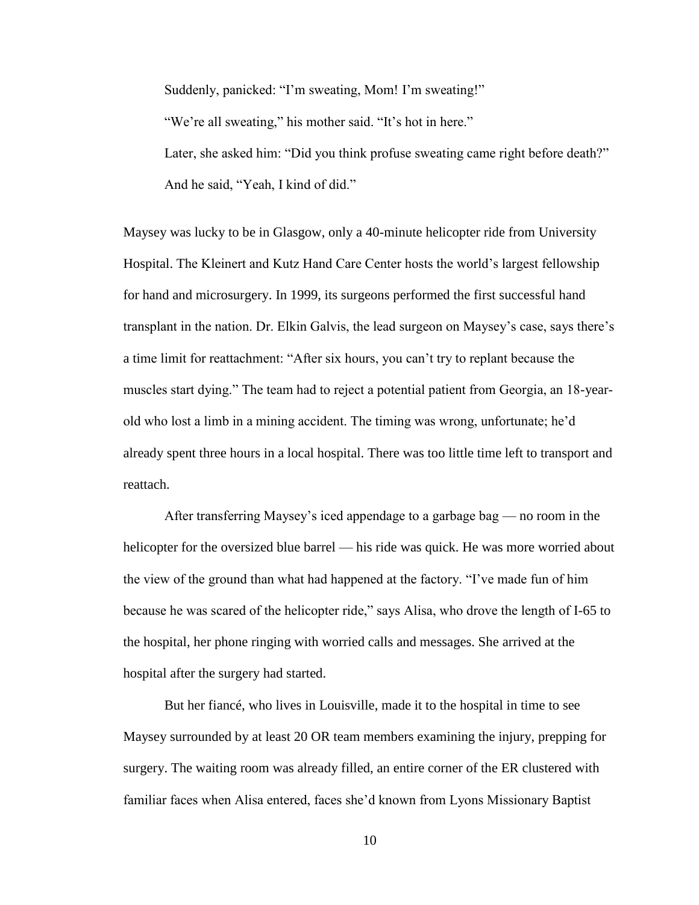Suddenly, panicked: "I'm sweating, Mom! I'm sweating!"

"We're all sweating," his mother said. "It's hot in here."

Later, she asked him: "Did you think profuse sweating came right before death?"

And he said, "Yeah, I kind of did."

Maysey was lucky to be in Glasgow, only a 40-minute helicopter ride from University Hospital. The Kleinert and Kutz Hand Care Center hosts the world's largest fellowship for hand and microsurgery. In 1999, its surgeons performed the first successful hand transplant in the nation. Dr. Elkin Galvis, the lead surgeon on Maysey's case, says there's a time limit for reattachment: "After six hours, you can't try to replant because the muscles start dying." The team had to reject a potential patient from Georgia, an 18-year-old who lost a limb in a mining accident. The timing was wrong, unfortunate; he'd already spent three hours in a local hospital. There was too little time left to transport and reattach.

After transferring Maysey's iced appendage to a garbage bag — no room in the helicopter for the oversized blue barrel — his ride was quick. He was more worried about the view of the ground than what had happened at the factory. "I've made fun of him because he was scared of the helicopter ride," says Alisa, who drove the length of I-65 to the hospital, her phone ringing with worried calls and messages. She arrived at the hospital after the surgery had started.

But her fiancé, who lives in Louisville, made it to the hospital in time to see Maysey surrounded by at least 20 OR team members examining the injury, prepping for surgery. The waiting room was already filled, an entire corner of the ER clustered with familiar faces when Alisa entered, faces she'd known from Lyons Missionary Baptist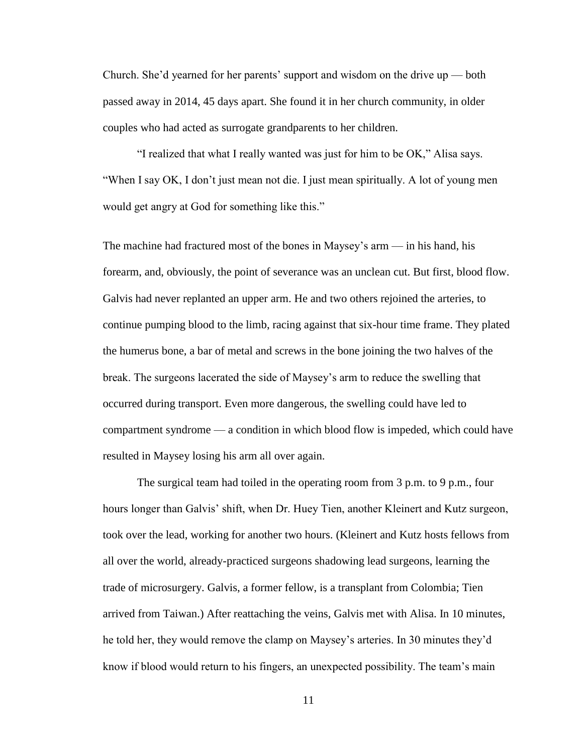Church. She'd yearned for her parents' support and wisdom on the drive up — both passed away in 2014, 45 days apart. She found it in her church community, in older couples who had acted as surrogate grandparents to her children.

"I realized that what I really wanted was just for him to be OK," Alisa says. "When I say OK, I don't just mean not die. I just mean spiritually. A lot of young men would get angry at God for something like this."

The machine had fractured most of the bones in Maysey's arm — in his hand, his forearm, and, obviously, the point of severance was an unclean cut. But first, blood flow. Galvis had never replanted an upper arm. He and two others rejoined the arteries, to continue pumping blood to the limb, racing against that six-hour time frame. They plated the humerus bone, a bar of metal and screws in the bone joining the two halves of the break. The surgeons lacerated the side of Maysey's arm to reduce the swelling that occurred during transport. Even more dangerous, the swelling could have led to compartment syndrome — a condition in which blood flow is impeded, which could have resulted in Maysey losing his arm all over again.

The surgical team had toiled in the operating room from 3 p.m. to 9 p.m., four hours longer than Galvis' shift, when Dr. Huey Tien, another Kleinert and Kutz surgeon, took over the lead, working for another two hours. (Kleinert and Kutz hosts fellows from all over the world, already-practiced surgeons shadowing lead surgeons, learning the trade of microsurgery. Galvis, a former fellow, is a transplant from Colombia; Tien arrived from Taiwan.) After reattaching the veins, Galvis met with Alisa. In 10 minutes, he told her, they would remove the clamp on Maysey's arteries. In 30 minutes they'd know if blood would return to his fingers, an unexpected possibility. The team's main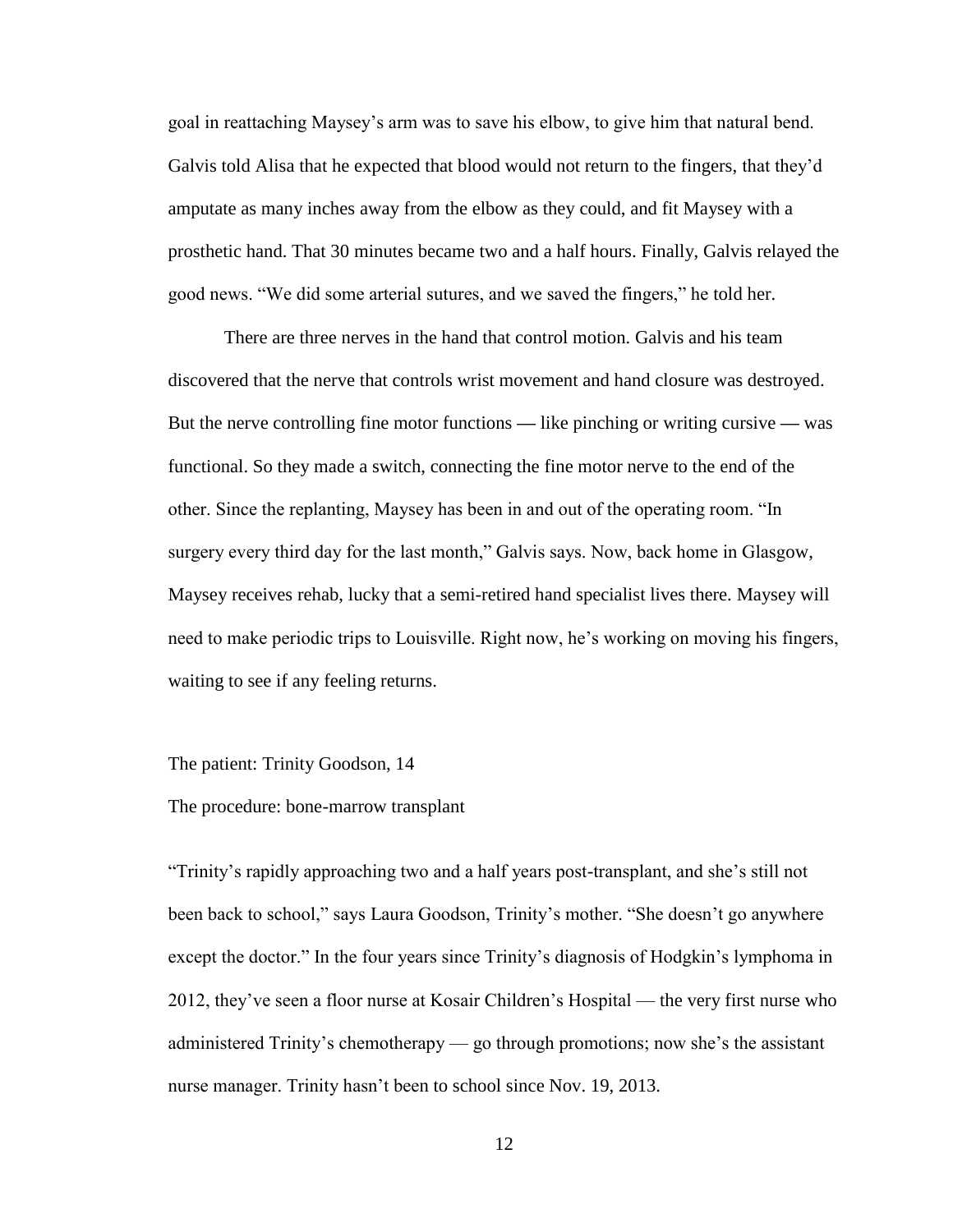goal in reattaching Maysey's arm was to save his elbow, to give him that natural bend. Galvis told Alisa that he expected that blood would not return to the fingers, that they'd amputate as many inches away from the elbow as they could, and fit Maysey with a prosthetic hand. That 30 minutes became two and a half hours. Finally, Galvis relayed the good news. "We did some arterial sutures, and we saved the fingers," he told her.

There are three nerves in the hand that control motion. Galvis and his team discovered that the nerve that controls wrist movement and hand closure was destroyed. But the nerve controlling fine motor functions — like pinching or writing cursive — was functional. So they made a switch, connecting the fine motor nerve to the end of the other. Since the replanting, Maysey has been in and out of the operating room. "In surgery every third day for the last month," Galvis says. Now, back home in Glasgow, Maysey receives rehab, lucky that a semi-retired hand specialist lives there. Maysey will need to make periodic trips to Louisville. Right now, he's working on moving his fingers, waiting to see if any feeling returns.

The patient: Trinity Goodson, 14

The procedure: bone-marrow transplant

"Trinity's rapidly approaching two and a half years post-transplant, and she's still not been back to school," says Laura Goodson, Trinity's mother. "She doesn't go anywhere except the doctor." In the four years since Trinity's diagnosis of Hodgkin's lymphoma in 2012, they've seen a floor nurse at Kosair Children's Hospital — the very first nurse who administered Trinity's chemotherapy — go through promotions; now she's the assistant nurse manager. Trinity hasn't been to school since Nov. 19, 2013.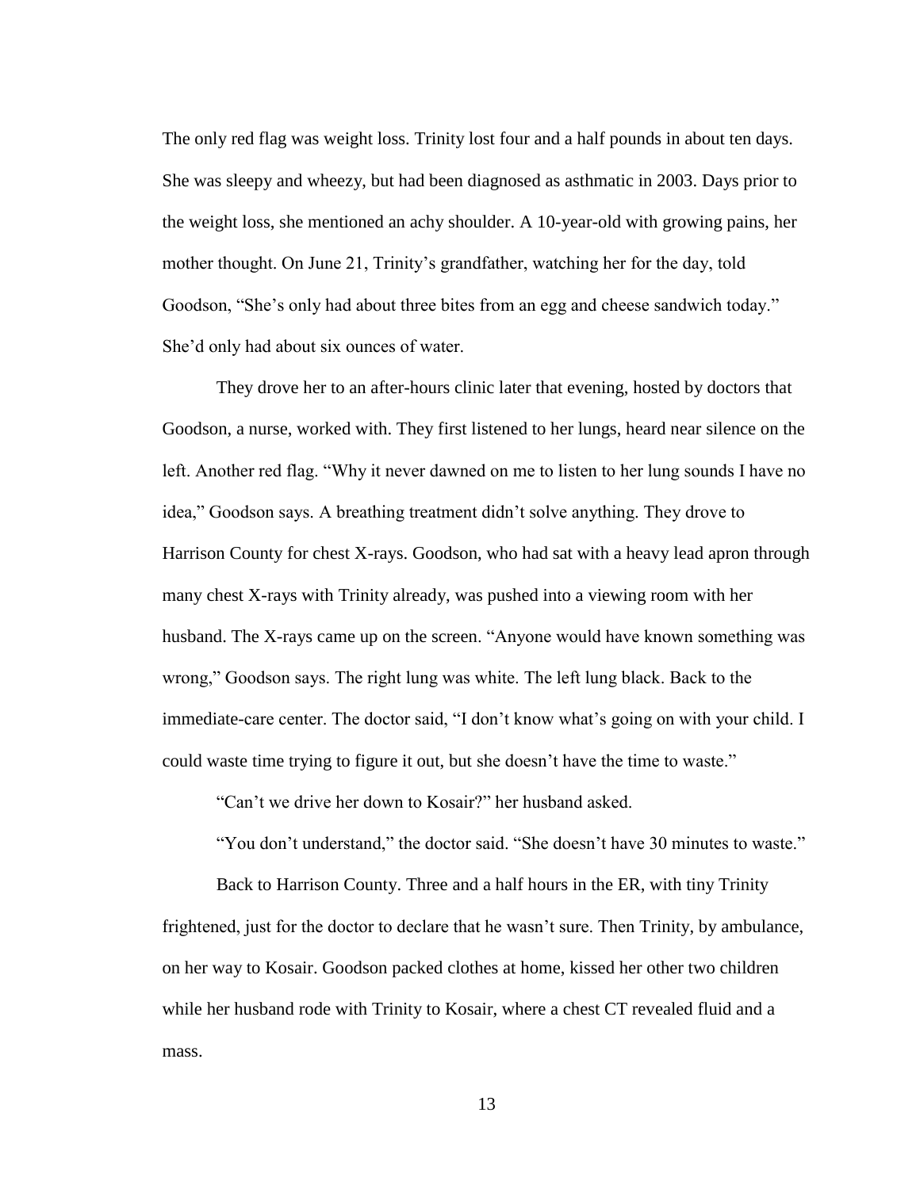The only red flag was weight loss. Trinity lost four and a half pounds in about ten days. She was sleepy and wheezy, but had been diagnosed as asthmatic in 2003. Days prior to the weight loss, she mentioned an achy shoulder. A 10-year-old with growing pains, her mother thought. On June 21, Trinity's grandfather, watching her for the day, told Goodson, "She's only had about three bites from an egg and cheese sandwich today." She'd only had about six ounces of water.

They drove her to an after-hours clinic later that evening, hosted by doctors that Goodson, a nurse, worked with. They first listened to her lungs, heard near silence on the left. Another red flag. "Why it never dawned on me to listen to her lung sounds I have no idea," Goodson says. A breathing treatment didn't solve anything. They drove to Harrison County for chest X-rays. Goodson, who had sat with a heavy lead apron through many chest X-rays with Trinity already, was pushed into a viewing room with her husband. The X-rays came up on the screen. "Anyone would have known something was wrong," Goodson says. The right lung was white. The left lung black. Back to the immediate-care center. The doctor said, "I don't know what's going on with your child. I could waste time trying to figure it out, but she doesn't have the time to waste."

"Can't we drive her down to Kosair?" her husband asked.

"You don't understand," the doctor said. "She doesn't have 30 minutes to waste."

Back to Harrison County. Three and a half hours in the ER, with tiny Trinity frightened, just for the doctor to declare that he wasn't sure. Then Trinity, by ambulance, on her way to Kosair. Goodson packed clothes at home, kissed her other two children while her husband rode with Trinity to Kosair, where a chest CT revealed fluid and a mass.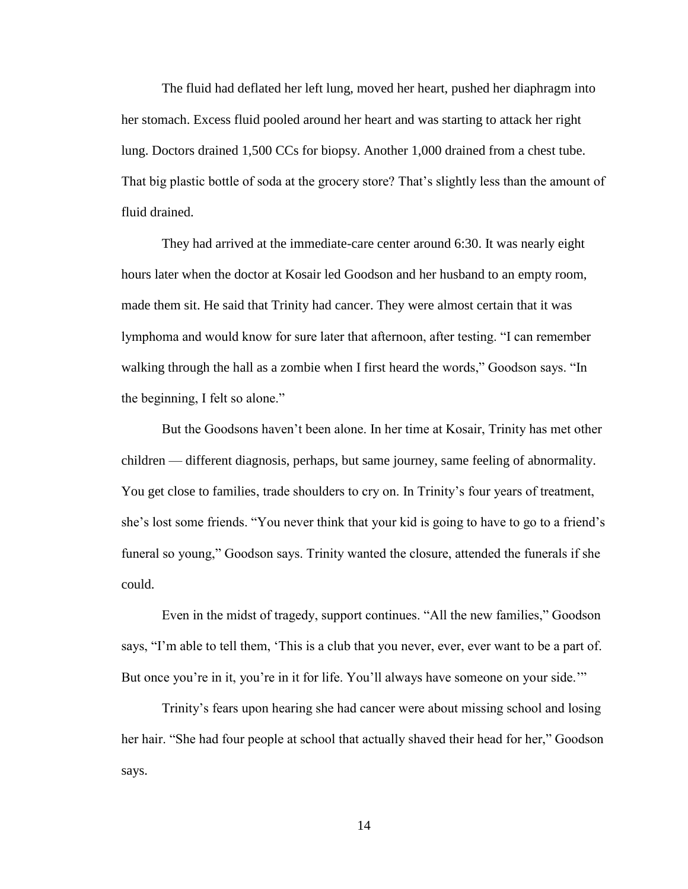The fluid had deflated her left lung, moved her heart, pushed her diaphragm into her stomach. Excess fluid pooled around her heart and was starting to attack her right lung. Doctors drained 1,500 CCs for biopsy. Another 1,000 drained from a chest tube. That big plastic bottle of soda at the grocery store? That's slightly less than the amount of fluid drained.

They had arrived at the immediate-care center around 6:30. It was nearly eight hours later when the doctor at Kosair led Goodson and her husband to an empty room, made them sit. He said that Trinity had cancer. They were almost certain that it was lymphoma and would know for sure later that afternoon, after testing. "I can remember walking through the hall as a zombie when I first heard the words," Goodson says. "In the beginning, I felt so alone."

But the Goodsons haven't been alone. In her time at Kosair, Trinity has met other children — different diagnosis, perhaps, but same journey, same feeling of abnormality. You get close to families, trade shoulders to cry on. In Trinity's four years of treatment, she's lost some friends. "You never think that your kid is going to have to go to a friend's funeral so young," Goodson says. Trinity wanted the closure, attended the funerals if she could.

Even in the midst of tragedy, support continues. "All the new families," Goodson says, "I'm able to tell them, 'This is a club that you never, ever, ever want to be a part of. But once you're in it, you're in it for life. You'll always have someone on your side.'"

Trinity's fears upon hearing she had cancer were about missing school and losing her hair. "She had four people at school that actually shaved their head for her," Goodson says.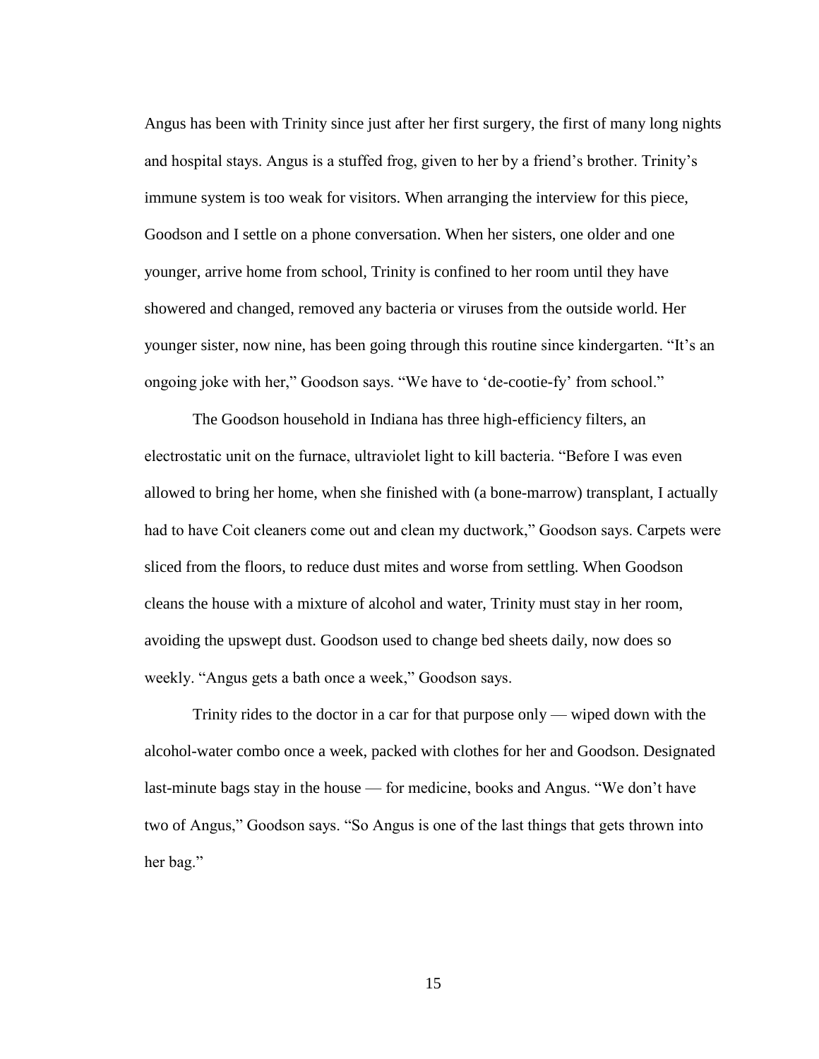Angus has been with Trinity since just after her first surgery, the first of many long nights and hospital stays. Angus is a stuffed frog, given to her by a friend's brother. Trinity's immune system is too weak for visitors. When arranging the interview for this piece, Goodson and I settle on a phone conversation. When her sisters, one older and one younger, arrive home from school, Trinity is confined to her room until they have showered and changed, removed any bacteria or viruses from the outside world. Her younger sister, now nine, has been going through this routine since kindergarten. "It's an ongoing joke with her," Goodson says. "We have to 'de-cootie-fy' from school."

The Goodson household in Indiana has three high-efficiency filters, an electrostatic unit on the furnace, ultraviolet light to kill bacteria. "Before I was even allowed to bring her home, when she finished with (a bone-marrow) transplant, I actually had to have Coit cleaners come out and clean my ductwork," Goodson says. Carpets were sliced from the floors, to reduce dust mites and worse from settling. When Goodson cleans the house with a mixture of alcohol and water, Trinity must stay in her room, avoiding the upswept dust. Goodson used to change bed sheets daily, now does so weekly. "Angus gets a bath once a week," Goodson says.

Trinity rides to the doctor in a car for that purpose only — wiped down with the alcohol-water combo once a week, packed with clothes for her and Goodson. Designated last-minute bags stay in the house — for medicine, books and Angus. "We don't have two of Angus," Goodson says. "So Angus is one of the last things that gets thrown into her bag."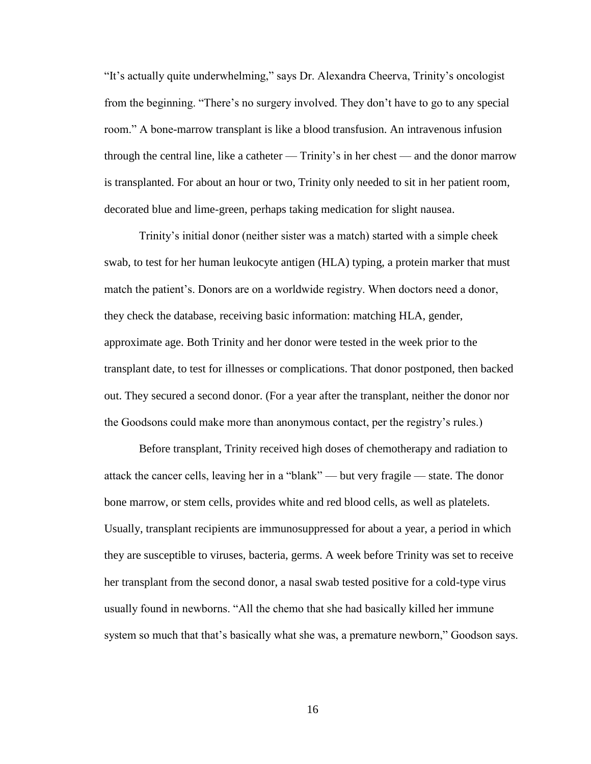"It's actually quite underwhelming," says Dr. Alexandra Cheerva, Trinity's oncologist from the beginning. "There's no surgery involved. They don't have to go to any special room." A bone-marrow transplant is like a blood transfusion. An intravenous infusion through the central line, like a catheter — Trinity's in her chest — and the donor marrow is transplanted. For about an hour or two, Trinity only needed to sit in her patient room, decorated blue and lime-green, perhaps taking medication for slight nausea.

Trinity's initial donor (neither sister was a match) started with a simple cheek swab, to test for her human leukocyte antigen (HLA) typing, a protein marker that must match the patient's. Donors are on a worldwide registry. When doctors need a donor, they check the database, receiving basic information: matching HLA, gender, approximate age. Both Trinity and her donor were tested in the week prior to the transplant date, to test for illnesses or complications. That donor postponed, then backed out. They secured a second donor. (For a year after the transplant, neither the donor nor the Goodsons could make more than anonymous contact, per the registry's rules.)

Before transplant, Trinity received high doses of chemotherapy and radiation to attack the cancer cells, leaving her in a "blank" — but very fragile — state. The donor bone marrow, or stem cells, provides white and red blood cells, as well as platelets. Usually, transplant recipients are immunosuppressed for about a year, a period in which they are susceptible to viruses, bacteria, germs. A week before Trinity was set to receive her transplant from the second donor, a nasal swab tested positive for a cold-type virus usually found in newborns. "All the chemo that she had basically killed her immune system so much that that's basically what she was, a premature newborn," Goodson says.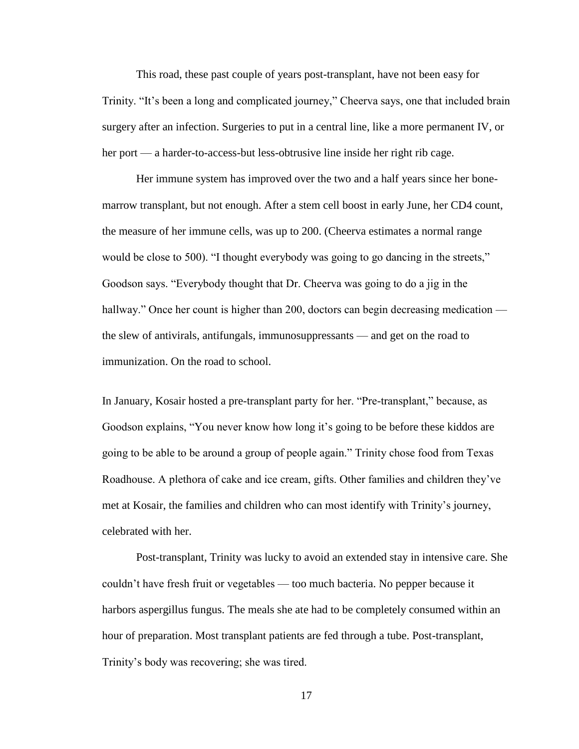This road, these past couple of years post-transplant, have not been easy for Trinity. "It's been a long and complicated journey," Cheerva says, one that included brain surgery after an infection. Surgeries to put in a central line, like a more permanent IV, or her port — a harder-to-access-but less-obtrusive line inside her right rib cage.

Her immune system has improved over the two and a half years since her bone-marrow transplant, but not enough. After a stem cell boost in early June, her CD4 count, the measure of her immune cells, was up to 200. (Cheerva estimates a normal range would be close to 500). "I thought everybody was going to go dancing in the streets," Goodson says. "Everybody thought that Dr. Cheerva was going to do a jig in the hallway." Once her count is higher than 200, doctors can begin decreasing medication — the slew of antivirals, antifungals, immunosuppressants — and get on the road to immunization. On the road to school.

In January, Kosair hosted a pre-transplant party for her. "Pre-transplant," because, as Goodson explains, "You never know how long it's going to be before these kiddos are going to be able to be around a group of people again." Trinity chose food from Texas Roadhouse. A plethora of cake and ice cream, gifts. Other families and children they've met at Kosair, the families and children who can most identify with Trinity's journey, celebrated with her.

Post-transplant, Trinity was lucky to avoid an extended stay in intensive care. She couldn't have fresh fruit or vegetables — too much bacteria. No pepper because it harbors aspergillus fungus. The meals she ate had to be completely consumed within an hour of preparation. Most transplant patients are fed through a tube. Post-transplant, Trinity's body was recovering; she was tired.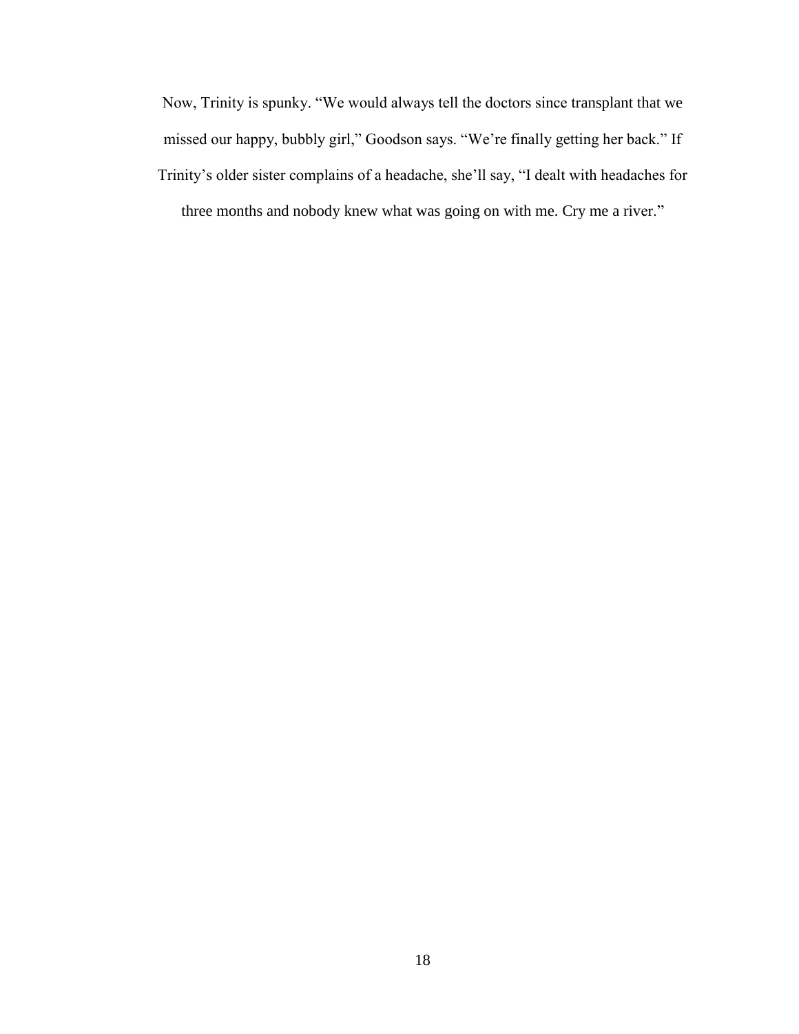Now, Trinity is spunky. “We would always tell the doctors since transplant that we missed our happy, bubbly girl,” Goodson says. “We’re finally getting her back.” If Trinity’s older sister complains of a headache, she’ll say, “I dealt with headaches for three months and nobody knew what was going on with me. Cry me a river.”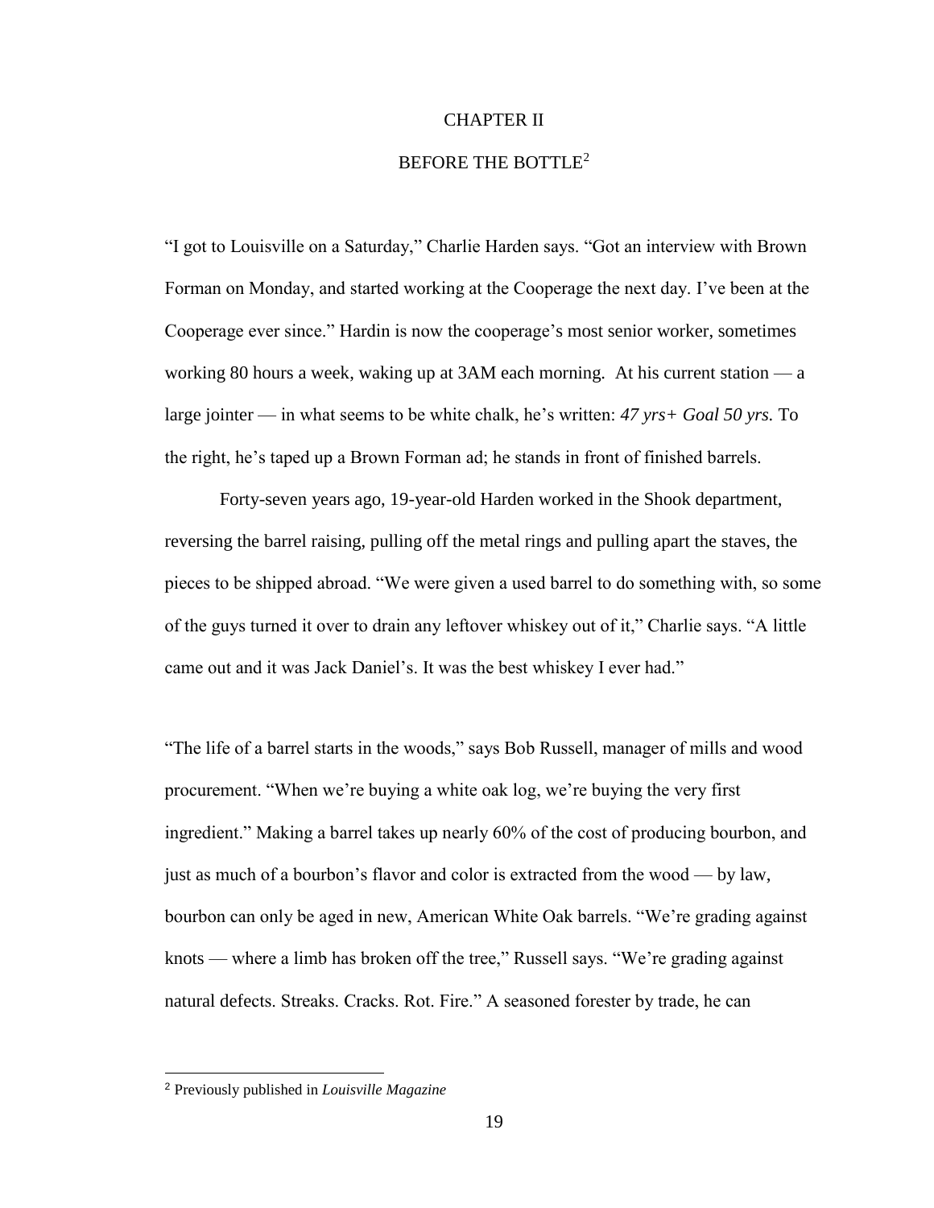# CHAPTER II

## BEFORE THE BOTTLE[2]

"I got to Louisville on a Saturday," Charlie Harden says. "Got an interview with Brown Forman on Monday, and started working at the Cooperage the next day. I've been at the Cooperage ever since." Hardin is now the cooperage's most senior worker, sometimes working 80 hours a week, waking up at 3AM each morning. At his current station — a large jointer — in what seems to be white chalk, he's written: *47 yrs+ Goal 50 yrs.* To the right, he's taped up a Brown Forman ad; he stands in front of finished barrels.

Forty-seven years ago, 19-year-old Harden worked in the Shook department, reversing the barrel raising, pulling off the metal rings and pulling apart the staves, the pieces to be shipped abroad. "We were given a used barrel to do something with, so some of the guys turned it over to drain any leftover whiskey out of it," Charlie says. "A little came out and it was Jack Daniel's. It was the best whiskey I ever had."

"The life of a barrel starts in the woods," says Bob Russell, manager of mills and wood procurement. "When we're buying a white oak log, we're buying the very first ingredient." Making a barrel takes up nearly 60% of the cost of producing bourbon, and just as much of a bourbon's flavor and color is extracted from the wood — by law, bourbon can only be aged in new, American White Oak barrels. "We're grading against knots — where a limb has broken off the tree," Russell says. "We're grading against natural defects. Streaks. Cracks. Rot. Fire." A seasoned forester by trade, he can

---

[2] Previously published in *Louisville Magazine*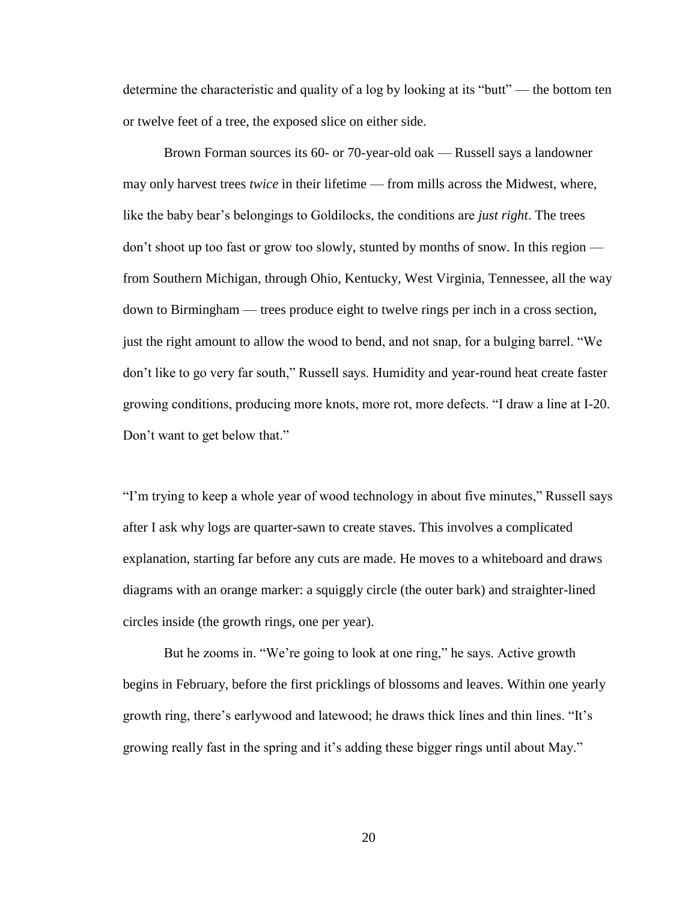determine the characteristic and quality of a log by looking at its "butt" — the bottom ten or twelve feet of a tree, the exposed slice on either side.

Brown Forman sources its 60- or 70-year-old oak — Russell says a landowner may only harvest trees *twice* in their lifetime — from mills across the Midwest, where, like the baby bear's belongings to Goldilocks, the conditions are *just right*. The trees don't shoot up too fast or grow too slowly, stunted by months of snow. In this region — from Southern Michigan, through Ohio, Kentucky, West Virginia, Tennessee, all the way down to Birmingham — trees produce eight to twelve rings per inch in a cross section, just the right amount to allow the wood to bend, and not snap, for a bulging barrel. "We don't like to go very far south," Russell says. Humidity and year-round heat create faster growing conditions, producing more knots, more rot, more defects. "I draw a line at I-20. Don't want to get below that."

"I'm trying to keep a whole year of wood technology in about five minutes," Russell says after I ask why logs are quarter-sawn to create staves. This involves a complicated explanation, starting far before any cuts are made. He moves to a whiteboard and draws diagrams with an orange marker: a squiggly circle (the outer bark) and straighter-lined circles inside (the growth rings, one per year).

But he zooms in. "We're going to look at one ring," he says. Active growth begins in February, before the first pricklings of blossoms and leaves. Within one yearly growth ring, there's earlywood and latewood; he draws thick lines and thin lines. "It's growing really fast in the spring and it's adding these bigger rings until about May."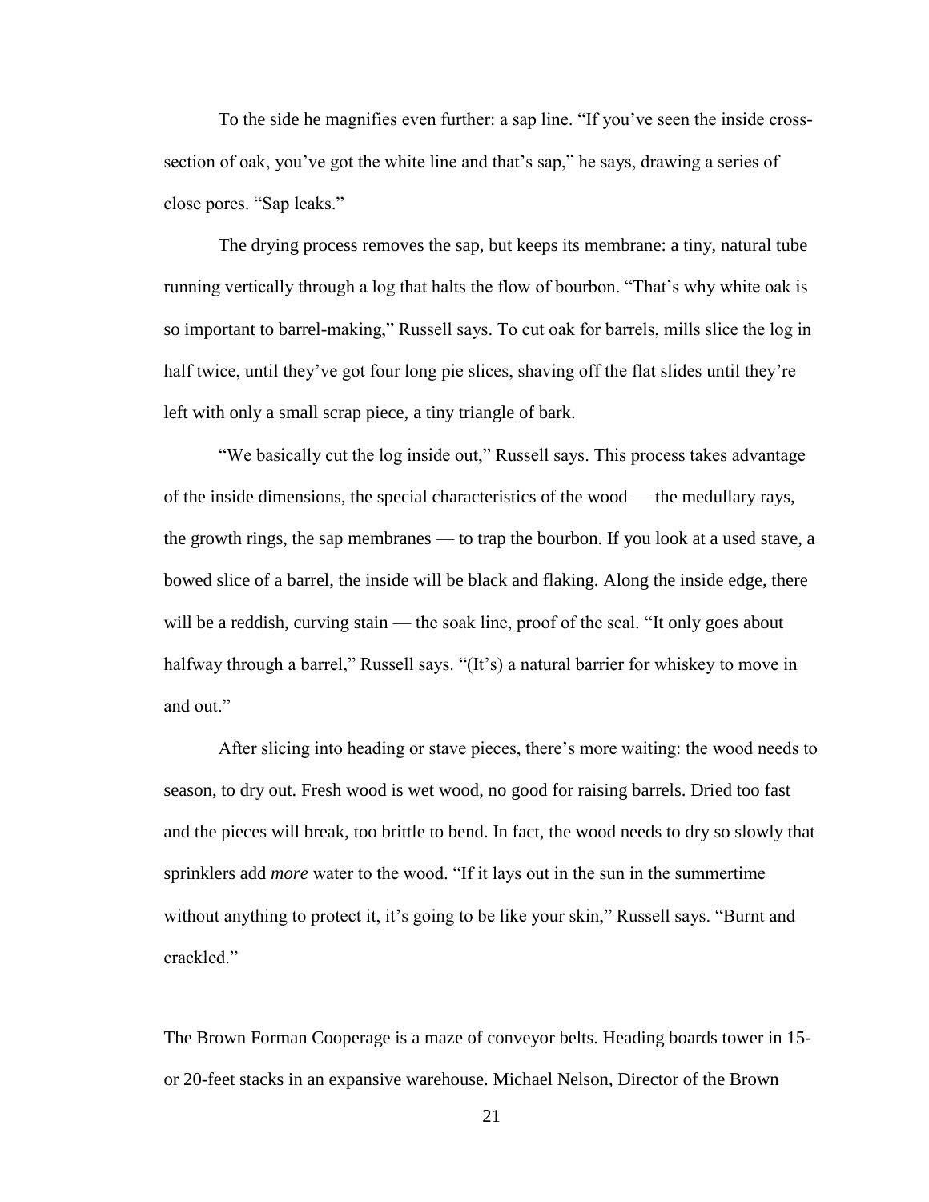To the side he magnifies even further: a sap line. "If you've seen the inside cross-section of oak, you've got the white line and that's sap," he says, drawing a series of close pores. "Sap leaks."

The drying process removes the sap, but keeps its membrane: a tiny, natural tube running vertically through a log that halts the flow of bourbon. "That's why white oak is so important to barrel-making," Russell says. To cut oak for barrels, mills slice the log in half twice, until they've got four long pie slices, shaving off the flat slides until they're left with only a small scrap piece, a tiny triangle of bark.

"We basically cut the log inside out," Russell says. This process takes advantage of the inside dimensions, the special characteristics of the wood — the medullary rays, the growth rings, the sap membranes — to trap the bourbon. If you look at a used stave, a bowed slice of a barrel, the inside will be black and flaking. Along the inside edge, there will be a reddish, curving stain — the soak line, proof of the seal. "It only goes about halfway through a barrel," Russell says. "(It's) a natural barrier for whiskey to move in and out."

After slicing into heading or stave pieces, there's more waiting: the wood needs to season, to dry out. Fresh wood is wet wood, no good for raising barrels. Dried too fast and the pieces will break, too brittle to bend. In fact, the wood needs to dry so slowly that sprinklers add *more* water to the wood. "If it lays out in the sun in the summertime without anything to protect it, it's going to be like your skin," Russell says. "Burnt and crackled."

The Brown Forman Cooperage is a maze of conveyor belts. Heading boards tower in 15- or 20-feet stacks in an expansive warehouse. Michael Nelson, Director of the Brown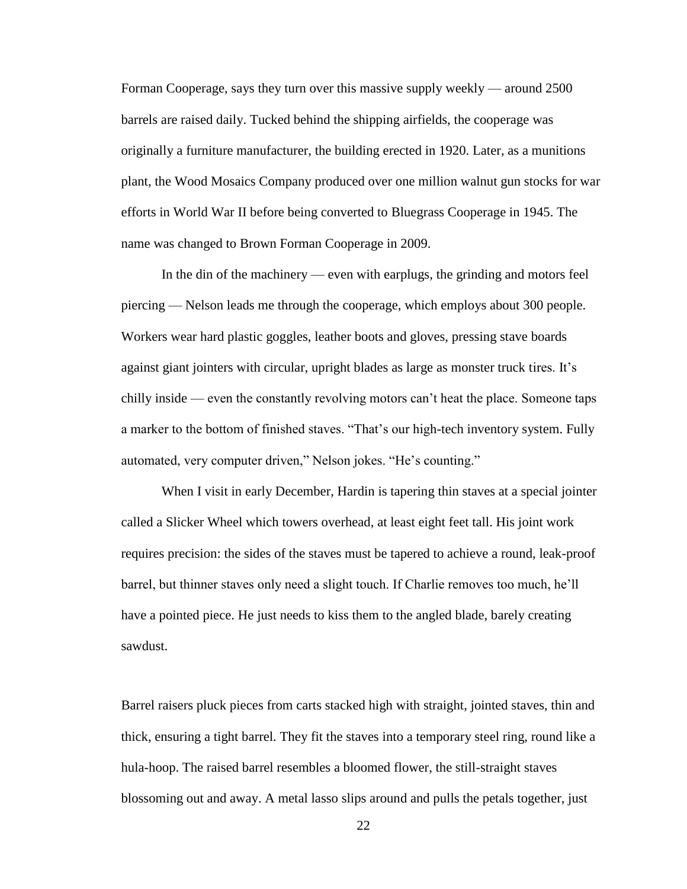Forman Cooperage, says they turn over this massive supply weekly — around 2500 barrels are raised daily. Tucked behind the shipping airfields, the cooperage was originally a furniture manufacturer, the building erected in 1920. Later, as a munitions plant, the Wood Mosaics Company produced over one million walnut gun stocks for war efforts in World War II before being converted to Bluegrass Cooperage in 1945. The name was changed to Brown Forman Cooperage in 2009.

In the din of the machinery — even with earplugs, the grinding and motors feel piercing — Nelson leads me through the cooperage, which employs about 300 people. Workers wear hard plastic goggles, leather boots and gloves, pressing stave boards against giant jointers with circular, upright blades as large as monster truck tires. It's chilly inside — even the constantly revolving motors can't heat the place. Someone taps a marker to the bottom of finished staves. "That's our high-tech inventory system. Fully automated, very computer driven," Nelson jokes. "He's counting."

When I visit in early December, Hardin is tapering thin staves at a special jointer called a Slicker Wheel which towers overhead, at least eight feet tall. His joint work requires precision: the sides of the staves must be tapered to achieve a round, leak-proof barrel, but thinner staves only need a slight touch. If Charlie removes too much, he'll have a pointed piece. He just needs to kiss them to the angled blade, barely creating sawdust.

Barrel raisers pluck pieces from carts stacked high with straight, jointed staves, thin and thick, ensuring a tight barrel. They fit the staves into a temporary steel ring, round like a hula-hoop. The raised barrel resembles a bloomed flower, the still-straight staves blossoming out and away. A metal lasso slips around and pulls the petals together, just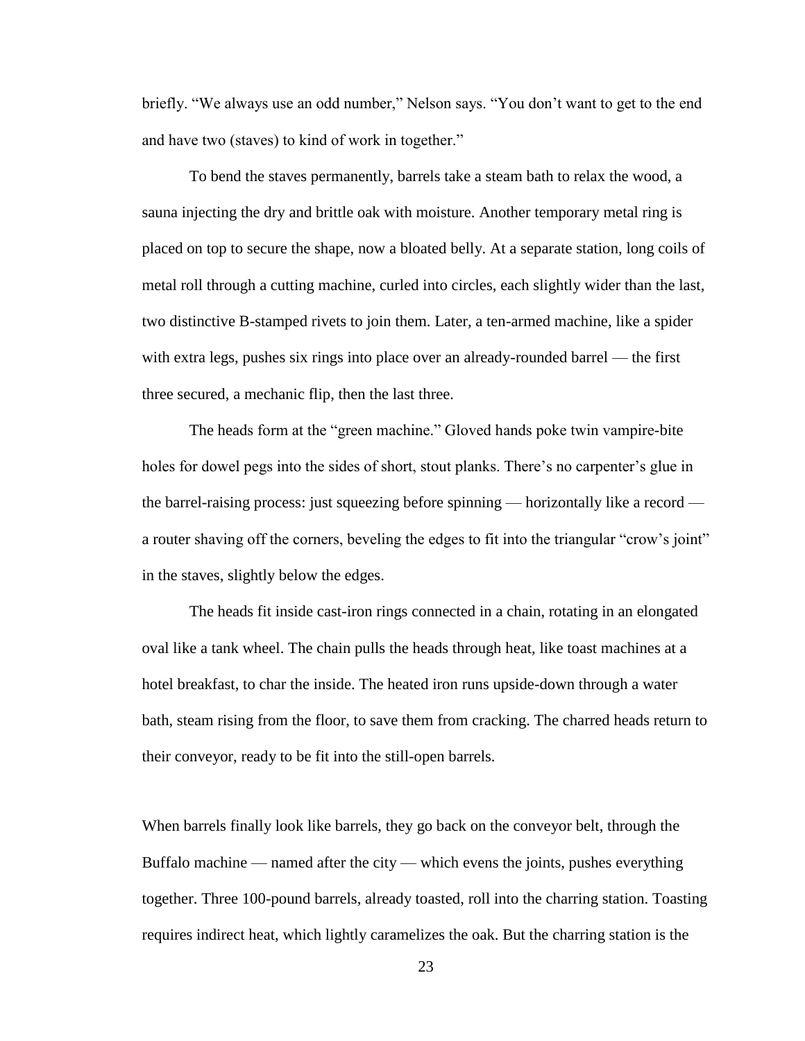briefly. “We always use an odd number,” Nelson says. “You don’t want to get to the end and have two (staves) to kind of work in together.”

To bend the staves permanently, barrels take a steam bath to relax the wood, a sauna injecting the dry and brittle oak with moisture. Another temporary metal ring is placed on top to secure the shape, now a bloated belly. At a separate station, long coils of metal roll through a cutting machine, curled into circles, each slightly wider than the last, two distinctive B-stamped rivets to join them. Later, a ten-armed machine, like a spider with extra legs, pushes six rings into place over an already-rounded barrel — the first three secured, a mechanic flip, then the last three.

The heads form at the “green machine.” Gloved hands poke twin vampire-bite holes for dowel pegs into the sides of short, stout planks. There’s no carpenter’s glue in the barrel-raising process: just squeezing before spinning — horizontally like a record — a router shaving off the corners, beveling the edges to fit into the triangular “crow’s joint” in the staves, slightly below the edges.

The heads fit inside cast-iron rings connected in a chain, rotating in an elongated oval like a tank wheel. The chain pulls the heads through heat, like toast machines at a hotel breakfast, to char the inside. The heated iron runs upside-down through a water bath, steam rising from the floor, to save them from cracking. The charred heads return to their conveyor, ready to be fit into the still-open barrels.

When barrels finally look like barrels, they go back on the conveyor belt, through the Buffalo machine — named after the city — which evens the joints, pushes everything together. Three 100-pound barrels, already toasted, roll into the charring station. Toasting requires indirect heat, which lightly caramelizes the oak. But the charring station is the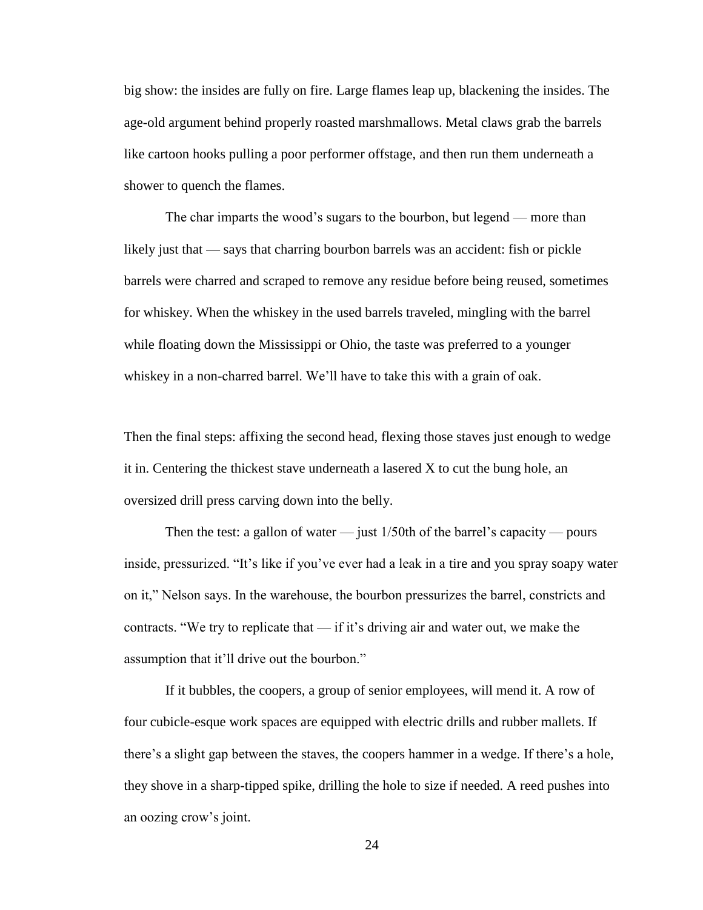big show: the insides are fully on fire. Large flames leap up, blackening the insides. The age-old argument behind properly roasted marshmallows. Metal claws grab the barrels like cartoon hooks pulling a poor performer offstage, and then run them underneath a shower to quench the flames.

The char imparts the wood's sugars to the bourbon, but legend — more than likely just that — says that charring bourbon barrels was an accident: fish or pickle barrels were charred and scraped to remove any residue before being reused, sometimes for whiskey. When the whiskey in the used barrels traveled, mingling with the barrel while floating down the Mississippi or Ohio, the taste was preferred to a younger whiskey in a non-charred barrel. We'll have to take this with a grain of oak.

Then the final steps: affixing the second head, flexing those staves just enough to wedge it in. Centering the thickest stave underneath a lasered X to cut the bung hole, an oversized drill press carving down into the belly.

Then the test: a gallon of water — just 1/50th of the barrel's capacity — pours inside, pressurized. "It's like if you've ever had a leak in a tire and you spray soapy water on it," Nelson says. In the warehouse, the bourbon pressurizes the barrel, constricts and contracts. "We try to replicate that — if it's driving air and water out, we make the assumption that it'll drive out the bourbon."

If it bubbles, the coopers, a group of senior employees, will mend it. A row of four cubicle-esque work spaces are equipped with electric drills and rubber mallets. If there's a slight gap between the staves, the coopers hammer in a wedge. If there's a hole, they shove in a sharp-tipped spike, drilling the hole to size if needed. A reed pushes into an oozing crow's joint.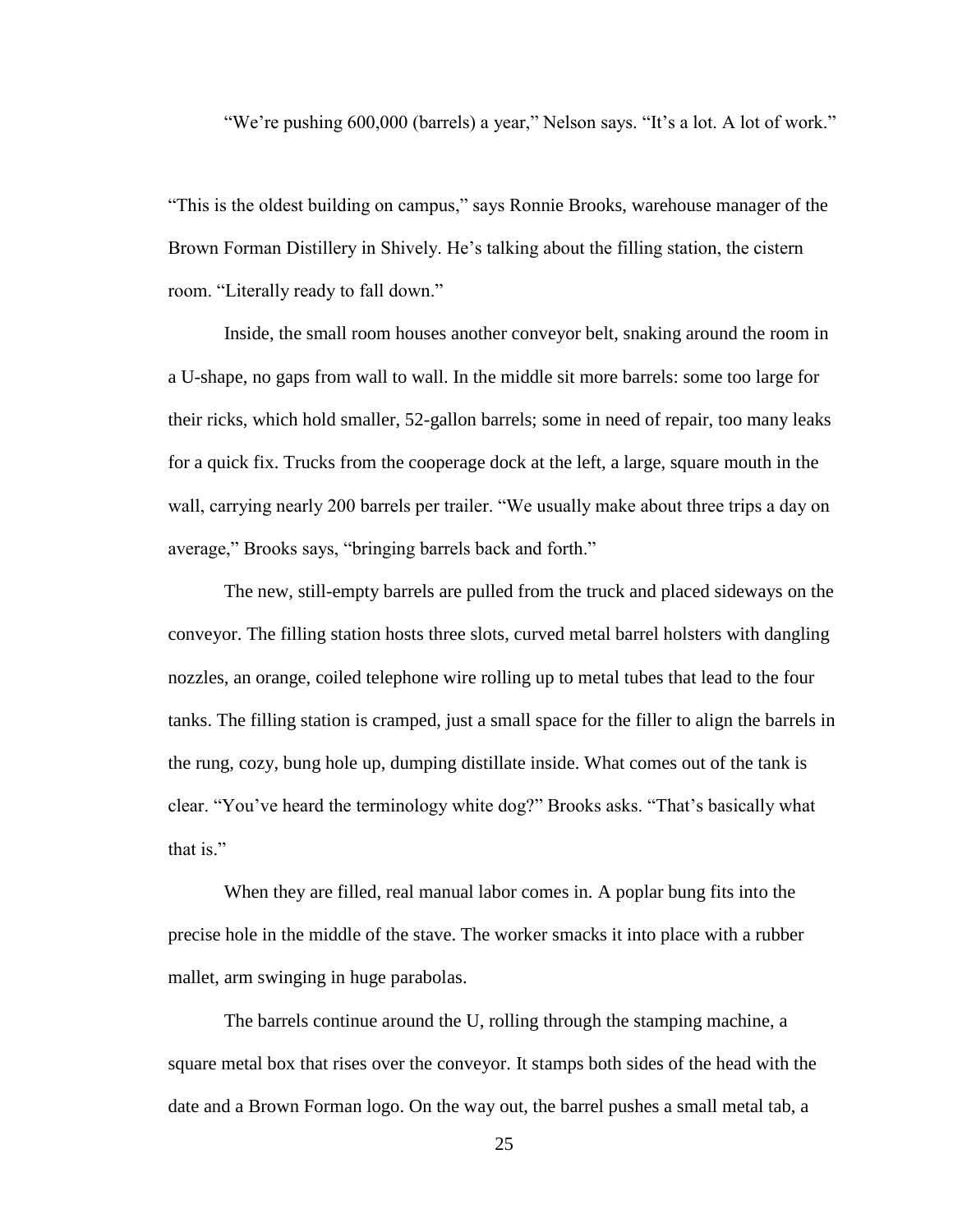"We're pushing 600,000 (barrels) a year," Nelson says. "It's a lot. A lot of work."

"This is the oldest building on campus," says Ronnie Brooks, warehouse manager of the Brown Forman Distillery in Shively. He's talking about the filling station, the cistern room. "Literally ready to fall down."

Inside, the small room houses another conveyor belt, snaking around the room in a U-shape, no gaps from wall to wall. In the middle sit more barrels: some too large for their ricks, which hold smaller, 52-gallon barrels; some in need of repair, too many leaks for a quick fix. Trucks from the cooperage dock at the left, a large, square mouth in the wall, carrying nearly 200 barrels per trailer. "We usually make about three trips a day on average," Brooks says, "bringing barrels back and forth."

The new, still-empty barrels are pulled from the truck and placed sideways on the conveyor. The filling station hosts three slots, curved metal barrel holsters with dangling nozzles, an orange, coiled telephone wire rolling up to metal tubes that lead to the four tanks. The filling station is cramped, just a small space for the filler to align the barrels in the rung, cozy, bung hole up, dumping distillate inside. What comes out of the tank is clear. "You've heard the terminology white dog?" Brooks asks. "That's basically what that is."

When they are filled, real manual labor comes in. A poplar bung fits into the precise hole in the middle of the stave. The worker smacks it into place with a rubber mallet, arm swinging in huge parabolas.

The barrels continue around the U, rolling through the stamping machine, a square metal box that rises over the conveyor. It stamps both sides of the head with the date and a Brown Forman logo. On the way out, the barrel pushes a small metal tab, a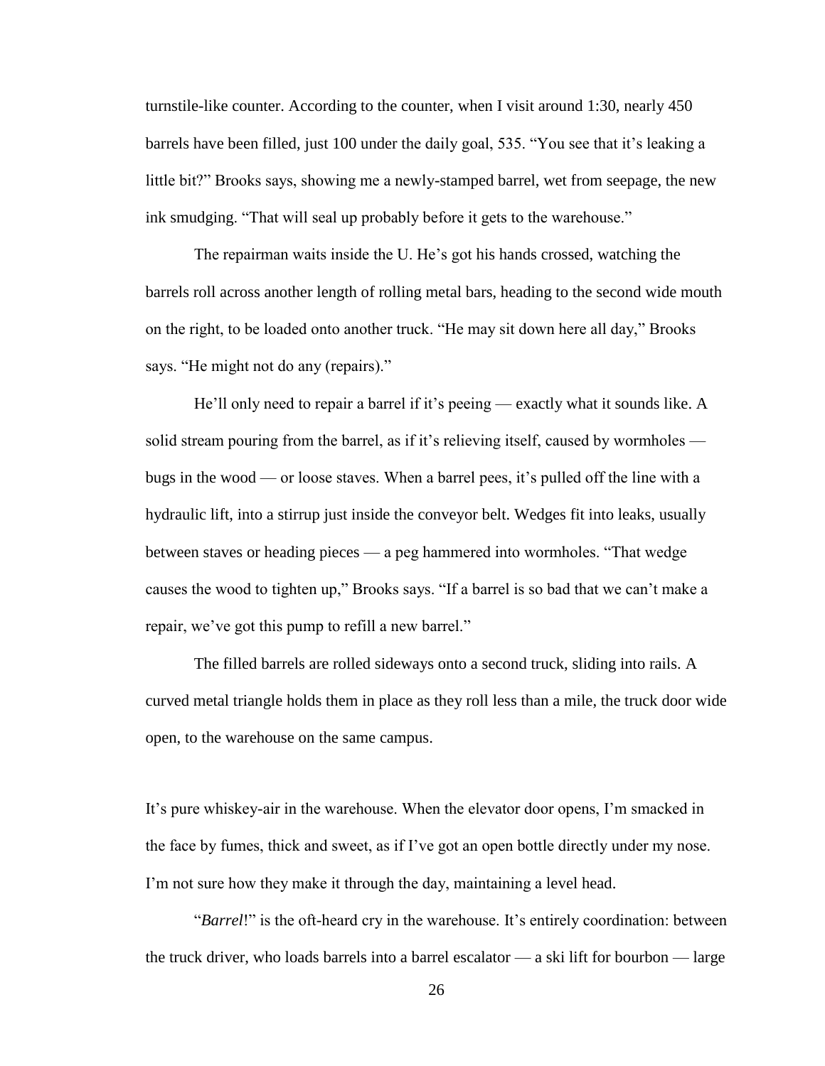turnstile-like counter. According to the counter, when I visit around 1:30, nearly 450 barrels have been filled, just 100 under the daily goal, 535. "You see that it's leaking a little bit?" Brooks says, showing me a newly-stamped barrel, wet from seepage, the new ink smudging. "That will seal up probably before it gets to the warehouse."

The repairman waits inside the U. He's got his hands crossed, watching the barrels roll across another length of rolling metal bars, heading to the second wide mouth on the right, to be loaded onto another truck. "He may sit down here all day," Brooks says. "He might not do any (repairs)."

He'll only need to repair a barrel if it's peeing — exactly what it sounds like. A solid stream pouring from the barrel, as if it's relieving itself, caused by wormholes — bugs in the wood — or loose staves. When a barrel pees, it's pulled off the line with a hydraulic lift, into a stirrup just inside the conveyor belt. Wedges fit into leaks, usually between staves or heading pieces — a peg hammered into wormholes. "That wedge causes the wood to tighten up," Brooks says. "If a barrel is so bad that we can't make a repair, we've got this pump to refill a new barrel."

The filled barrels are rolled sideways onto a second truck, sliding into rails. A curved metal triangle holds them in place as they roll less than a mile, the truck door wide open, to the warehouse on the same campus.

It's pure whiskey-air in the warehouse. When the elevator door opens, I'm smacked in the face by fumes, thick and sweet, as if I've got an open bottle directly under my nose. I'm not sure how they make it through the day, maintaining a level head.

"*Barrel*!" is the oft-heard cry in the warehouse. It's entirely coordination: between the truck driver, who loads barrels into a barrel escalator — a ski lift for bourbon — large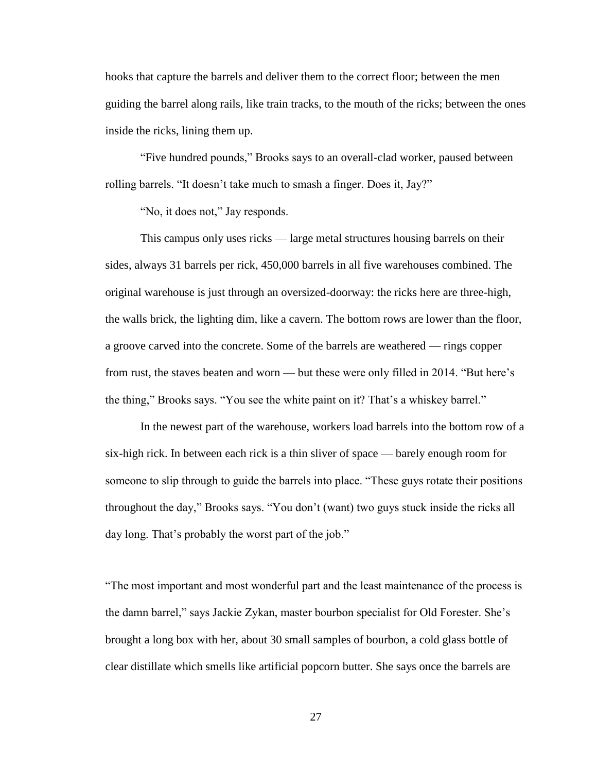hooks that capture the barrels and deliver them to the correct floor; between the men guiding the barrel along rails, like train tracks, to the mouth of the ricks; between the ones inside the ricks, lining them up.

"Five hundred pounds," Brooks says to an overall-clad worker, paused between rolling barrels. "It doesn't take much to smash a finger. Does it, Jay?"

"No, it does not," Jay responds.

This campus only uses ricks — large metal structures housing barrels on their sides, always 31 barrels per rick, 450,000 barrels in all five warehouses combined. The original warehouse is just through an oversized-doorway: the ricks here are three-high, the walls brick, the lighting dim, like a cavern. The bottom rows are lower than the floor, a groove carved into the concrete. Some of the barrels are weathered — rings copper from rust, the staves beaten and worn — but these were only filled in 2014. "But here's the thing," Brooks says. "You see the white paint on it? That's a whiskey barrel."

In the newest part of the warehouse, workers load barrels into the bottom row of a six-high rick. In between each rick is a thin sliver of space — barely enough room for someone to slip through to guide the barrels into place. "These guys rotate their positions throughout the day," Brooks says. "You don't (want) two guys stuck inside the ricks all day long. That's probably the worst part of the job."

"The most important and most wonderful part and the least maintenance of the process is the damn barrel," says Jackie Zykan, master bourbon specialist for Old Forester. She's brought a long box with her, about 30 small samples of bourbon, a cold glass bottle of clear distillate which smells like artificial popcorn butter. She says once the barrels are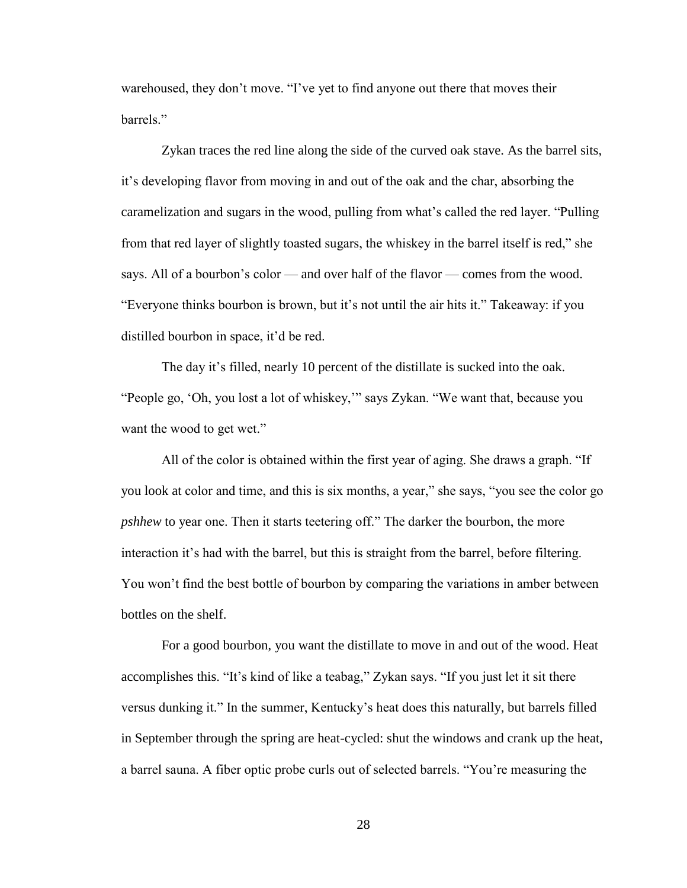warehoused, they don't move. "I've yet to find anyone out there that moves their barrels."

Zykan traces the red line along the side of the curved oak stave. As the barrel sits, it's developing flavor from moving in and out of the oak and the char, absorbing the caramelization and sugars in the wood, pulling from what's called the red layer. "Pulling from that red layer of slightly toasted sugars, the whiskey in the barrel itself is red," she says. All of a bourbon's color — and over half of the flavor — comes from the wood. "Everyone thinks bourbon is brown, but it's not until the air hits it." Takeaway: if you distilled bourbon in space, it'd be red.

The day it's filled, nearly 10 percent of the distillate is sucked into the oak. "People go, 'Oh, you lost a lot of whiskey,'" says Zykan. "We want that, because you want the wood to get wet."

All of the color is obtained within the first year of aging. She draws a graph. "If you look at color and time, and this is six months, a year," she says, "you see the color go *pshhew* to year one. Then it starts teetering off." The darker the bourbon, the more interaction it's had with the barrel, but this is straight from the barrel, before filtering. You won't find the best bottle of bourbon by comparing the variations in amber between bottles on the shelf.

For a good bourbon, you want the distillate to move in and out of the wood. Heat accomplishes this. "It's kind of like a teabag," Zykan says. "If you just let it sit there versus dunking it." In the summer, Kentucky's heat does this naturally, but barrels filled in September through the spring are heat-cycled: shut the windows and crank up the heat, a barrel sauna. A fiber optic probe curls out of selected barrels. "You're measuring the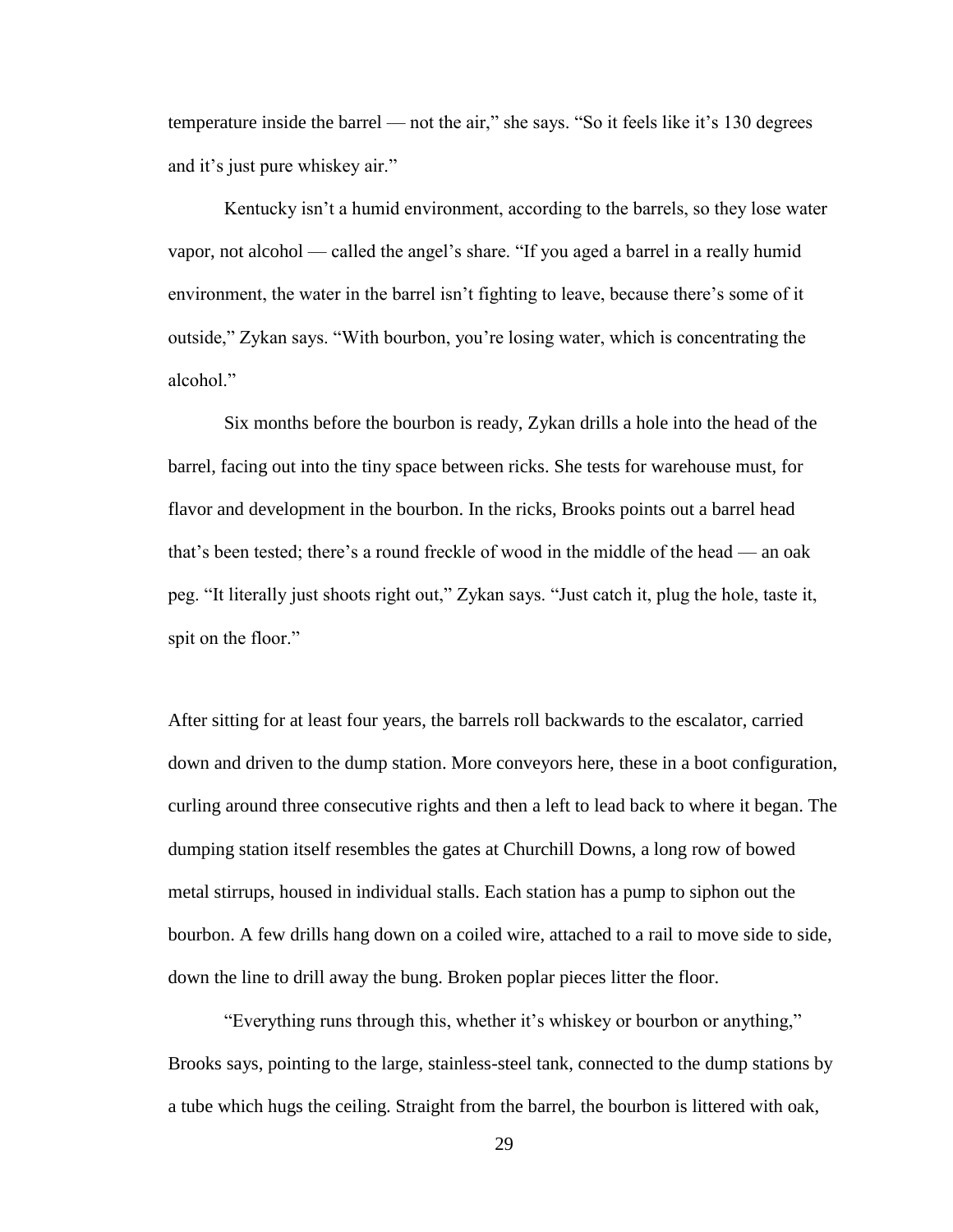temperature inside the barrel — not the air," she says. "So it feels like it's 130 degrees and it's just pure whiskey air."

Kentucky isn't a humid environment, according to the barrels, so they lose water vapor, not alcohol — called the angel's share. "If you aged a barrel in a really humid environment, the water in the barrel isn't fighting to leave, because there's some of it outside," Zykan says. "With bourbon, you're losing water, which is concentrating the alcohol."

Six months before the bourbon is ready, Zykan drills a hole into the head of the barrel, facing out into the tiny space between ricks. She tests for warehouse must, for flavor and development in the bourbon. In the ricks, Brooks points out a barrel head that's been tested; there's a round freckle of wood in the middle of the head — an oak peg. "It literally just shoots right out," Zykan says. "Just catch it, plug the hole, taste it, spit on the floor."

After sitting for at least four years, the barrels roll backwards to the escalator, carried down and driven to the dump station. More conveyors here, these in a boot configuration, curling around three consecutive rights and then a left to lead back to where it began. The dumping station itself resembles the gates at Churchill Downs, a long row of bowed metal stirrups, housed in individual stalls. Each station has a pump to siphon out the bourbon. A few drills hang down on a coiled wire, attached to a rail to move side to side, down the line to drill away the bung. Broken poplar pieces litter the floor.

"Everything runs through this, whether it's whiskey or bourbon or anything," Brooks says, pointing to the large, stainless-steel tank, connected to the dump stations by a tube which hugs the ceiling. Straight from the barrel, the bourbon is littered with oak,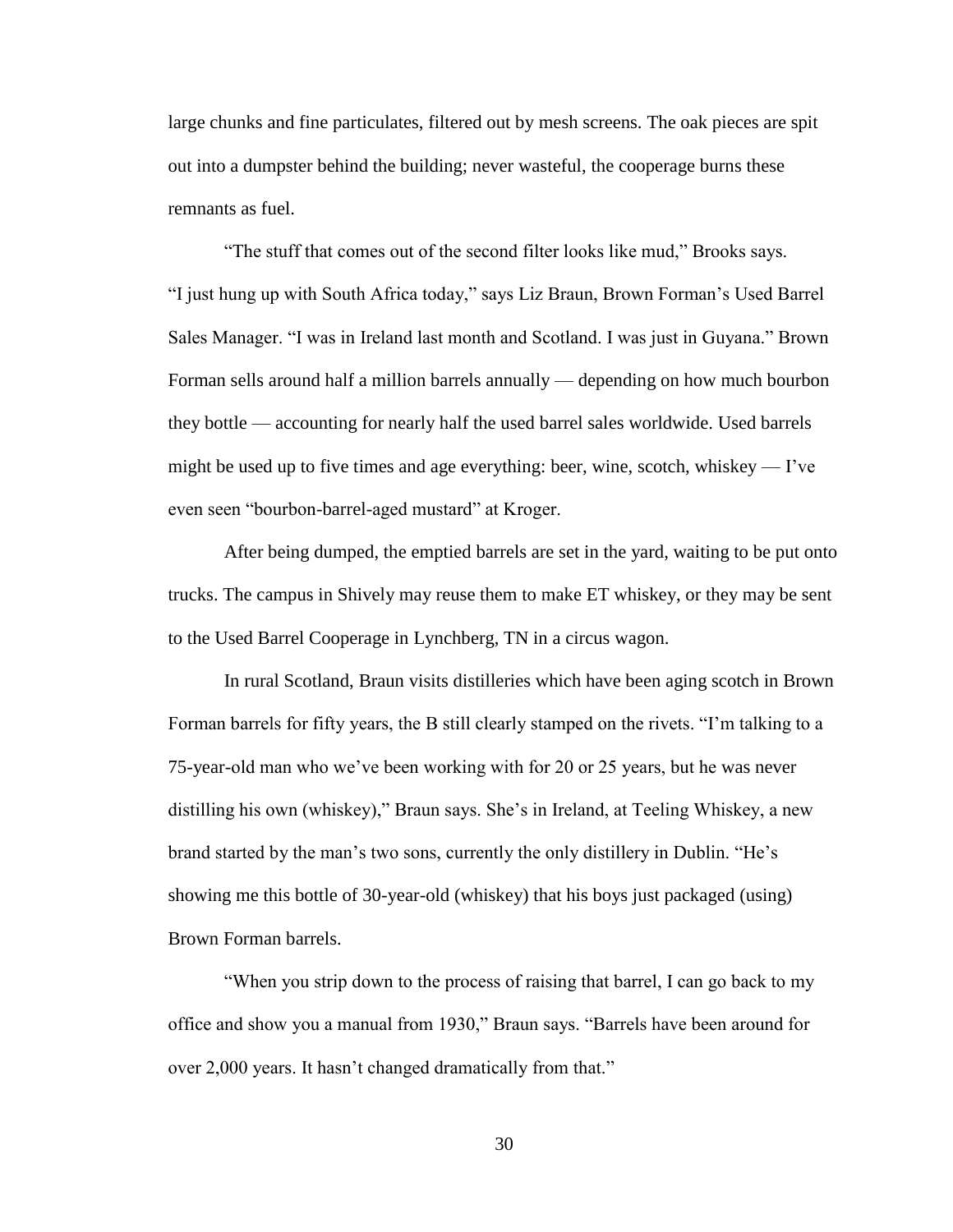large chunks and fine particulates, filtered out by mesh screens. The oak pieces are spit out into a dumpster behind the building; never wasteful, the cooperage burns these remnants as fuel.

"The stuff that comes out of the second filter looks like mud," Brooks says.

"I just hung up with South Africa today," says Liz Braun, Brown Forman's Used Barrel Sales Manager. "I was in Ireland last month and Scotland. I was just in Guyana." Brown Forman sells around half a million barrels annually — depending on how much bourbon they bottle — accounting for nearly half the used barrel sales worldwide. Used barrels might be used up to five times and age everything: beer, wine, scotch, whiskey — I've even seen "bourbon-barrel-aged mustard" at Kroger.

After being dumped, the emptied barrels are set in the yard, waiting to be put onto trucks. The campus in Shively may reuse them to make ET whiskey, or they may be sent to the Used Barrel Cooperage in Lynchberg, TN in a circus wagon.

In rural Scotland, Braun visits distilleries which have been aging scotch in Brown Forman barrels for fifty years, the B still clearly stamped on the rivets. "I'm talking to a 75-year-old man who we've been working with for 20 or 25 years, but he was never distilling his own (whiskey)," Braun says. She's in Ireland, at Teeling Whiskey, a new brand started by the man's two sons, currently the only distillery in Dublin. "He's showing me this bottle of 30-year-old (whiskey) that his boys just packaged (using) Brown Forman barrels.

"When you strip down to the process of raising that barrel, I can go back to my office and show you a manual from 1930," Braun says. "Barrels have been around for over 2,000 years. It hasn't changed dramatically from that."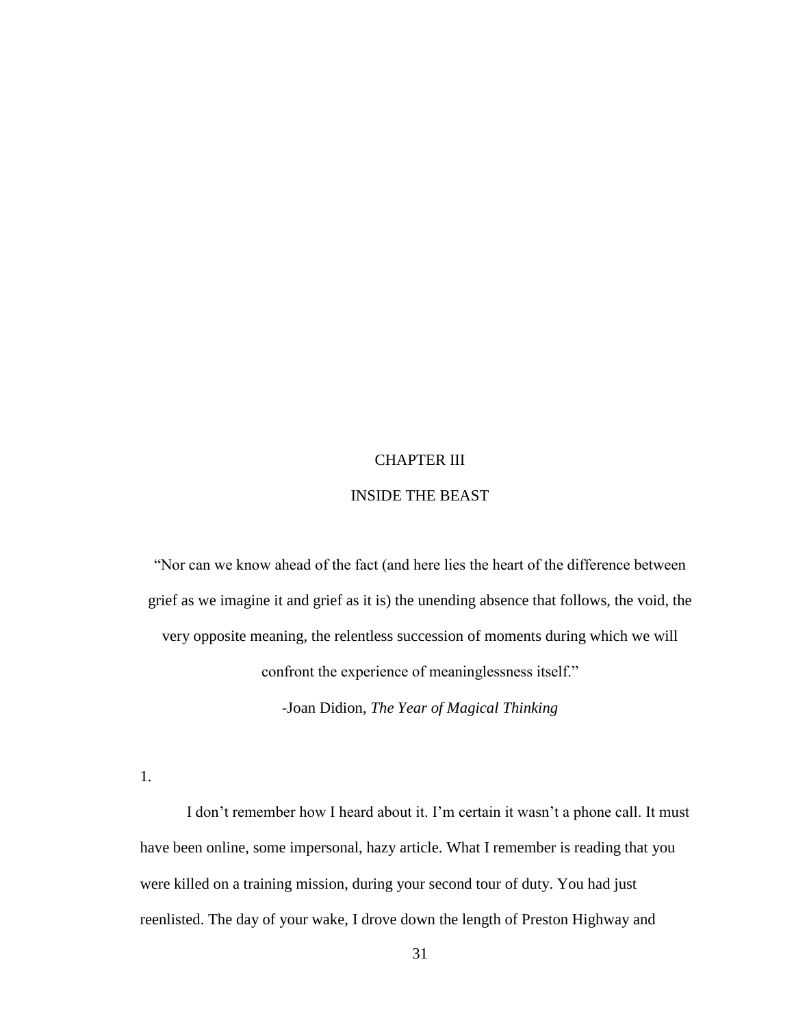# CHAPTER III

# INSIDE THE BEAST

"Nor can we know ahead of the fact (and here lies the heart of the difference between grief as we imagine it and grief as it is) the unending absence that follows, the void, the very opposite meaning, the relentless succession of moments during which we will confront the experience of meaninglessness itself."

-Joan Didion, *The Year of Magical Thinking*

1.

I don't remember how I heard about it. I'm certain it wasn't a phone call. It must have been online, some impersonal, hazy article. What I remember is reading that you were killed on a training mission, during your second tour of duty. You had just reenlisted. The day of your wake, I drove down the length of Preston Highway and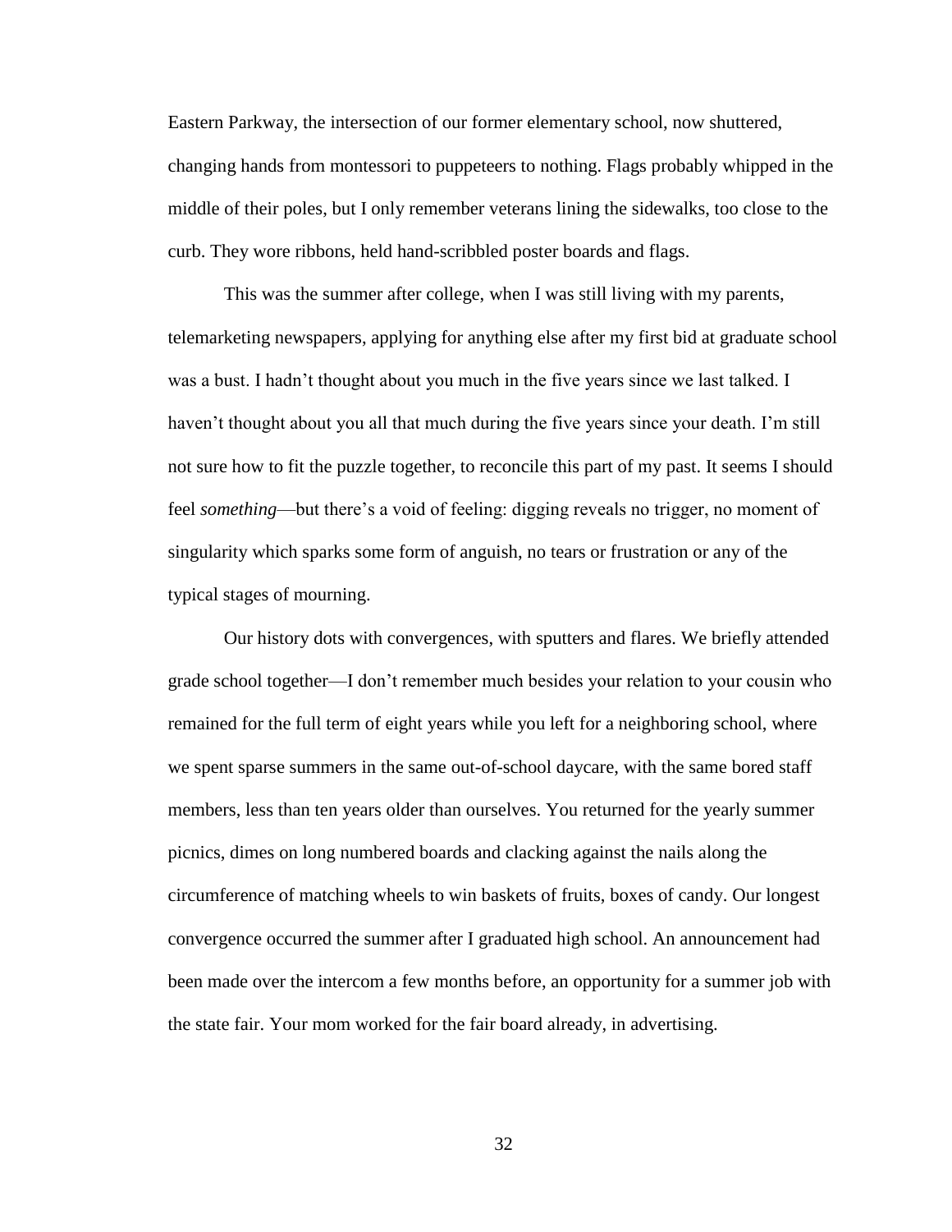Eastern Parkway, the intersection of our former elementary school, now shuttered, changing hands from montessori to puppeteers to nothing. Flags probably whipped in the middle of their poles, but I only remember veterans lining the sidewalks, too close to the curb. They wore ribbons, held hand-scribbled poster boards and flags.

This was the summer after college, when I was still living with my parents, telemarketing newspapers, applying for anything else after my first bid at graduate school was a bust. I hadn't thought about you much in the five years since we last talked. I haven't thought about you all that much during the five years since your death. I'm still not sure how to fit the puzzle together, to reconcile this part of my past. It seems I should feel *something*—but there's a void of feeling: digging reveals no trigger, no moment of singularity which sparks some form of anguish, no tears or frustration or any of the typical stages of mourning.

Our history dots with convergences, with sputters and flares. We briefly attended grade school together—I don't remember much besides your relation to your cousin who remained for the full term of eight years while you left for a neighboring school, where we spent sparse summers in the same out-of-school daycare, with the same bored staff members, less than ten years older than ourselves. You returned for the yearly summer picnics, dimes on long numbered boards and clacking against the nails along the circumference of matching wheels to win baskets of fruits, boxes of candy. Our longest convergence occurred the summer after I graduated high school. An announcement had been made over the intercom a few months before, an opportunity for a summer job with the state fair. Your mom worked for the fair board already, in advertising.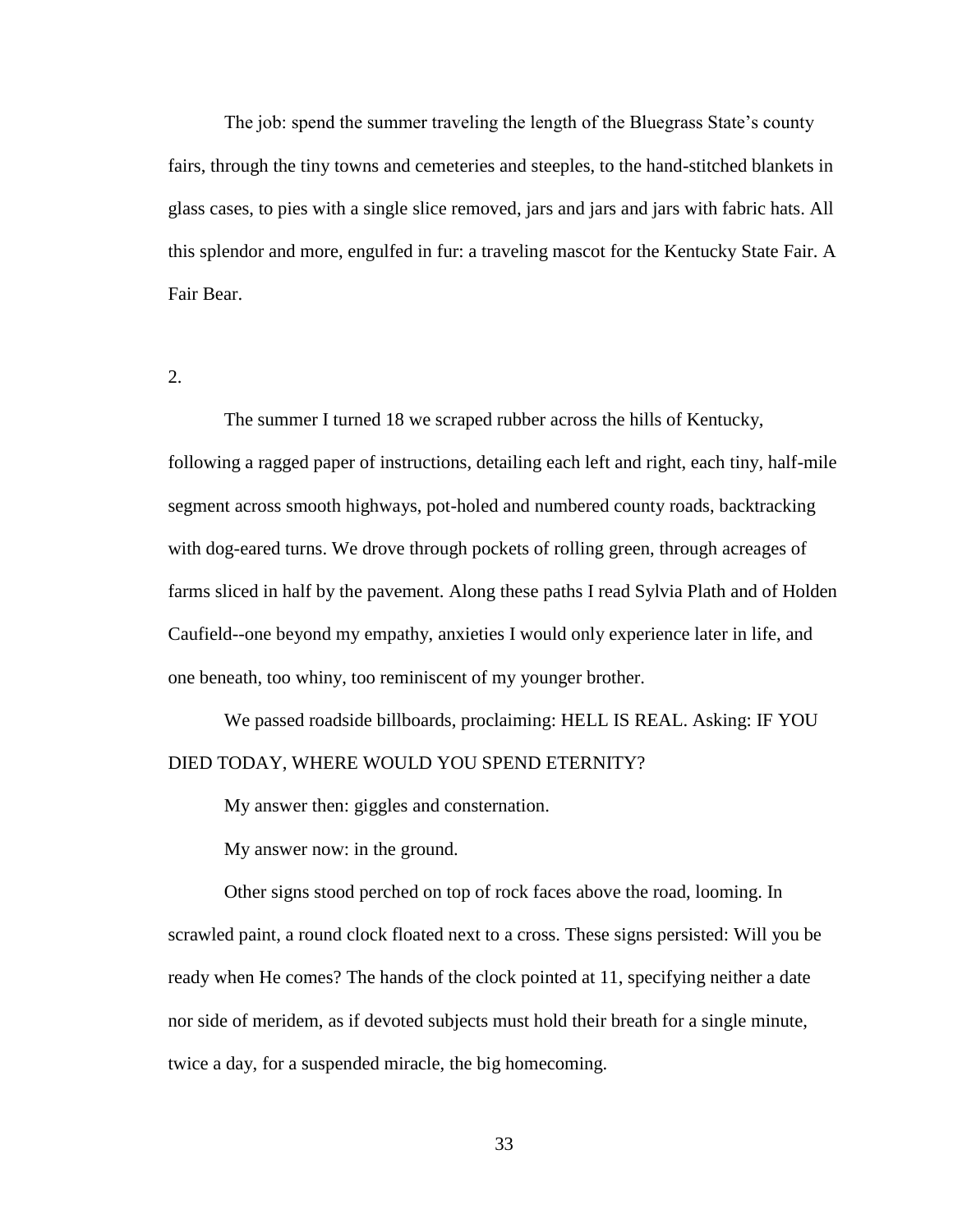The job: spend the summer traveling the length of the Bluegrass State's county fairs, through the tiny towns and cemeteries and steeples, to the hand-stitched blankets in glass cases, to pies with a single slice removed, jars and jars and jars with fabric hats. All this splendor and more, engulfed in fur: a traveling mascot for the Kentucky State Fair. A Fair Bear.

2.

The summer I turned 18 we scraped rubber across the hills of Kentucky, following a ragged paper of instructions, detailing each left and right, each tiny, half-mile segment across smooth highways, pot-holed and numbered county roads, backtracking with dog-eared turns. We drove through pockets of rolling green, through acreages of farms sliced in half by the pavement. Along these paths I read Sylvia Plath and of Holden Caufield--one beyond my empathy, anxieties I would only experience later in life, and one beneath, too whiny, too reminiscent of my younger brother.

We passed roadside billboards, proclaiming: HELL IS REAL. Asking: IF YOU DIED TODAY, WHERE WOULD YOU SPEND ETERNITY?

My answer then: giggles and consternation.

My answer now: in the ground.

Other signs stood perched on top of rock faces above the road, looming. In scrawled paint, a round clock floated next to a cross. These signs persisted: Will you be ready when He comes? The hands of the clock pointed at 11, specifying neither a date nor side of meridem, as if devoted subjects must hold their breath for a single minute, twice a day, for a suspended miracle, the big homecoming.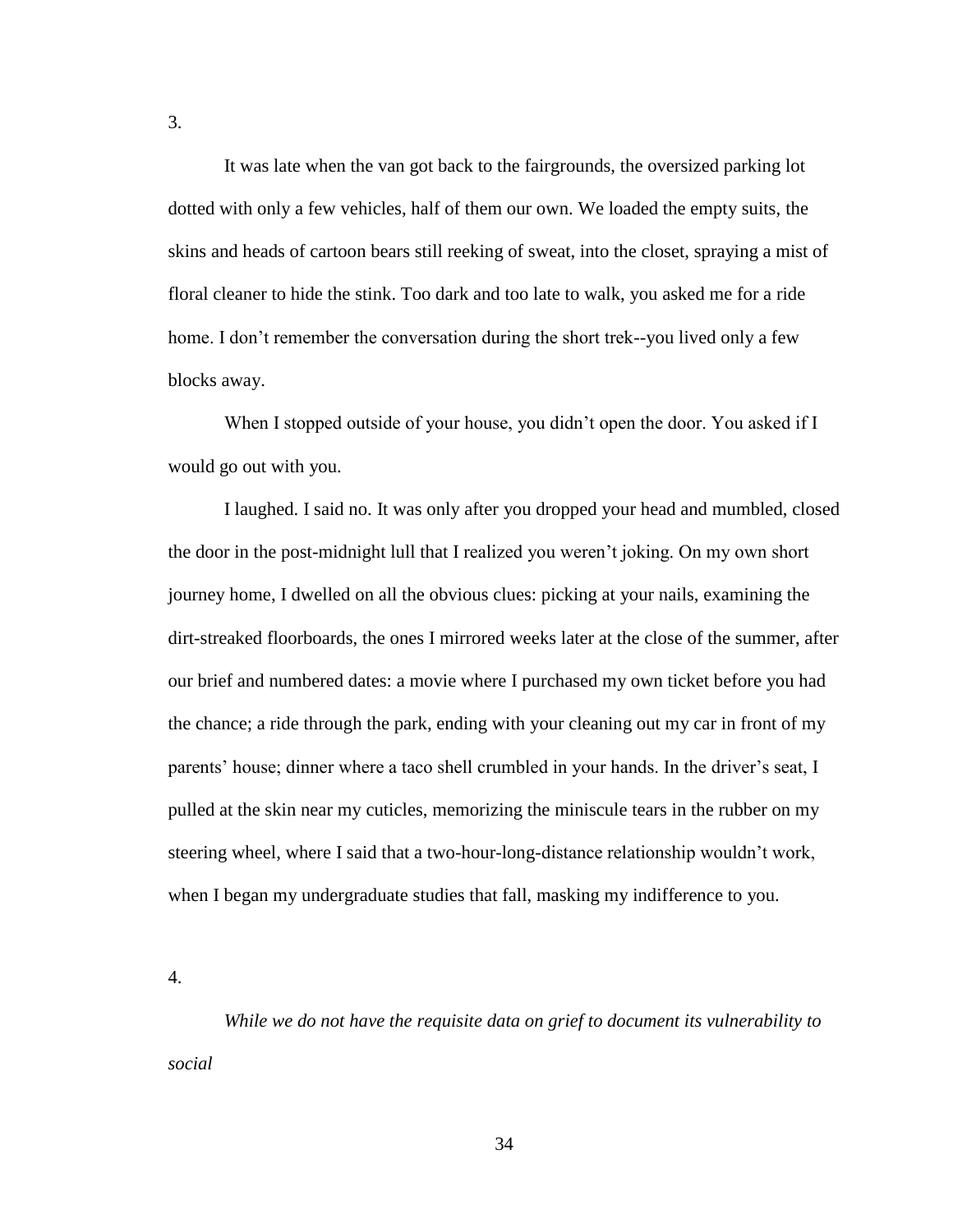3.

It was late when the van got back to the fairgrounds, the oversized parking lot dotted with only a few vehicles, half of them our own. We loaded the empty suits, the skins and heads of cartoon bears still reeking of sweat, into the closet, spraying a mist of floral cleaner to hide the stink. Too dark and too late to walk, you asked me for a ride home. I don't remember the conversation during the short trek--you lived only a few blocks away.

When I stopped outside of your house, you didn't open the door. You asked if I would go out with you.

I laughed. I said no. It was only after you dropped your head and mumbled, closed the door in the post-midnight lull that I realized you weren't joking. On my own short journey home, I dwelled on all the obvious clues: picking at your nails, examining the dirt-streaked floorboards, the ones I mirrored weeks later at the close of the summer, after our brief and numbered dates: a movie where I purchased my own ticket before you had the chance; a ride through the park, ending with your cleaning out my car in front of my parents' house; dinner where a taco shell crumbled in your hands. In the driver's seat, I pulled at the skin near my cuticles, memorizing the miniscule tears in the rubber on my steering wheel, where I said that a two-hour-long-distance relationship wouldn't work, when I began my undergraduate studies that fall, masking my indifference to you.

4.

*While we do not have the requisite data on grief to document its vulnerability to social*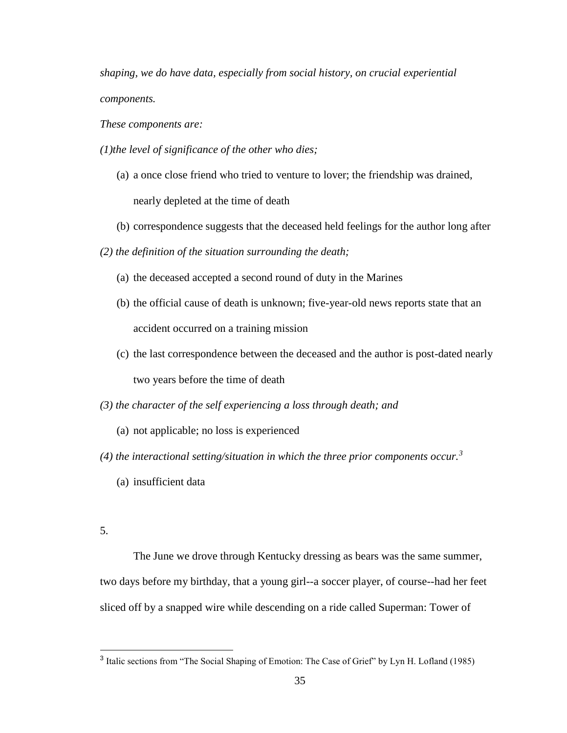*shaping, we do have data, especially from social history, on crucial experiential components.*

*These components are:*

*(1)the level of significance of the other who dies;*

(a) a once close friend who tried to venture to lover; the friendship was drained, nearly depleted at the time of death

(b) correspondence suggests that the deceased held feelings for the author long after

*(2) the definition of the situation surrounding the death;*

(a) the deceased accepted a second round of duty in the Marines

(b) the official cause of death is unknown; five-year-old news reports state that an accident occurred on a training mission

(c) the last correspondence between the deceased and the author is post-dated nearly two years before the time of death

*(3) the character of the self experiencing a loss through death; and*

(a) not applicable; no loss is experienced

*(4) the interactional setting/situation in which the three prior components occur.*[3]

(a) insufficient data

5.

The June we drove through Kentucky dressing as bears was the same summer, two days before my birthday, that a young girl--a soccer player, of course--had her feet sliced off by a snapped wire while descending on a ride called Superman: Tower of

[3] Italic sections from "The Social Shaping of Emotion: The Case of Grief" by Lyn H. Lofland (1985)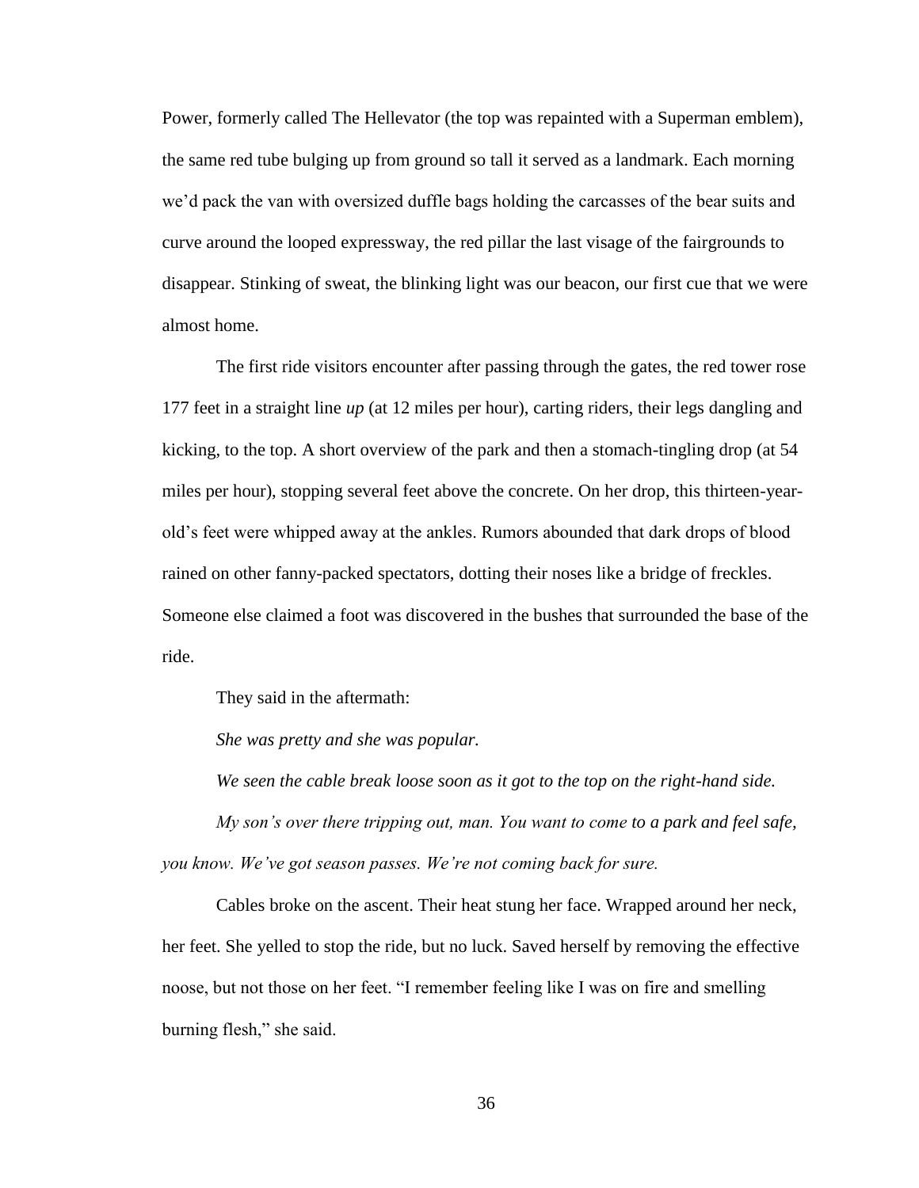Power, formerly called The Hellevator (the top was repainted with a Superman emblem), the same red tube bulging up from ground so tall it served as a landmark. Each morning we'd pack the van with oversized duffle bags holding the carcasses of the bear suits and curve around the looped expressway, the red pillar the last visage of the fairgrounds to disappear. Stinking of sweat, the blinking light was our beacon, our first cue that we were almost home.

The first ride visitors encounter after passing through the gates, the red tower rose 177 feet in a straight line *up* (at 12 miles per hour), carting riders, their legs dangling and kicking, to the top. A short overview of the park and then a stomach-tingling drop (at 54 miles per hour), stopping several feet above the concrete. On her drop, this thirteen-year-old's feet were whipped away at the ankles. Rumors abounded that dark drops of blood rained on other fanny-packed spectators, dotting their noses like a bridge of freckles. Someone else claimed a foot was discovered in the bushes that surrounded the base of the ride.

They said in the aftermath:

*She was pretty and she was popular.*

*We seen the cable break loose soon as it got to the top on the right-hand side.*

*My son's over there tripping out, man. You want to come to a park and feel safe, you know. We've got season passes. We're not coming back for sure.*

Cables broke on the ascent. Their heat stung her face. Wrapped around her neck, her feet. She yelled to stop the ride, but no luck. Saved herself by removing the effective noose, but not those on her feet. "I remember feeling like I was on fire and smelling burning flesh," she said.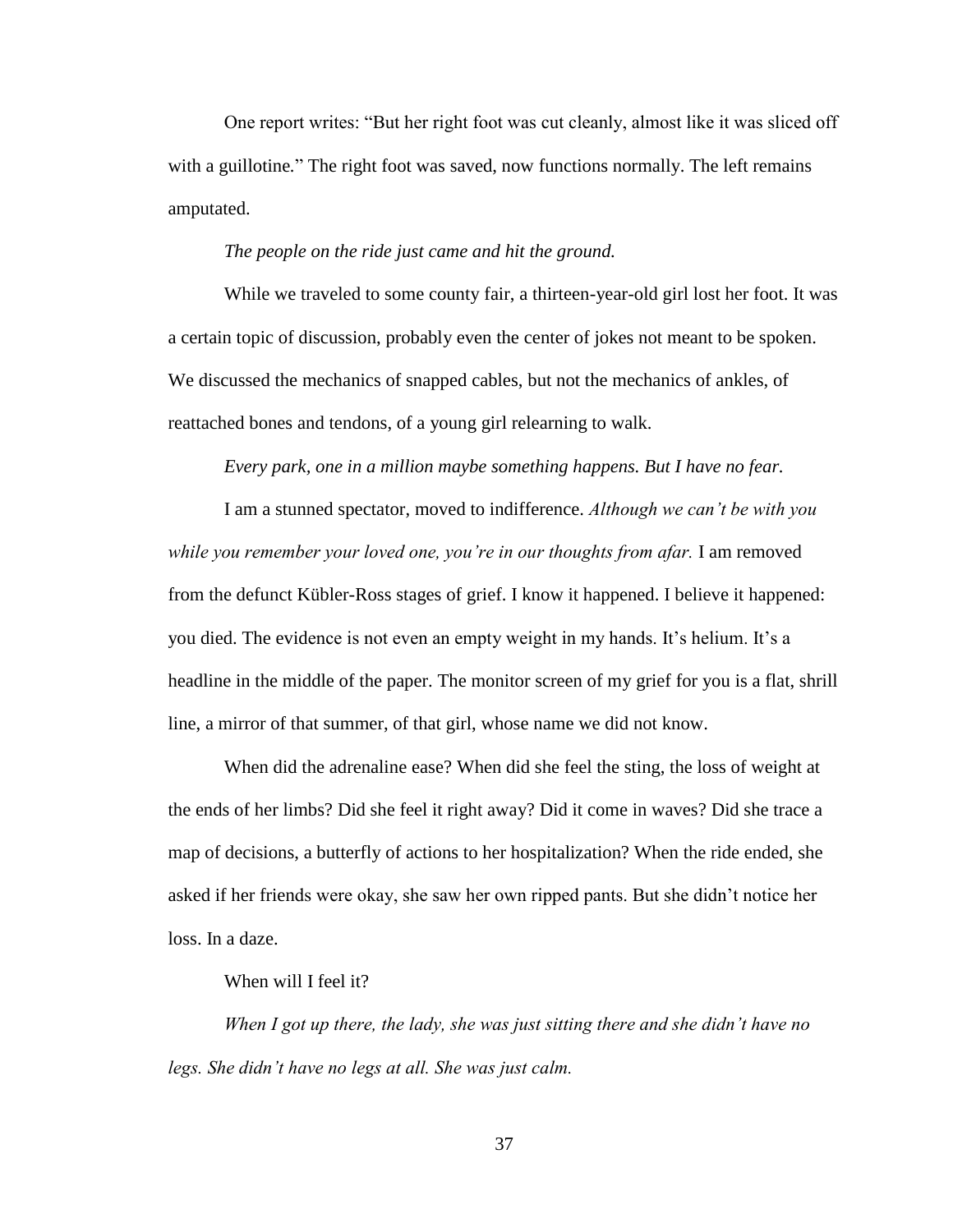One report writes: "But her right foot was cut cleanly, almost like it was sliced off with a guillotine." The right foot was saved, now functions normally. The left remains amputated.

*The people on the ride just came and hit the ground.*

While we traveled to some county fair, a thirteen-year-old girl lost her foot. It was a certain topic of discussion, probably even the center of jokes not meant to be spoken. We discussed the mechanics of snapped cables, but not the mechanics of ankles, of reattached bones and tendons, of a young girl relearning to walk.

*Every park, one in a million maybe something happens. But I have no fear.*

I am a stunned spectator, moved to indifference. *Although we can't be with you while you remember your loved one, you're in our thoughts from afar.* I am removed from the defunct Kübler-Ross stages of grief. I know it happened. I believe it happened: you died. The evidence is not even an empty weight in my hands. It's helium. It's a headline in the middle of the paper. The monitor screen of my grief for you is a flat, shrill line, a mirror of that summer, of that girl, whose name we did not know.

When did the adrenaline ease? When did she feel the sting, the loss of weight at the ends of her limbs? Did she feel it right away? Did it come in waves? Did she trace a map of decisions, a butterfly of actions to her hospitalization? When the ride ended, she asked if her friends were okay, she saw her own ripped pants. But she didn't notice her loss. In a daze.

When will I feel it?

*When I got up there, the lady, she was just sitting there and she didn't have no legs. She didn't have no legs at all. She was just calm.*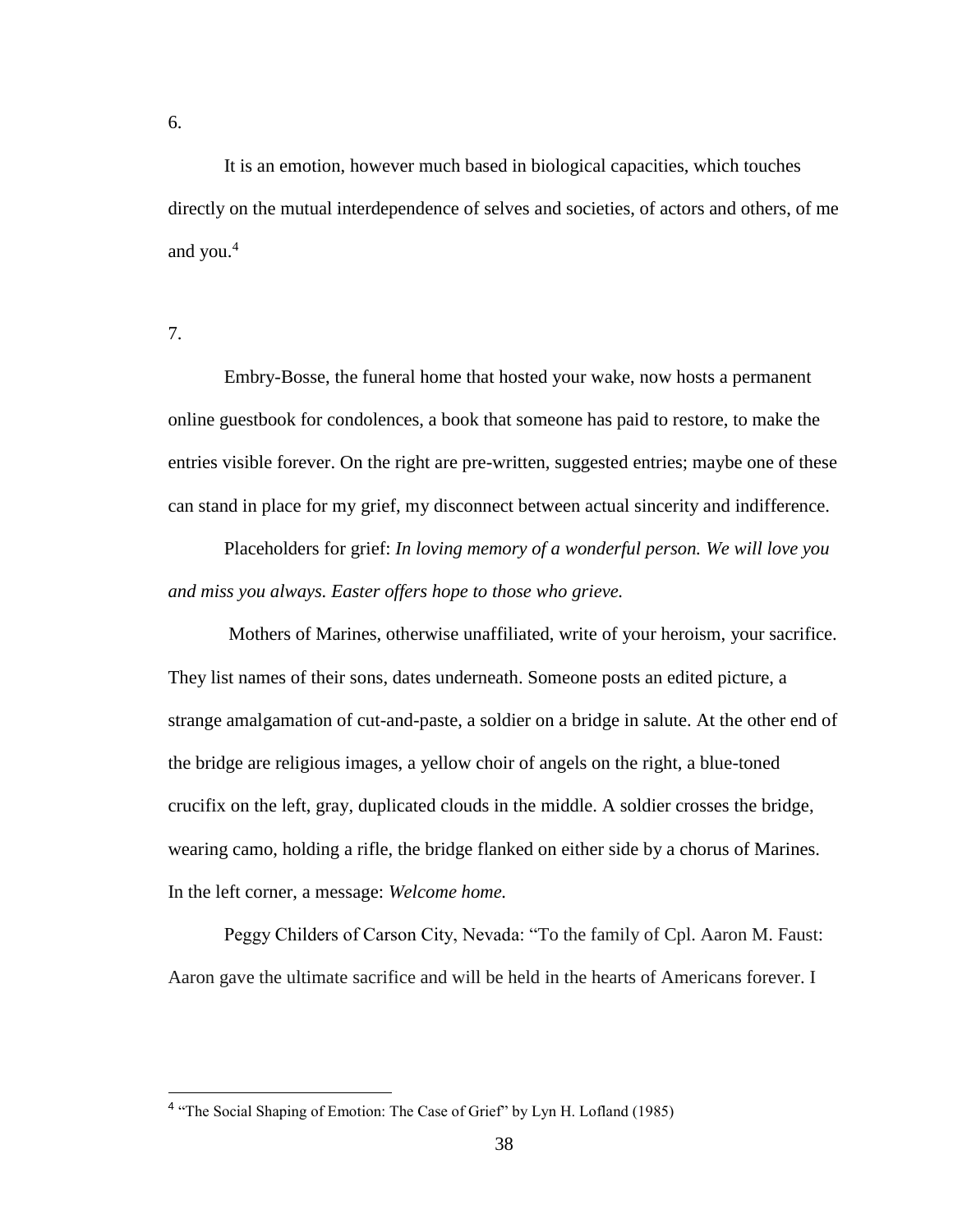6.

It is an emotion, however much based in biological capacities, which touches directly on the mutual interdependence of selves and societies, of actors and others, of me and you.[4]

7.

Embry-Bosse, the funeral home that hosted your wake, now hosts a permanent online guestbook for condolences, a book that someone has paid to restore, to make the entries visible forever. On the right are pre-written, suggested entries; maybe one of these can stand in place for my grief, my disconnect between actual sincerity and indifference.

Placeholders for grief: *In loving memory of a wonderful person. We will love you and miss you always. Easter offers hope to those who grieve.*

Mothers of Marines, otherwise unaffiliated, write of your heroism, your sacrifice. They list names of their sons, dates underneath. Someone posts an edited picture, a strange amalgamation of cut-and-paste, a soldier on a bridge in salute. At the other end of the bridge are religious images, a yellow choir of angels on the right, a blue-toned crucifix on the left, gray, duplicated clouds in the middle. A soldier crosses the bridge, wearing camo, holding a rifle, the bridge flanked on either side by a chorus of Marines. In the left corner, a message: *Welcome home.*

Peggy Childers of Carson City, Nevada: "To the family of Cpl. Aaron M. Faust: Aaron gave the ultimate sacrifice and will be held in the hearts of Americans forever. I

[4] "The Social Shaping of Emotion: The Case of Grief" by Lyn H. Lofland (1985)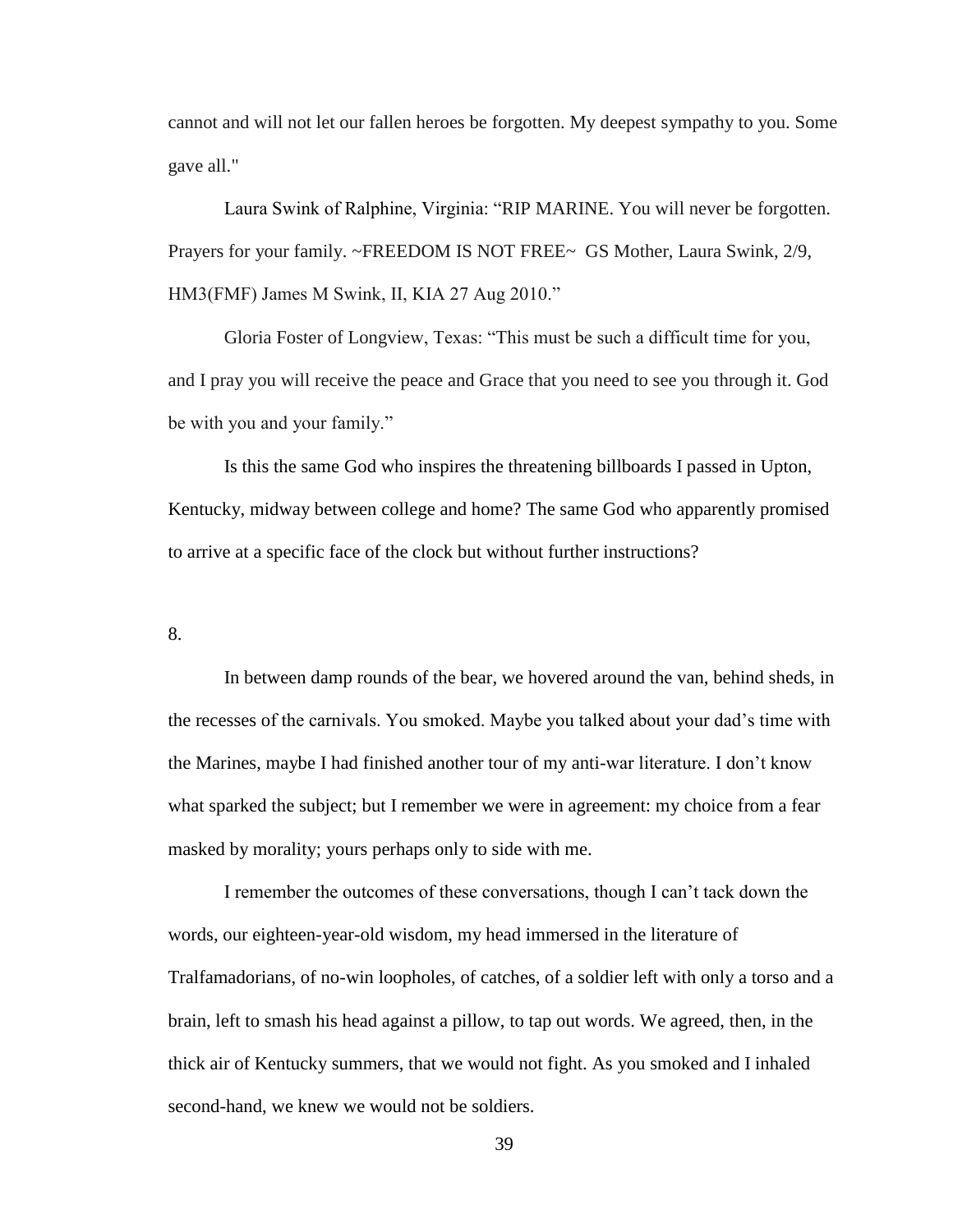cannot and will not let our fallen heroes be forgotten. My deepest sympathy to you. Some gave all."

Laura Swink of Ralphine, Virginia: "RIP MARINE. You will never be forgotten. Prayers for your family. ~FREEDOM IS NOT FREE~ GS Mother, Laura Swink, 2/9, HM3(FMF) James M Swink, II, KIA 27 Aug 2010."

Gloria Foster of Longview, Texas: "This must be such a difficult time for you, and I pray you will receive the peace and Grace that you need to see you through it. God be with you and your family."

Is this the same God who inspires the threatening billboards I passed in Upton, Kentucky, midway between college and home? The same God who apparently promised to arrive at a specific face of the clock but without further instructions?

8.

In between damp rounds of the bear, we hovered around the van, behind sheds, in the recesses of the carnivals. You smoked. Maybe you talked about your dad's time with the Marines, maybe I had finished another tour of my anti-war literature. I don't know what sparked the subject; but I remember we were in agreement: my choice from a fear masked by morality; yours perhaps only to side with me.

I remember the outcomes of these conversations, though I can't tack down the words, our eighteen-year-old wisdom, my head immersed in the literature of Tralfamadorians, of no-win loopholes, of catches, of a soldier left with only a torso and a brain, left to smash his head against a pillow, to tap out words. We agreed, then, in the thick air of Kentucky summers, that we would not fight. As you smoked and I inhaled second-hand, we knew we would not be soldiers.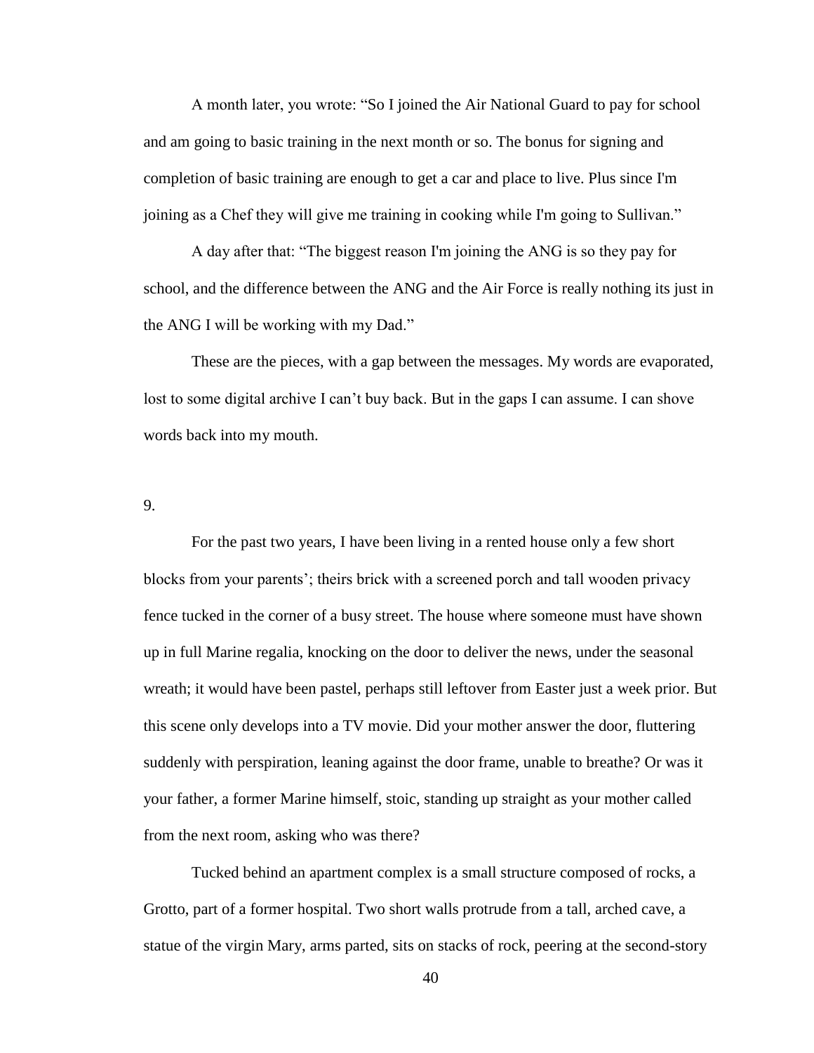A month later, you wrote: "So I joined the Air National Guard to pay for school and am going to basic training in the next month or so. The bonus for signing and completion of basic training are enough to get a car and place to live. Plus since I'm joining as a Chef they will give me training in cooking while I'm going to Sullivan."

A day after that: "The biggest reason I'm joining the ANG is so they pay for school, and the difference between the ANG and the Air Force is really nothing its just in the ANG I will be working with my Dad."

These are the pieces, with a gap between the messages. My words are evaporated, lost to some digital archive I can't buy back. But in the gaps I can assume. I can shove words back into my mouth.

9.

For the past two years, I have been living in a rented house only a few short blocks from your parents'; theirs brick with a screened porch and tall wooden privacy fence tucked in the corner of a busy street. The house where someone must have shown up in full Marine regalia, knocking on the door to deliver the news, under the seasonal wreath; it would have been pastel, perhaps still leftover from Easter just a week prior. But this scene only develops into a TV movie. Did your mother answer the door, fluttering suddenly with perspiration, leaning against the door frame, unable to breathe? Or was it your father, a former Marine himself, stoic, standing up straight as your mother called from the next room, asking who was there?

Tucked behind an apartment complex is a small structure composed of rocks, a Grotto, part of a former hospital. Two short walls protrude from a tall, arched cave, a statue of the virgin Mary, arms parted, sits on stacks of rock, peering at the second-story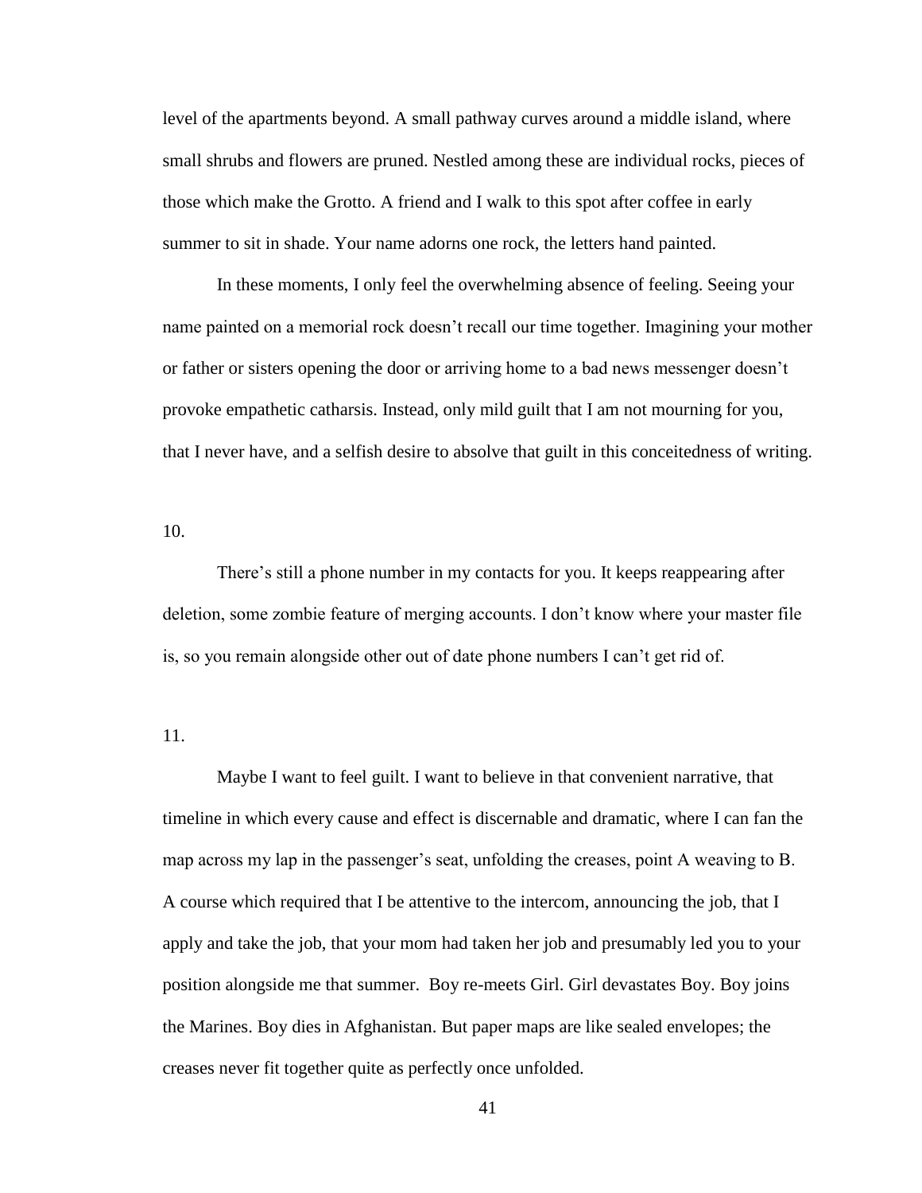level of the apartments beyond. A small pathway curves around a middle island, where small shrubs and flowers are pruned. Nestled among these are individual rocks, pieces of those which make the Grotto. A friend and I walk to this spot after coffee in early summer to sit in shade. Your name adorns one rock, the letters hand painted.

In these moments, I only feel the overwhelming absence of feeling. Seeing your name painted on a memorial rock doesn't recall our time together. Imagining your mother or father or sisters opening the door or arriving home to a bad news messenger doesn't provoke empathetic catharsis. Instead, only mild guilt that I am not mourning for you, that I never have, and a selfish desire to absolve that guilt in this conceitedness of writing.

10.

There's still a phone number in my contacts for you. It keeps reappearing after deletion, some zombie feature of merging accounts. I don't know where your master file is, so you remain alongside other out of date phone numbers I can't get rid of.

11.

Maybe I want to feel guilt. I want to believe in that convenient narrative, that timeline in which every cause and effect is discernable and dramatic, where I can fan the map across my lap in the passenger's seat, unfolding the creases, point A weaving to B. A course which required that I be attentive to the intercom, announcing the job, that I apply and take the job, that your mom had taken her job and presumably led you to your position alongside me that summer. Boy re-meets Girl. Girl devastates Boy. Boy joins the Marines. Boy dies in Afghanistan. But paper maps are like sealed envelopes; the creases never fit together quite as perfectly once unfolded.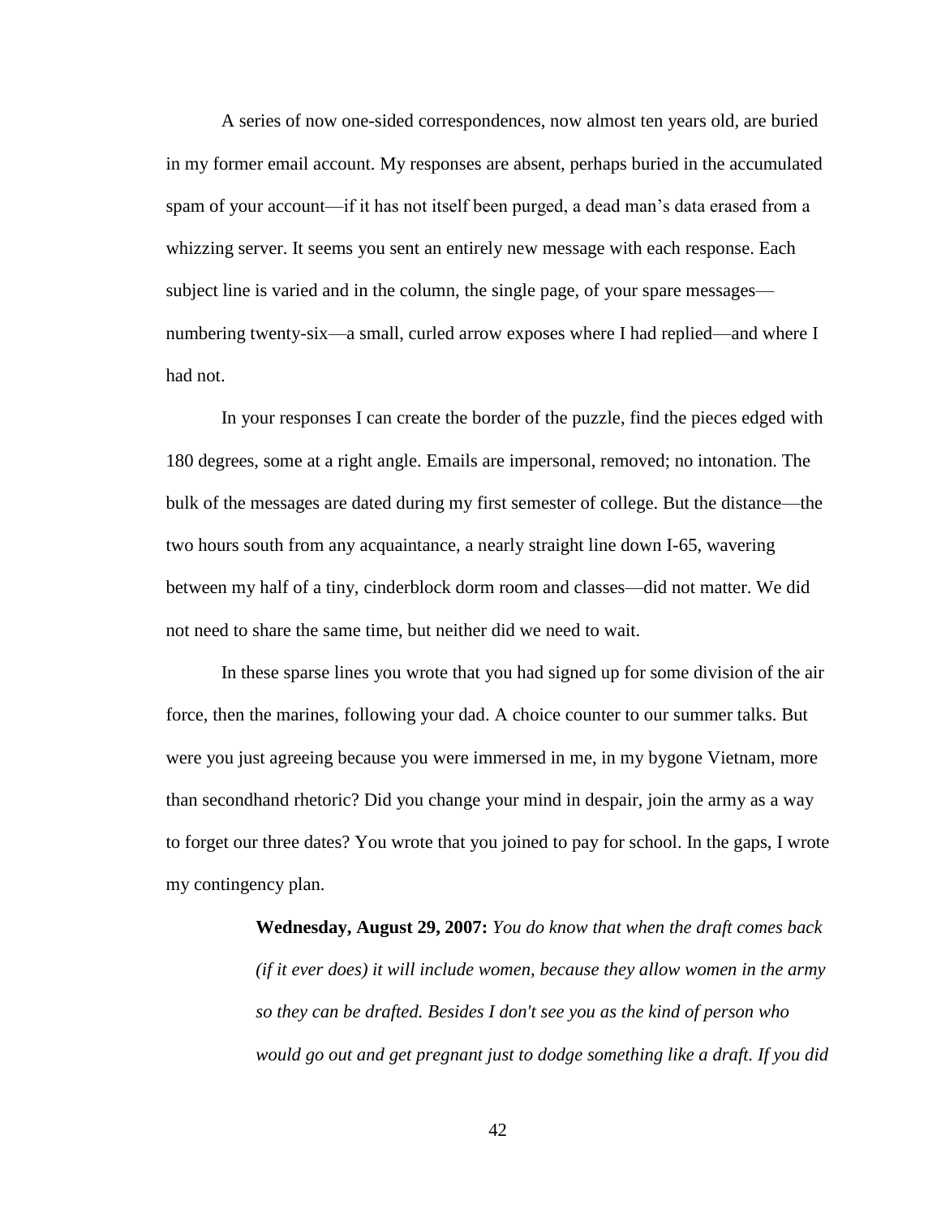A series of now one-sided correspondences, now almost ten years old, are buried in my former email account. My responses are absent, perhaps buried in the accumulated spam of your account—if it has not itself been purged, a dead man's data erased from a whizzing server. It seems you sent an entirely new message with each response. Each subject line is varied and in the column, the single page, of your spare messages—numbering twenty-six—a small, curled arrow exposes where I had replied—and where I had not.

In your responses I can create the border of the puzzle, find the pieces edged with 180 degrees, some at a right angle. Emails are impersonal, removed; no intonation. The bulk of the messages are dated during my first semester of college. But the distance—the two hours south from any acquaintance, a nearly straight line down I-65, wavering between my half of a tiny, cinderblock dorm room and classes—did not matter. We did not need to share the same time, but neither did we need to wait.

In these sparse lines you wrote that you had signed up for some division of the air force, then the marines, following your dad. A choice counter to our summer talks. But were you just agreeing because you were immersed in me, in my bygone Vietnam, more than secondhand rhetoric? Did you change your mind in despair, join the army as a way to forget our three dates? You wrote that you joined to pay for school. In the gaps, I wrote my contingency plan.

> **Wednesday, August 29, 2007:** *You do know that when the draft comes back (if it ever does) it will include women, because they allow women in the army so they can be drafted. Besides I don't see you as the kind of person who would go out and get pregnant just to dodge something like a draft. If you did*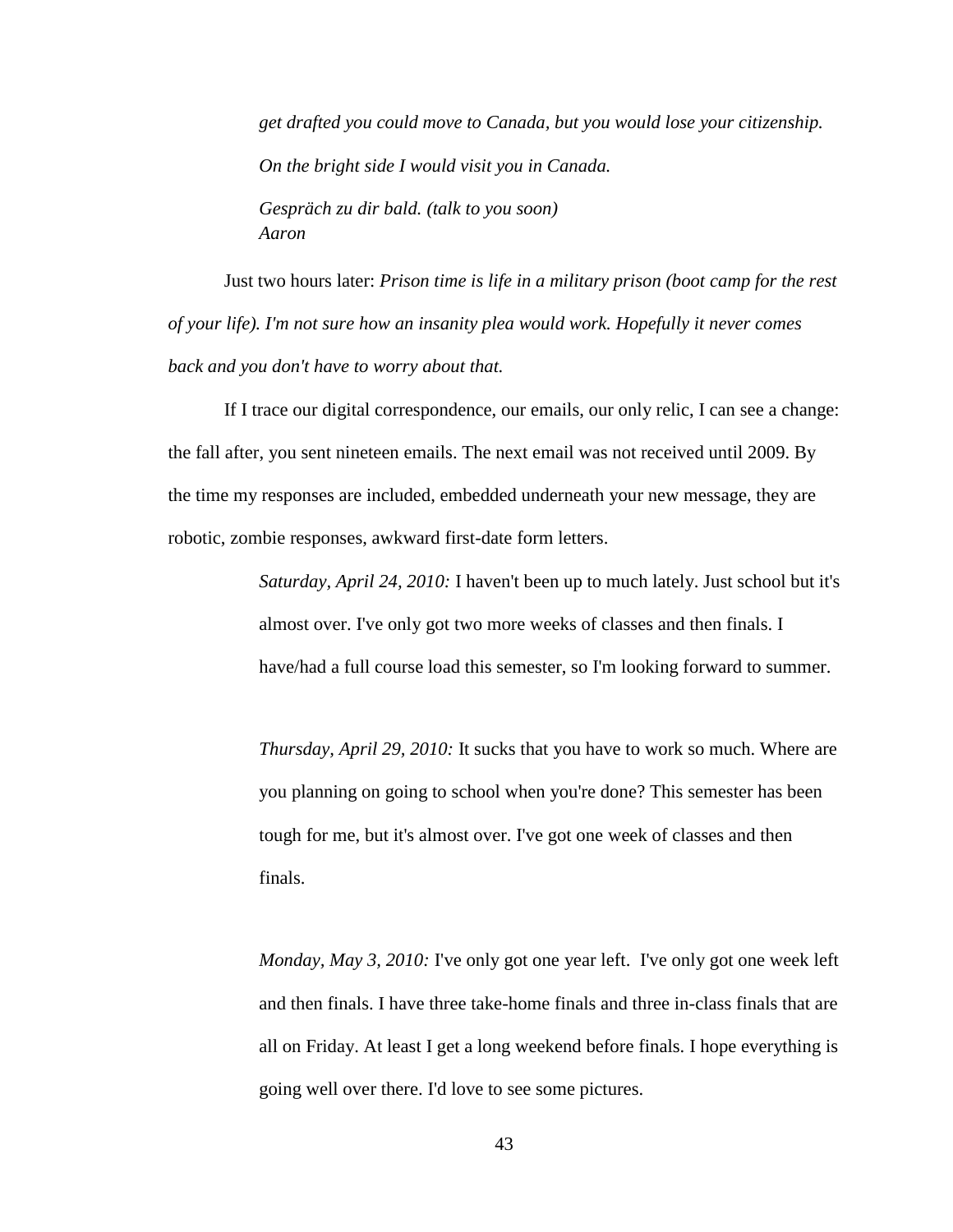*get drafted you could move to Canada, but you would lose your citizenship. On the bright side I would visit you in Canada.*

*Gespräch zu dir bald. (talk to you soon)*
*Aaron*

Just two hours later: *Prison time is life in a military prison (boot camp for the rest of your life). I'm not sure how an insanity plea would work. Hopefully it never comes back and you don't have to worry about that.*

If I trace our digital correspondence, our emails, our only relic, I can see a change: the fall after, you sent nineteen emails. The next email was not received until 2009. By the time my responses are included, embedded underneath your new message, they are robotic, zombie responses, awkward first-date form letters.

> *Saturday, April 24, 2010:* I haven't been up to much lately. Just school but it's almost over. I've only got two more weeks of classes and then finals. I have/had a full course load this semester, so I'm looking forward to summer.
>
> *Thursday, April 29, 2010:* It sucks that you have to work so much. Where are you planning on going to school when you're done? This semester has been tough for me, but it's almost over. I've got one week of classes and then finals.
>
> *Monday, May 3, 2010:* I've only got one year left. I've only got one week left and then finals. I have three take-home finals and three in-class finals that are all on Friday. At least I get a long weekend before finals. I hope everything is going well over there. I'd love to see some pictures.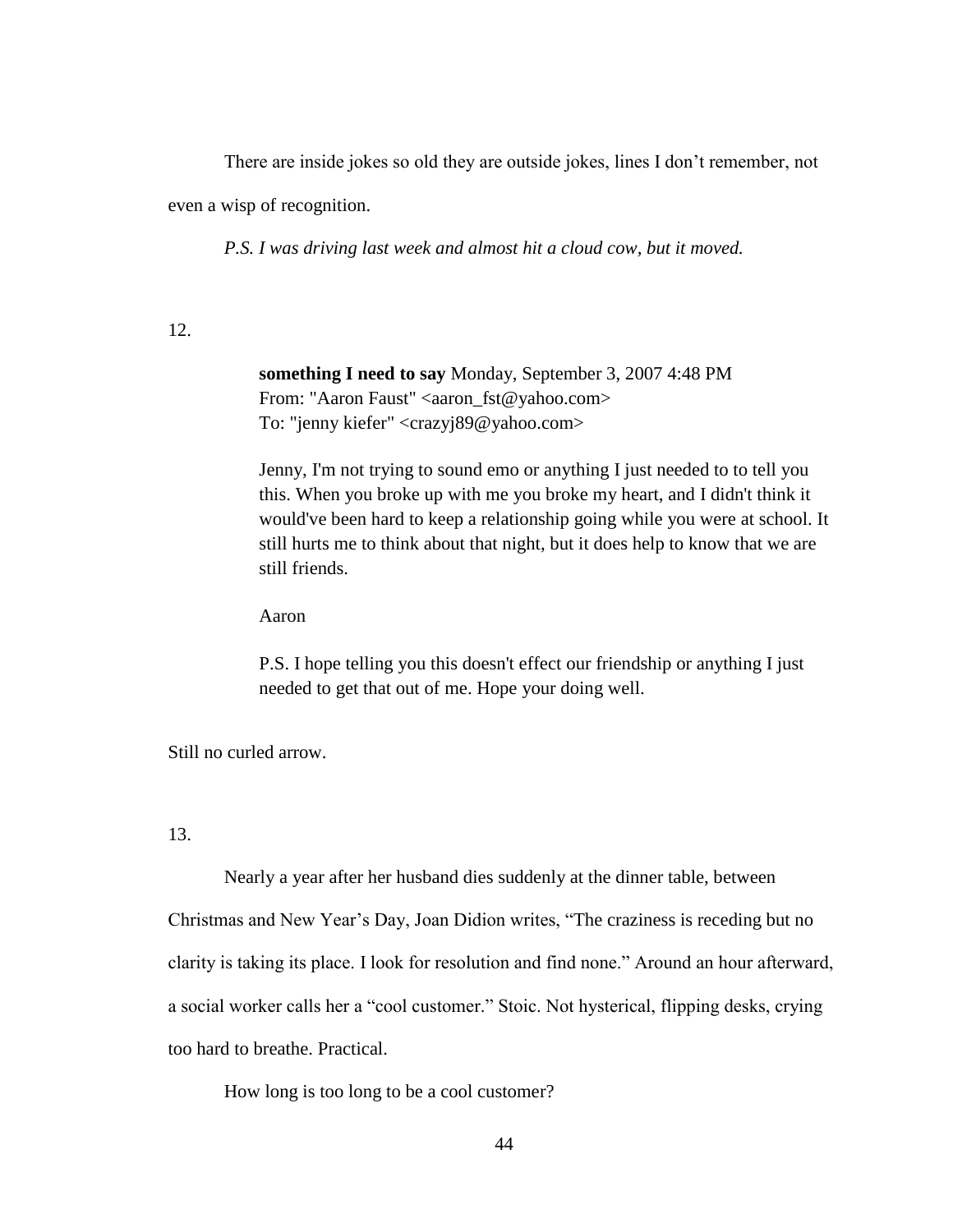There are inside jokes so old they are outside jokes, lines I don't remember, not even a wisp of recognition.

*P.S. I was driving last week and almost hit a cloud cow, but it moved.*

12.

> **something I need to say** Monday, September 3, 2007 4:48 PM
> From: "Aaron Faust" <aaron_fst@yahoo.com>
> To: "jenny kiefer" <crazyj89@yahoo.com>
>
> Jenny, I'm not trying to sound emo or anything I just needed to to tell you this. When you broke up with me you broke my heart, and I didn't think it would've been hard to keep a relationship going while you were at school. It still hurts me to think about that night, but it does help to know that we are still friends.
>
> Aaron
>
> P.S. I hope telling you this doesn't effect our friendship or anything I just needed to get that out of me. Hope your doing well.

Still no curled arrow.

13.

Nearly a year after her husband dies suddenly at the dinner table, between Christmas and New Year's Day, Joan Didion writes, "The craziness is receding but no clarity is taking its place. I look for resolution and find none." Around an hour afterward, a social worker calls her a "cool customer." Stoic. Not hysterical, flipping desks, crying too hard to breathe. Practical.

How long is too long to be a cool customer?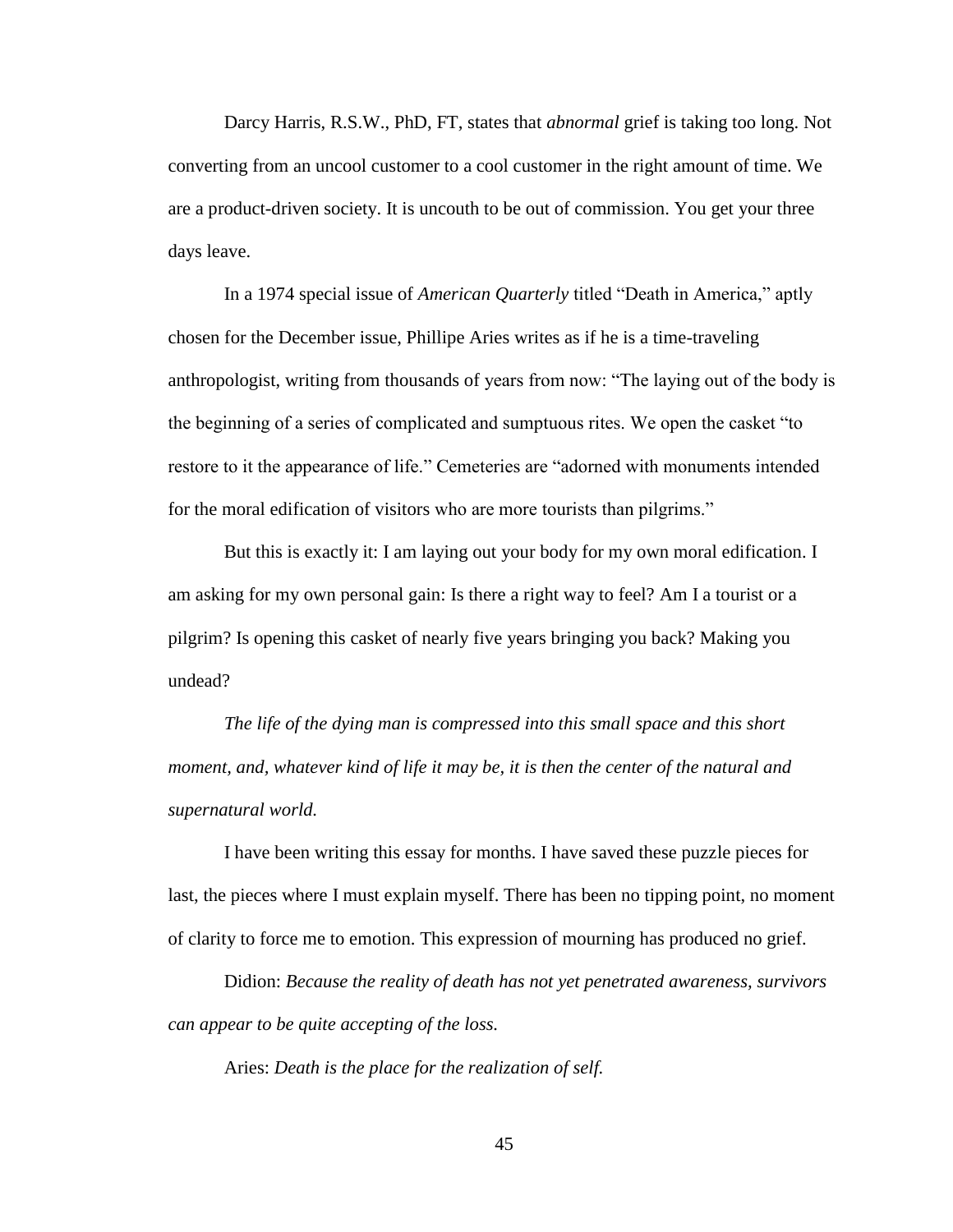Darcy Harris, R.S.W., PhD, FT, states that *abnormal* grief is taking too long. Not converting from an uncool customer to a cool customer in the right amount of time. We are a product-driven society. It is uncouth to be out of commission. You get your three days leave.

In a 1974 special issue of *American Quarterly* titled "Death in America," aptly chosen for the December issue, Phillipe Aries writes as if he is a time-traveling anthropologist, writing from thousands of years from now: "The laying out of the body is the beginning of a series of complicated and sumptuous rites. We open the casket "to restore to it the appearance of life." Cemeteries are "adorned with monuments intended for the moral edification of visitors who are more tourists than pilgrims."

But this is exactly it: I am laying out your body for my own moral edification. I am asking for my own personal gain: Is there a right way to feel? Am I a tourist or a pilgrim? Is opening this casket of nearly five years bringing you back? Making you undead?

*The life of the dying man is compressed into this small space and this short moment, and, whatever kind of life it may be, it is then the center of the natural and supernatural world.*

I have been writing this essay for months. I have saved these puzzle pieces for last, the pieces where I must explain myself. There has been no tipping point, no moment of clarity to force me to emotion. This expression of mourning has produced no grief.

Didion: *Because the reality of death has not yet penetrated awareness, survivors can appear to be quite accepting of the loss.*

Aries: *Death is the place for the realization of self.*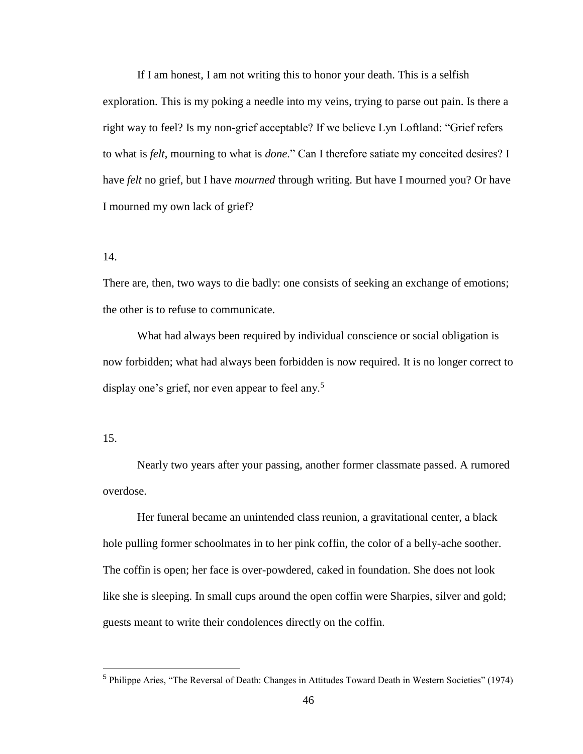If I am honest, I am not writing this to honor your death. This is a selfish exploration. This is my poking a needle into my veins, trying to parse out pain. Is there a right way to feel? Is my non-grief acceptable? If we believe Lyn Loftland: "Grief refers to what is *felt*, mourning to what is *done*." Can I therefore satiate my conceited desires? I have *felt* no grief, but I have *mourned* through writing. But have I mourned you? Or have I mourned my own lack of grief?

14.

There are, then, two ways to die badly: one consists of seeking an exchange of emotions; the other is to refuse to communicate.

What had always been required by individual conscience or social obligation is now forbidden; what had always been forbidden is now required. It is no longer correct to display one's grief, nor even appear to feel any.[5]

15.

Nearly two years after your passing, another former classmate passed. A rumored overdose.

Her funeral became an unintended class reunion, a gravitational center, a black hole pulling former schoolmates in to her pink coffin, the color of a belly-ache soother. The coffin is open; her face is over-powdered, caked in foundation. She does not look like she is sleeping. In small cups around the open coffin were Sharpies, silver and gold; guests meant to write their condolences directly on the coffin.

---

[5] Philippe Aries, "The Reversal of Death: Changes in Attitudes Toward Death in Western Societies" (1974)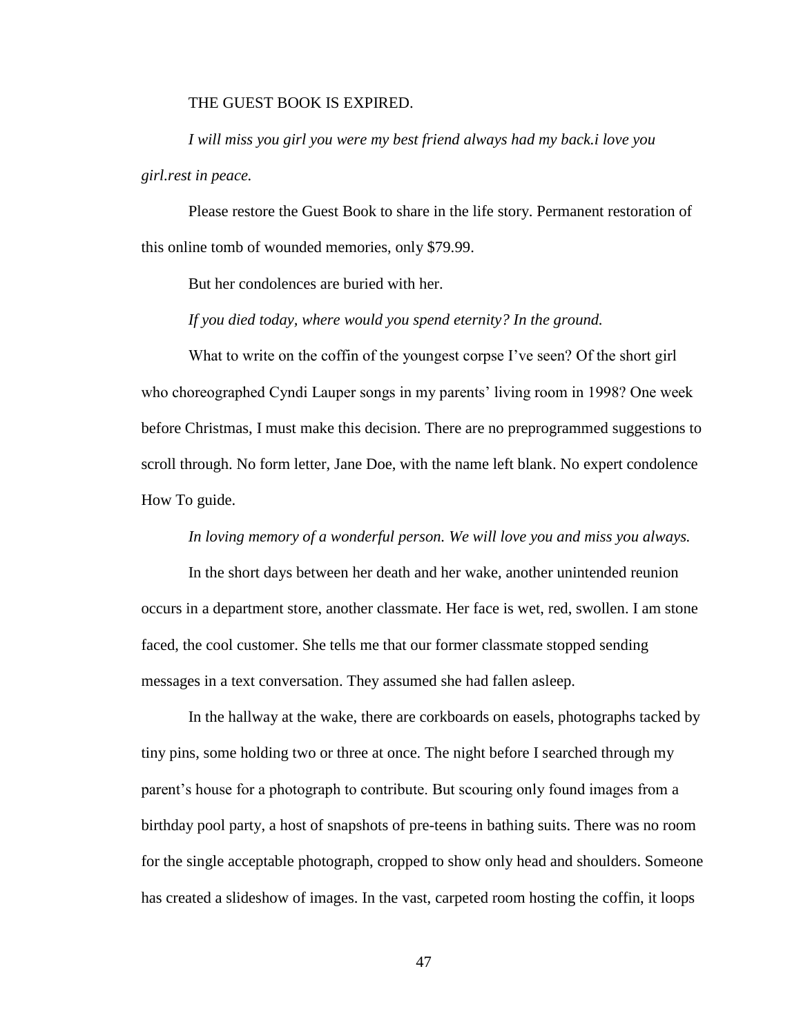THE GUEST BOOK IS EXPIRED.

*I will miss you girl you were my best friend always had my back.i love you girl.rest in peace.*

Please restore the Guest Book to share in the life story. Permanent restoration of this online tomb of wounded memories, only $79.99.

But her condolences are buried with her.

*If you died today, where would you spend eternity? In the ground.*

What to write on the coffin of the youngest corpse I've seen? Of the short girl who choreographed Cyndi Lauper songs in my parents' living room in 1998? One week before Christmas, I must make this decision. There are no preprogrammed suggestions to scroll through. No form letter, Jane Doe, with the name left blank. No expert condolence How To guide.

*In loving memory of a wonderful person. We will love you and miss you always.*

In the short days between her death and her wake, another unintended reunion occurs in a department store, another classmate. Her face is wet, red, swollen. I am stone faced, the cool customer. She tells me that our former classmate stopped sending messages in a text conversation. They assumed she had fallen asleep.

In the hallway at the wake, there are corkboards on easels, photographs tacked by tiny pins, some holding two or three at once. The night before I searched through my parent's house for a photograph to contribute. But scouring only found images from a birthday pool party, a host of snapshots of pre-teens in bathing suits. There was no room for the single acceptable photograph, cropped to show only head and shoulders. Someone has created a slideshow of images. In the vast, carpeted room hosting the coffin, it loops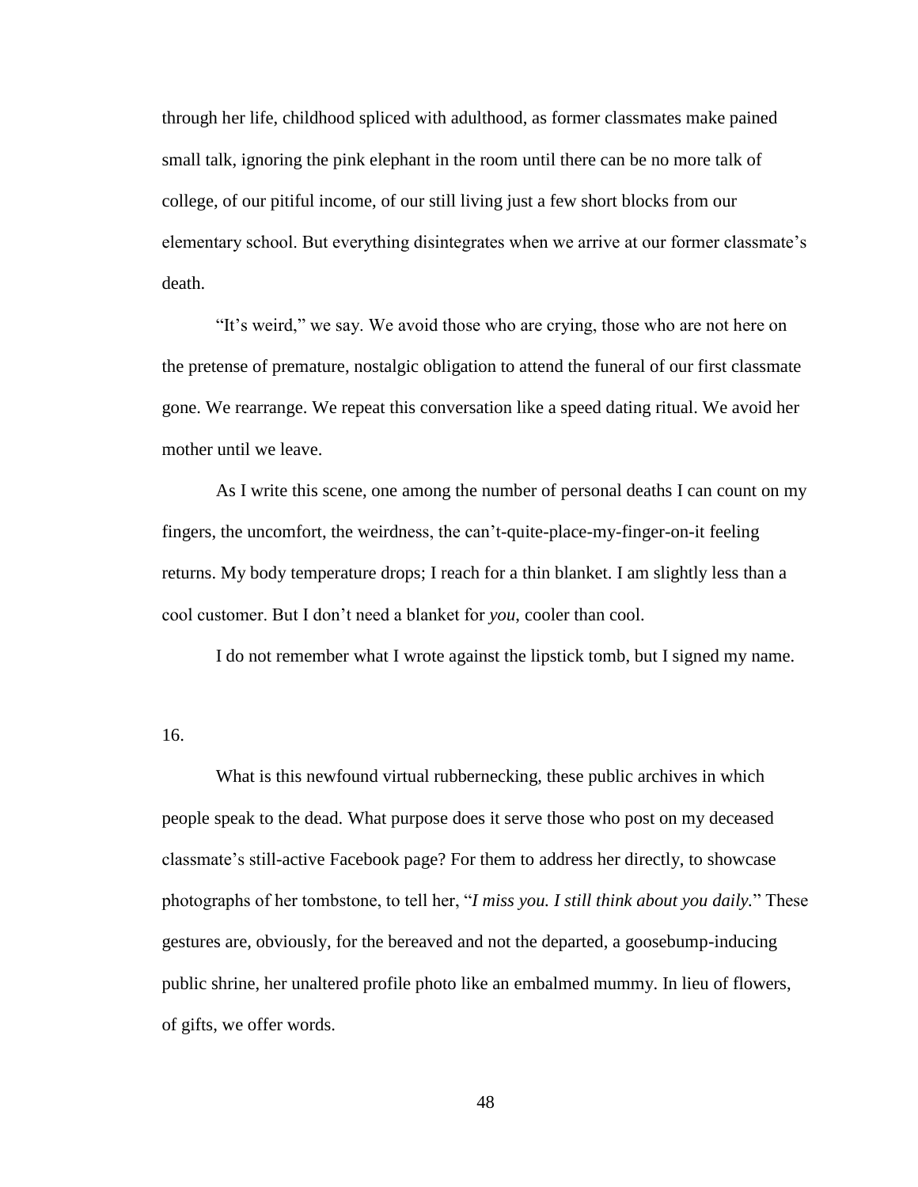through her life, childhood spliced with adulthood, as former classmates make pained small talk, ignoring the pink elephant in the room until there can be no more talk of college, of our pitiful income, of our still living just a few short blocks from our elementary school. But everything disintegrates when we arrive at our former classmate's death.

"It's weird," we say. We avoid those who are crying, those who are not here on the pretense of premature, nostalgic obligation to attend the funeral of our first classmate gone. We rearrange. We repeat this conversation like a speed dating ritual. We avoid her mother until we leave.

As I write this scene, one among the number of personal deaths I can count on my fingers, the uncomfort, the weirdness, the can't-quite-place-my-finger-on-it feeling returns. My body temperature drops; I reach for a thin blanket. I am slightly less than a cool customer. But I don't need a blanket for *you,* cooler than cool.

I do not remember what I wrote against the lipstick tomb, but I signed my name.

16.

What is this newfound virtual rubbernecking, these public archives in which people speak to the dead. What purpose does it serve those who post on my deceased classmate's still-active Facebook page? For them to address her directly, to showcase photographs of her tombstone, to tell her, "*I miss you. I still think about you daily.*" These gestures are, obviously, for the bereaved and not the departed, a goosebump-inducing public shrine, her unaltered profile photo like an embalmed mummy. In lieu of flowers, of gifts, we offer words.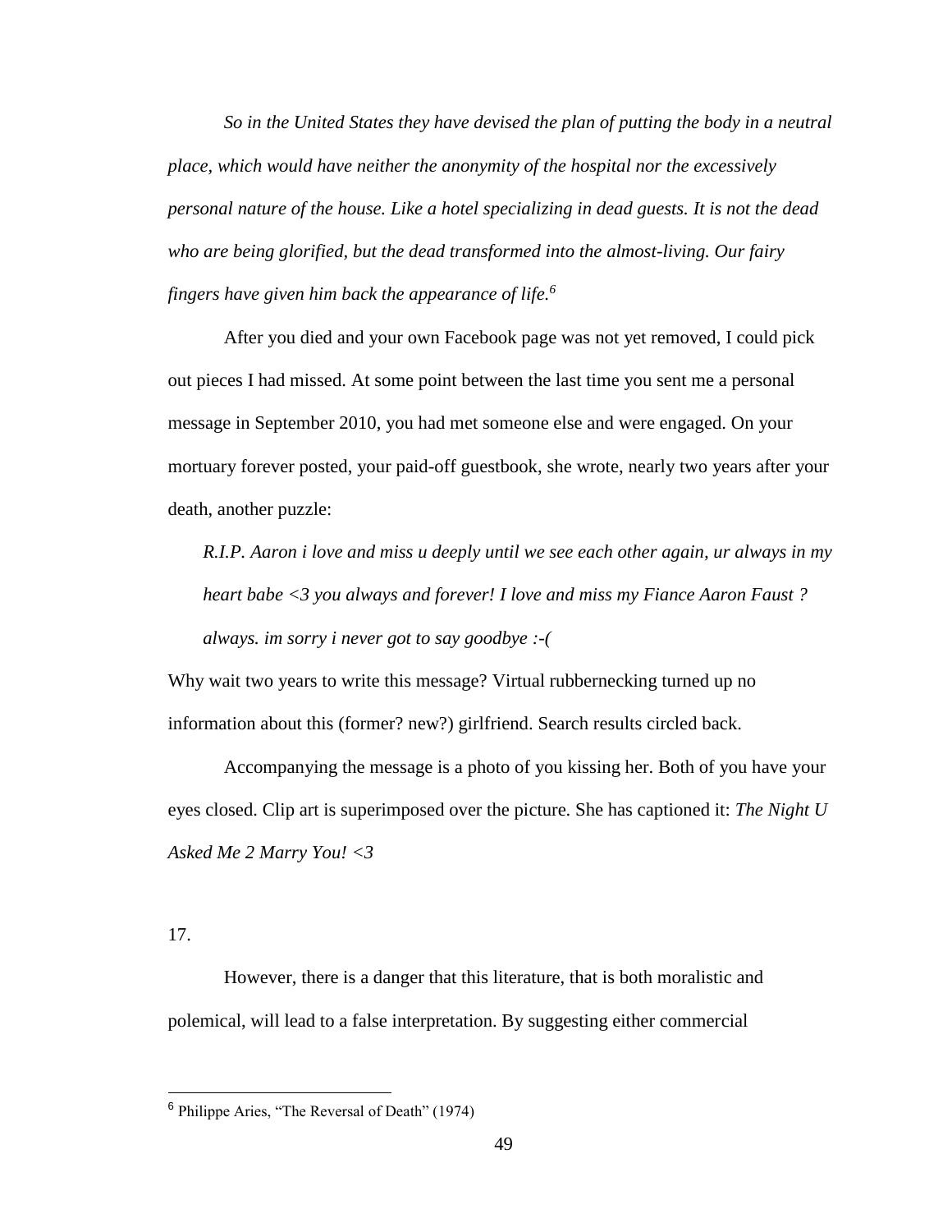*So in the United States they have devised the plan of putting the body in a neutral place, which would have neither the anonymity of the hospital nor the excessively personal nature of the house. Like a hotel specializing in dead guests. It is not the dead who are being glorified, but the dead transformed into the almost-living. Our fairy fingers have given him back the appearance of life.*[6]

After you died and your own Facebook page was not yet removed, I could pick out pieces I had missed. At some point between the last time you sent me a personal message in September 2010, you had met someone else and were engaged. On your mortuary forever posted, your paid-off guestbook, she wrote, nearly two years after your death, another puzzle:

> *R.I.P. Aaron i love and miss u deeply until we see each other again, ur always in my heart babe <3 you always and forever! I love and miss my Fiance Aaron Faust ? always. im sorry i never got to say goodbye :-(*

Why wait two years to write this message? Virtual rubbernecking turned up no information about this (former? new?) girlfriend. Search results circled back.

Accompanying the message is a photo of you kissing her. Both of you have your eyes closed. Clip art is superimposed over the picture. She has captioned it: *The Night U Asked Me 2 Marry You! <3*

17.

However, there is a danger that this literature, that is both moralistic and polemical, will lead to a false interpretation. By suggesting either commercial

---

[6] Philippe Aries, "The Reversal of Death" (1974)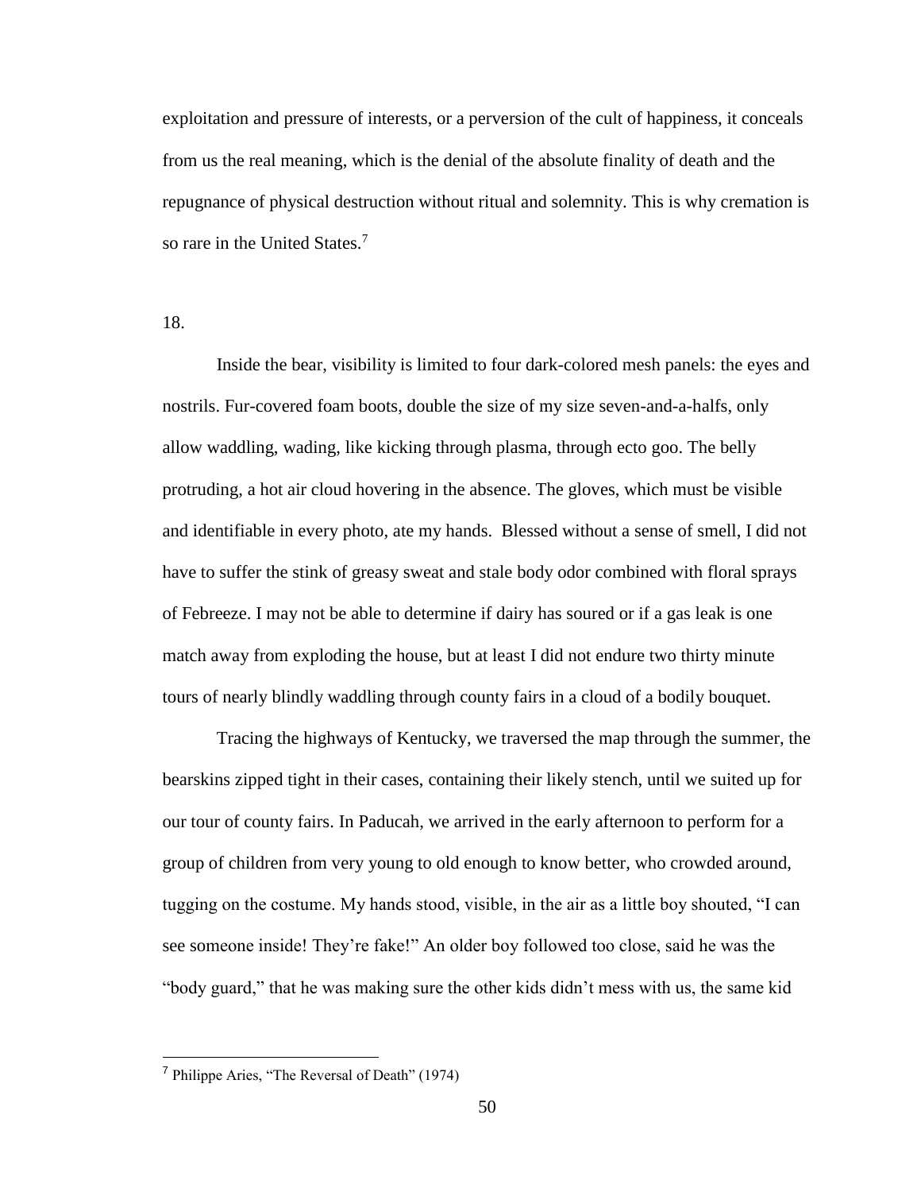exploitation and pressure of interests, or a perversion of the cult of happiness, it conceals from us the real meaning, which is the denial of the absolute finality of death and the repugnance of physical destruction without ritual and solemnity. This is why cremation is so rare in the United States.[7]

18.

Inside the bear, visibility is limited to four dark-colored mesh panels: the eyes and nostrils. Fur-covered foam boots, double the size of my size seven-and-a-halfs, only allow waddling, wading, like kicking through plasma, through ecto goo. The belly protruding, a hot air cloud hovering in the absence. The gloves, which must be visible and identifiable in every photo, ate my hands. Blessed without a sense of smell, I did not have to suffer the stink of greasy sweat and stale body odor combined with floral sprays of Febreeze. I may not be able to determine if dairy has soured or if a gas leak is one match away from exploding the house, but at least I did not endure two thirty minute tours of nearly blindly waddling through county fairs in a cloud of a bodily bouquet.

Tracing the highways of Kentucky, we traversed the map through the summer, the bearskins zipped tight in their cases, containing their likely stench, until we suited up for our tour of county fairs. In Paducah, we arrived in the early afternoon to perform for a group of children from very young to old enough to know better, who crowded around, tugging on the costume. My hands stood, visible, in the air as a little boy shouted, "I can see someone inside! They're fake!" An older boy followed too close, said he was the "body guard," that he was making sure the other kids didn't mess with us, the same kid

[7] Philippe Aries, "The Reversal of Death" (1974)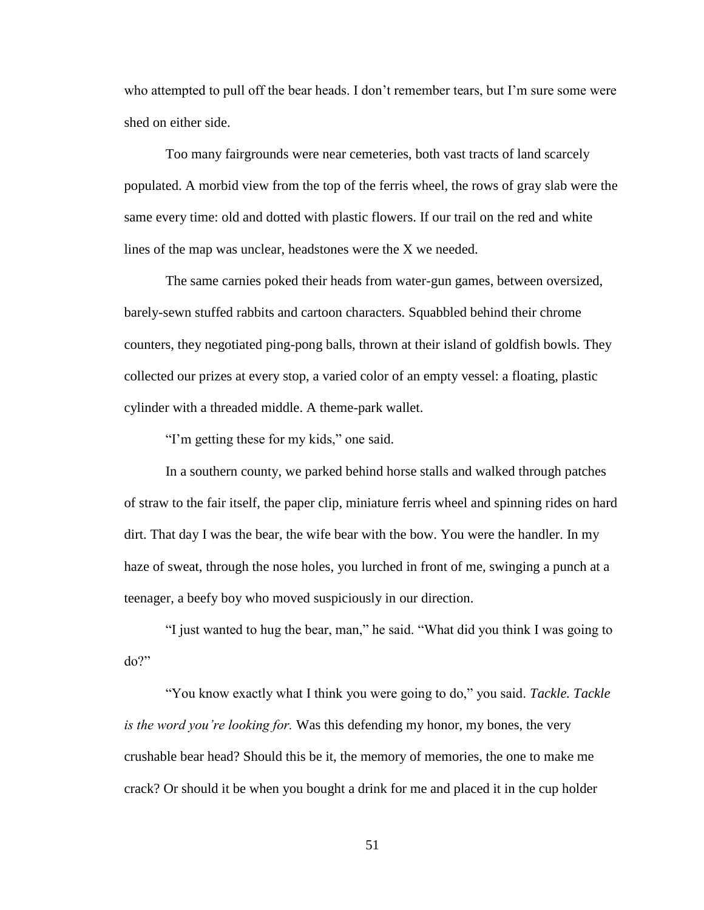who attempted to pull off the bear heads. I don't remember tears, but I'm sure some were shed on either side.

Too many fairgrounds were near cemeteries, both vast tracts of land scarcely populated. A morbid view from the top of the ferris wheel, the rows of gray slab were the same every time: old and dotted with plastic flowers. If our trail on the red and white lines of the map was unclear, headstones were the X we needed.

The same carnies poked their heads from water-gun games, between oversized, barely-sewn stuffed rabbits and cartoon characters. Squabbled behind their chrome counters, they negotiated ping-pong balls, thrown at their island of goldfish bowls. They collected our prizes at every stop, a varied color of an empty vessel: a floating, plastic cylinder with a threaded middle. A theme-park wallet.

"I'm getting these for my kids," one said.

In a southern county, we parked behind horse stalls and walked through patches of straw to the fair itself, the paper clip, miniature ferris wheel and spinning rides on hard dirt. That day I was the bear, the wife bear with the bow. You were the handler. In my haze of sweat, through the nose holes, you lurched in front of me, swinging a punch at a teenager, a beefy boy who moved suspiciously in our direction.

"I just wanted to hug the bear, man," he said. "What did you think I was going to do?"

"You know exactly what I think you were going to do," you said. *Tackle. Tackle is the word you're looking for.* Was this defending my honor, my bones, the very crushable bear head? Should this be it, the memory of memories, the one to make me crack? Or should it be when you bought a drink for me and placed it in the cup holder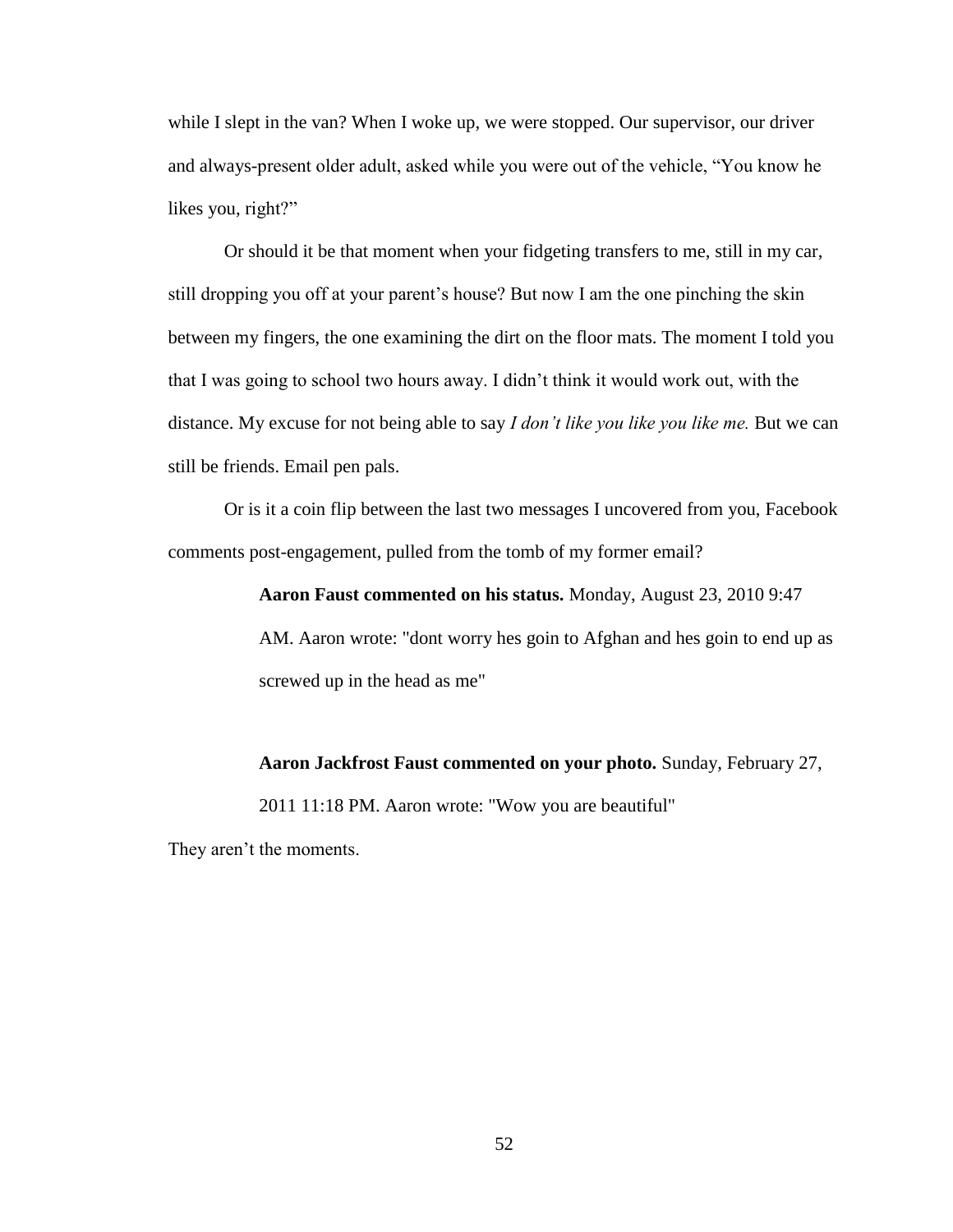while I slept in the van? When I woke up, we were stopped. Our supervisor, our driver and always-present older adult, asked while you were out of the vehicle, "You know he likes you, right?"

Or should it be that moment when your fidgeting transfers to me, still in my car, still dropping you off at your parent's house? But now I am the one pinching the skin between my fingers, the one examining the dirt on the floor mats. The moment I told you that I was going to school two hours away. I didn't think it would work out, with the distance. My excuse for not being able to say *I don't like you like you like me.* But we can still be friends. Email pen pals.

Or is it a coin flip between the last two messages I uncovered from you, Facebook comments post-engagement, pulled from the tomb of my former email?

> **Aaron Faust commented on his status.** Monday, August 23, 2010 9:47 AM. Aaron wrote: "dont worry hes goin to Afghan and hes goin to end up as screwed up in the head as me"
>
> **Aaron Jackfrost Faust commented on your photo.** Sunday, February 27, 2011 11:18 PM. Aaron wrote: "Wow you are beautiful"

They aren't the moments.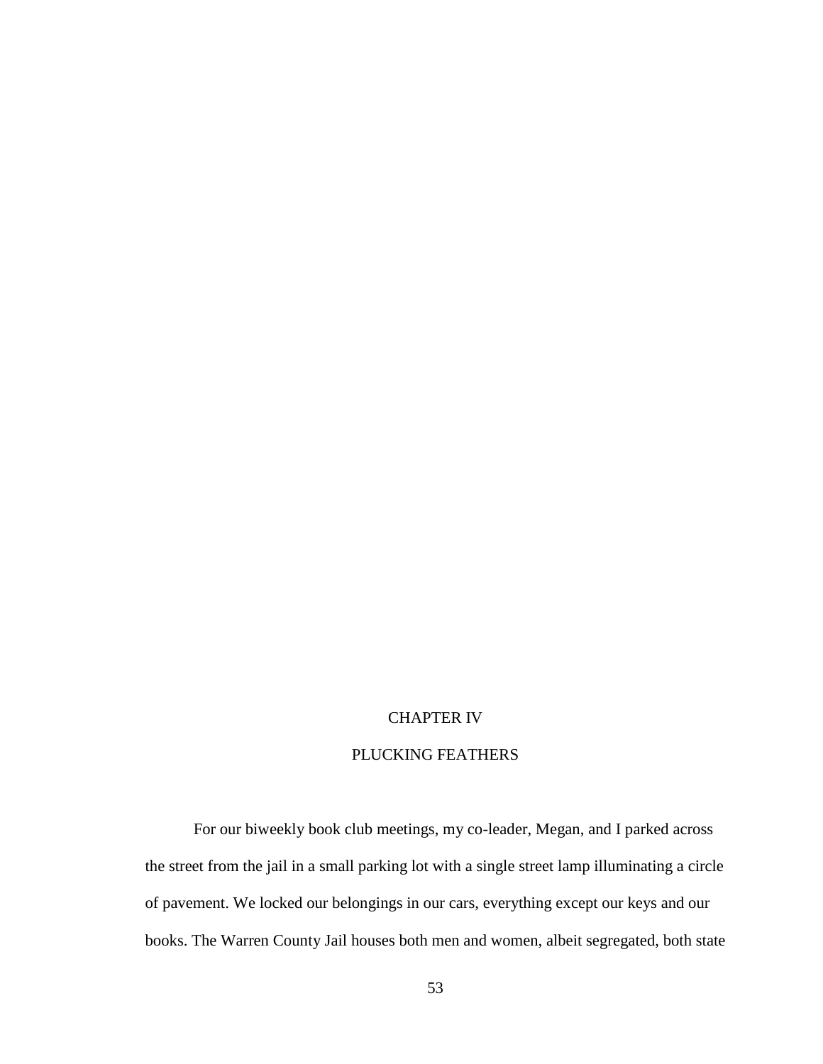# CHAPTER IV

# PLUCKING FEATHERS

For our biweekly book club meetings, my co-leader, Megan, and I parked across the street from the jail in a small parking lot with a single street lamp illuminating a circle of pavement. We locked our belongings in our cars, everything except our keys and our books. The Warren County Jail houses both men and women, albeit segregated, both state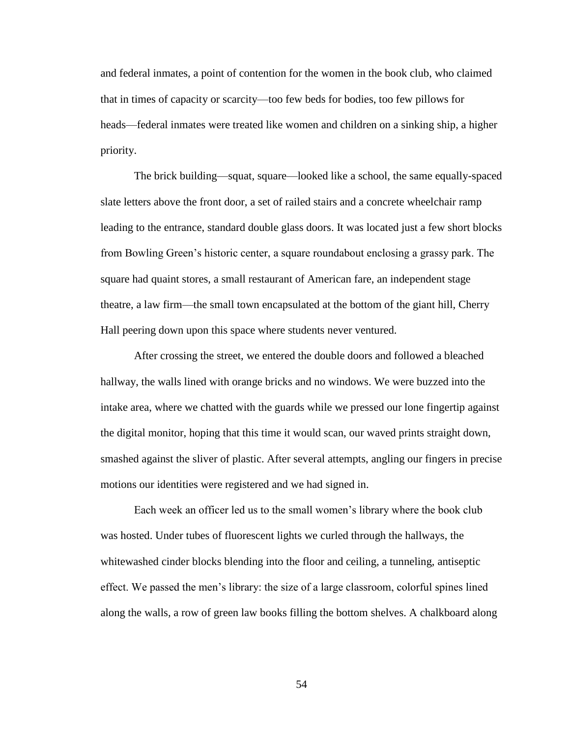and federal inmates, a point of contention for the women in the book club, who claimed that in times of capacity or scarcity—too few beds for bodies, too few pillows for heads—federal inmates were treated like women and children on a sinking ship, a higher priority.

The brick building—squat, square—looked like a school, the same equally-spaced slate letters above the front door, a set of railed stairs and a concrete wheelchair ramp leading to the entrance, standard double glass doors. It was located just a few short blocks from Bowling Green's historic center, a square roundabout enclosing a grassy park. The square had quaint stores, a small restaurant of American fare, an independent stage theatre, a law firm—the small town encapsulated at the bottom of the giant hill, Cherry Hall peering down upon this space where students never ventured.

After crossing the street, we entered the double doors and followed a bleached hallway, the walls lined with orange bricks and no windows. We were buzzed into the intake area, where we chatted with the guards while we pressed our lone fingertip against the digital monitor, hoping that this time it would scan, our waved prints straight down, smashed against the sliver of plastic. After several attempts, angling our fingers in precise motions our identities were registered and we had signed in.

Each week an officer led us to the small women's library where the book club was hosted. Under tubes of fluorescent lights we curled through the hallways, the whitewashed cinder blocks blending into the floor and ceiling, a tunneling, antiseptic effect. We passed the men's library: the size of a large classroom, colorful spines lined along the walls, a row of green law books filling the bottom shelves. A chalkboard along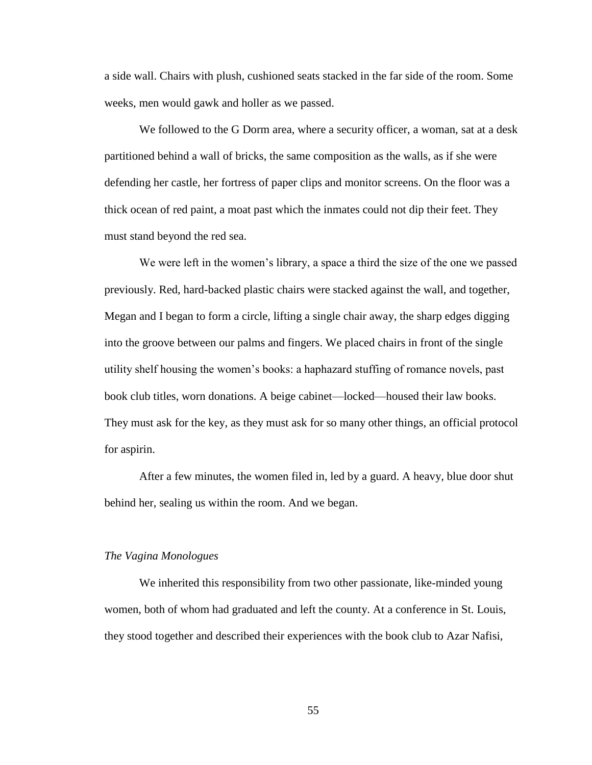a side wall. Chairs with plush, cushioned seats stacked in the far side of the room. Some weeks, men would gawk and holler as we passed.

We followed to the G Dorm area, where a security officer, a woman, sat at a desk partitioned behind a wall of bricks, the same composition as the walls, as if she were defending her castle, her fortress of paper clips and monitor screens. On the floor was a thick ocean of red paint, a moat past which the inmates could not dip their feet. They must stand beyond the red sea.

We were left in the women's library, a space a third the size of the one we passed previously. Red, hard-backed plastic chairs were stacked against the wall, and together, Megan and I began to form a circle, lifting a single chair away, the sharp edges digging into the groove between our palms and fingers. We placed chairs in front of the single utility shelf housing the women's books: a haphazard stuffing of romance novels, past book club titles, worn donations. A beige cabinet—locked—housed their law books. They must ask for the key, as they must ask for so many other things, an official protocol for aspirin.

After a few minutes, the women filed in, led by a guard. A heavy, blue door shut behind her, sealing us within the room. And we began.

### *The Vagina Monologues*

We inherited this responsibility from two other passionate, like-minded young women, both of whom had graduated and left the county. At a conference in St. Louis, they stood together and described their experiences with the book club to Azar Nafisi,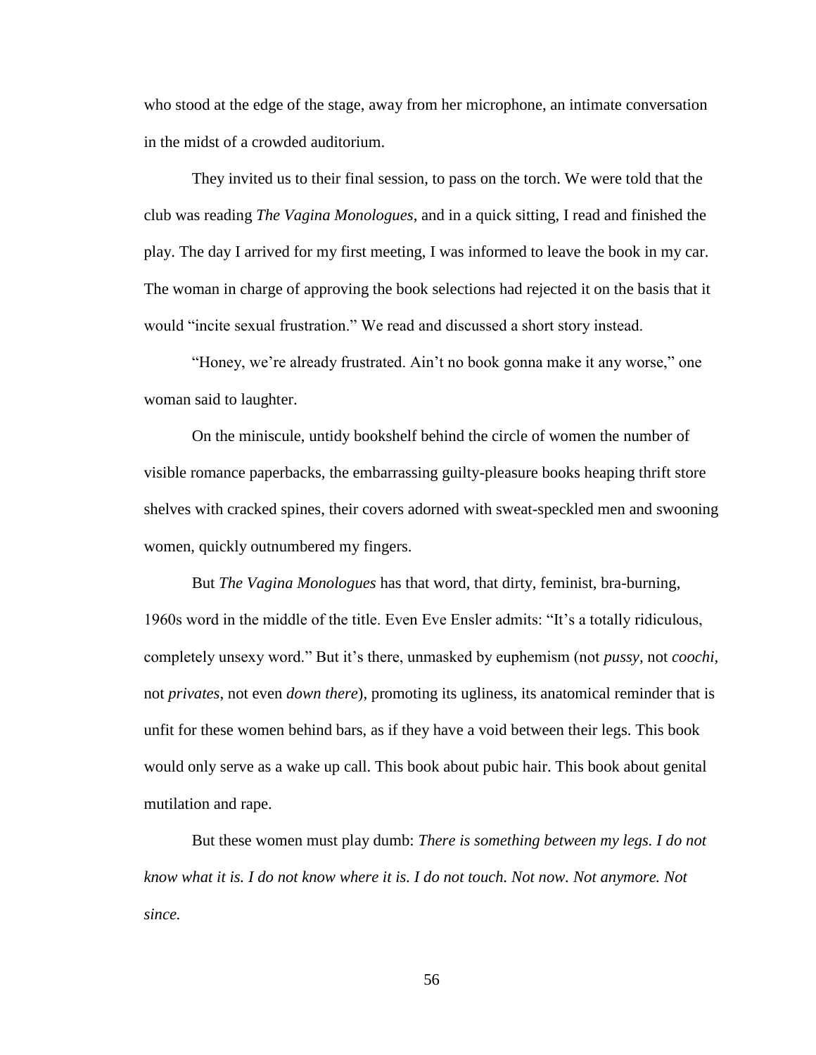who stood at the edge of the stage, away from her microphone, an intimate conversation in the midst of a crowded auditorium.

They invited us to their final session, to pass on the torch. We were told that the club was reading *The Vagina Monologues*, and in a quick sitting, I read and finished the play. The day I arrived for my first meeting, I was informed to leave the book in my car. The woman in charge of approving the book selections had rejected it on the basis that it would "incite sexual frustration." We read and discussed a short story instead.

"Honey, we're already frustrated. Ain't no book gonna make it any worse," one woman said to laughter.

On the miniscule, untidy bookshelf behind the circle of women the number of visible romance paperbacks, the embarrassing guilty-pleasure books heaping thrift store shelves with cracked spines, their covers adorned with sweat-speckled men and swooning women, quickly outnumbered my fingers.

But *The Vagina Monologues* has that word, that dirty, feminist, bra-burning, 1960s word in the middle of the title. Even Eve Ensler admits: "It's a totally ridiculous, completely unsexy word." But it's there, unmasked by euphemism (not *pussy*, not *coochi*, not *privates*, not even *down there*), promoting its ugliness, its anatomical reminder that is unfit for these women behind bars, as if they have a void between their legs. This book would only serve as a wake up call. This book about pubic hair. This book about genital mutilation and rape.

But these women must play dumb: *There is something between my legs. I do not know what it is. I do not know where it is. I do not touch. Not now. Not anymore. Not since.*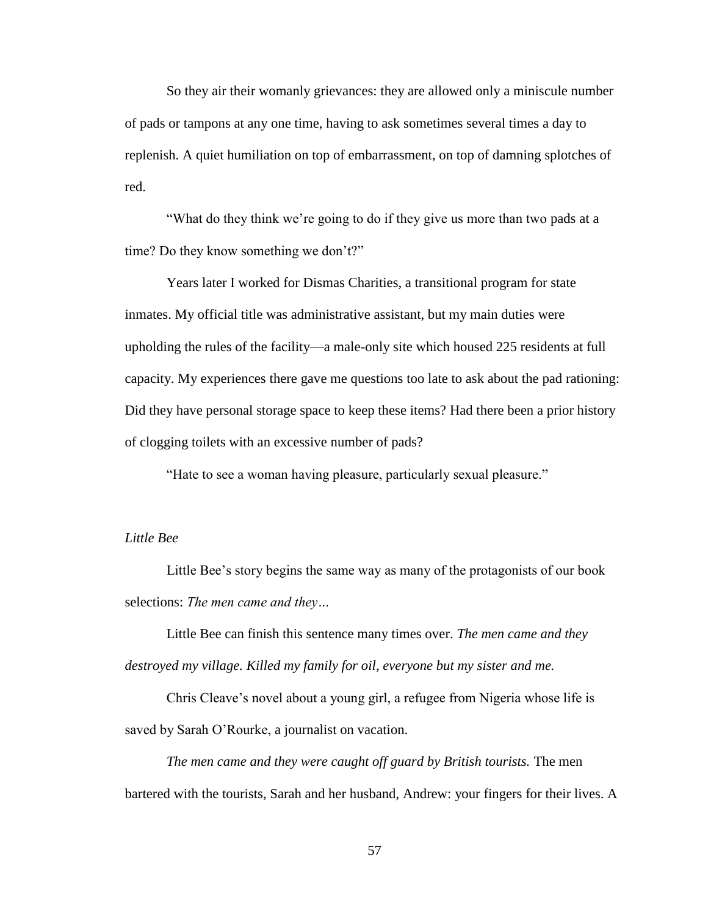So they air their womanly grievances: they are allowed only a miniscule number of pads or tampons at any one time, having to ask sometimes several times a day to replenish. A quiet humiliation on top of embarrassment, on top of damning splotches of red.

"What do they think we're going to do if they give us more than two pads at a time? Do they know something we don't?"

Years later I worked for Dismas Charities, a transitional program for state inmates. My official title was administrative assistant, but my main duties were upholding the rules of the facility—a male-only site which housed 225 residents at full capacity. My experiences there gave me questions too late to ask about the pad rationing: Did they have personal storage space to keep these items? Had there been a prior history of clogging toilets with an excessive number of pads?

"Hate to see a woman having pleasure, particularly sexual pleasure."

*Little Bee*

Little Bee's story begins the same way as many of the protagonists of our book selections: *The men came and they…*

Little Bee can finish this sentence many times over. *The men came and they destroyed my village. Killed my family for oil, everyone but my sister and me.*

Chris Cleave's novel about a young girl, a refugee from Nigeria whose life is saved by Sarah O'Rourke, a journalist on vacation.

*The men came and they were caught off guard by British tourists.* The men bartered with the tourists, Sarah and her husband, Andrew: your fingers for their lives. A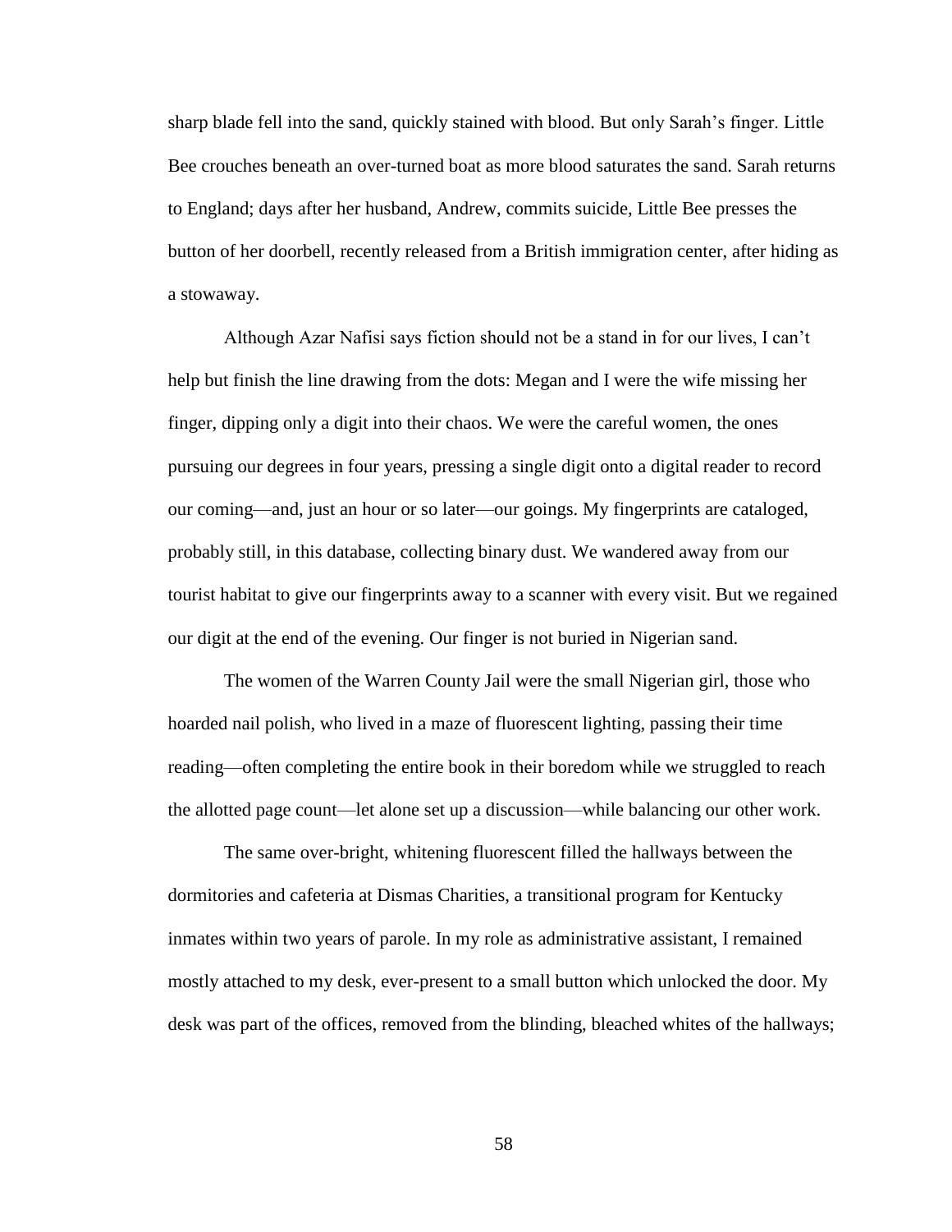sharp blade fell into the sand, quickly stained with blood. But only Sarah's finger. Little Bee crouches beneath an over-turned boat as more blood saturates the sand. Sarah returns to England; days after her husband, Andrew, commits suicide, Little Bee presses the button of her doorbell, recently released from a British immigration center, after hiding as a stowaway.

Although Azar Nafisi says fiction should not be a stand in for our lives, I can't help but finish the line drawing from the dots: Megan and I were the wife missing her finger, dipping only a digit into their chaos. We were the careful women, the ones pursuing our degrees in four years, pressing a single digit onto a digital reader to record our coming—and, just an hour or so later—our goings. My fingerprints are cataloged, probably still, in this database, collecting binary dust. We wandered away from our tourist habitat to give our fingerprints away to a scanner with every visit. But we regained our digit at the end of the evening. Our finger is not buried in Nigerian sand.

The women of the Warren County Jail were the small Nigerian girl, those who hoarded nail polish, who lived in a maze of fluorescent lighting, passing their time reading—often completing the entire book in their boredom while we struggled to reach the allotted page count—let alone set up a discussion—while balancing our other work.

The same over-bright, whitening fluorescent filled the hallways between the dormitories and cafeteria at Dismas Charities, a transitional program for Kentucky inmates within two years of parole. In my role as administrative assistant, I remained mostly attached to my desk, ever-present to a small button which unlocked the door. My desk was part of the offices, removed from the blinding, bleached whites of the hallways;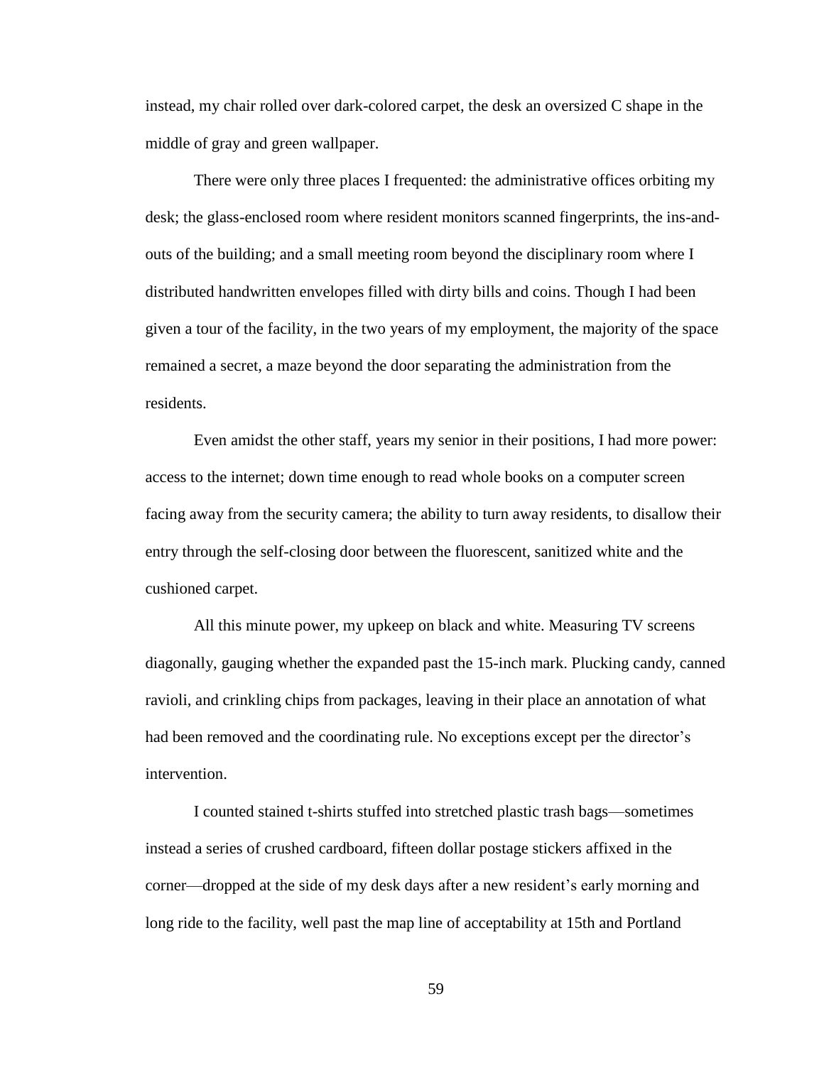instead, my chair rolled over dark-colored carpet, the desk an oversized C shape in the middle of gray and green wallpaper.

There were only three places I frequented: the administrative offices orbiting my desk; the glass-enclosed room where resident monitors scanned fingerprints, the ins-and-outs of the building; and a small meeting room beyond the disciplinary room where I distributed handwritten envelopes filled with dirty bills and coins. Though I had been given a tour of the facility, in the two years of my employment, the majority of the space remained a secret, a maze beyond the door separating the administration from the residents.

Even amidst the other staff, years my senior in their positions, I had more power: access to the internet; down time enough to read whole books on a computer screen facing away from the security camera; the ability to turn away residents, to disallow their entry through the self-closing door between the fluorescent, sanitized white and the cushioned carpet.

All this minute power, my upkeep on black and white. Measuring TV screens diagonally, gauging whether the expanded past the 15-inch mark. Plucking candy, canned ravioli, and crinkling chips from packages, leaving in their place an annotation of what had been removed and the coordinating rule. No exceptions except per the director's intervention.

I counted stained t-shirts stuffed into stretched plastic trash bags—sometimes instead a series of crushed cardboard, fifteen dollar postage stickers affixed in the corner—dropped at the side of my desk days after a new resident's early morning and long ride to the facility, well past the map line of acceptability at 15th and Portland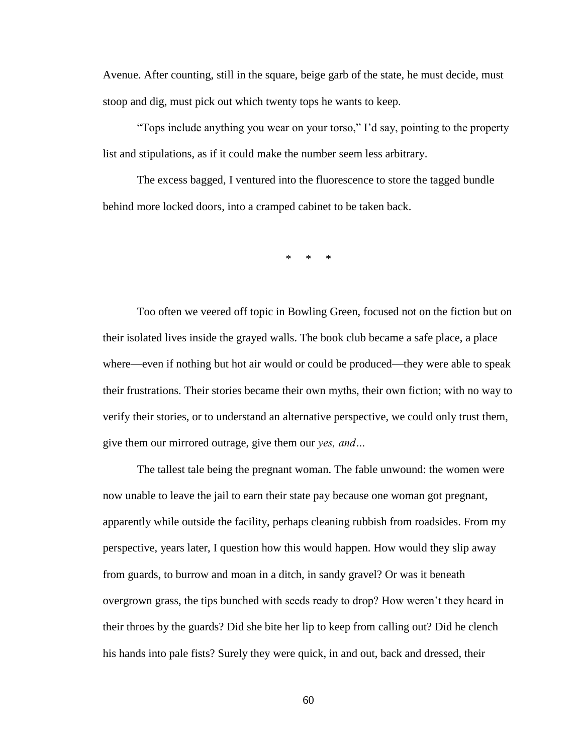Avenue. After counting, still in the square, beige garb of the state, he must decide, must stoop and dig, must pick out which twenty tops he wants to keep.

"Tops include anything you wear on your torso," I'd say, pointing to the property list and stipulations, as if it could make the number seem less arbitrary.

The excess bagged, I ventured into the fluorescence to store the tagged bundle behind more locked doors, into a cramped cabinet to be taken back.

\* \* \*

Too often we veered off topic in Bowling Green, focused not on the fiction but on their isolated lives inside the grayed walls. The book club became a safe place, a place where—even if nothing but hot air would or could be produced—they were able to speak their frustrations. Their stories became their own myths, their own fiction; with no way to verify their stories, or to understand an alternative perspective, we could only trust them, give them our mirrored outrage, give them our *yes, and…*

The tallest tale being the pregnant woman. The fable unwound: the women were now unable to leave the jail to earn their state pay because one woman got pregnant, apparently while outside the facility, perhaps cleaning rubbish from roadsides. From my perspective, years later, I question how this would happen. How would they slip away from guards, to burrow and moan in a ditch, in sandy gravel? Or was it beneath overgrown grass, the tips bunched with seeds ready to drop? How weren't they heard in their throes by the guards? Did she bite her lip to keep from calling out? Did he clench his hands into pale fists? Surely they were quick, in and out, back and dressed, their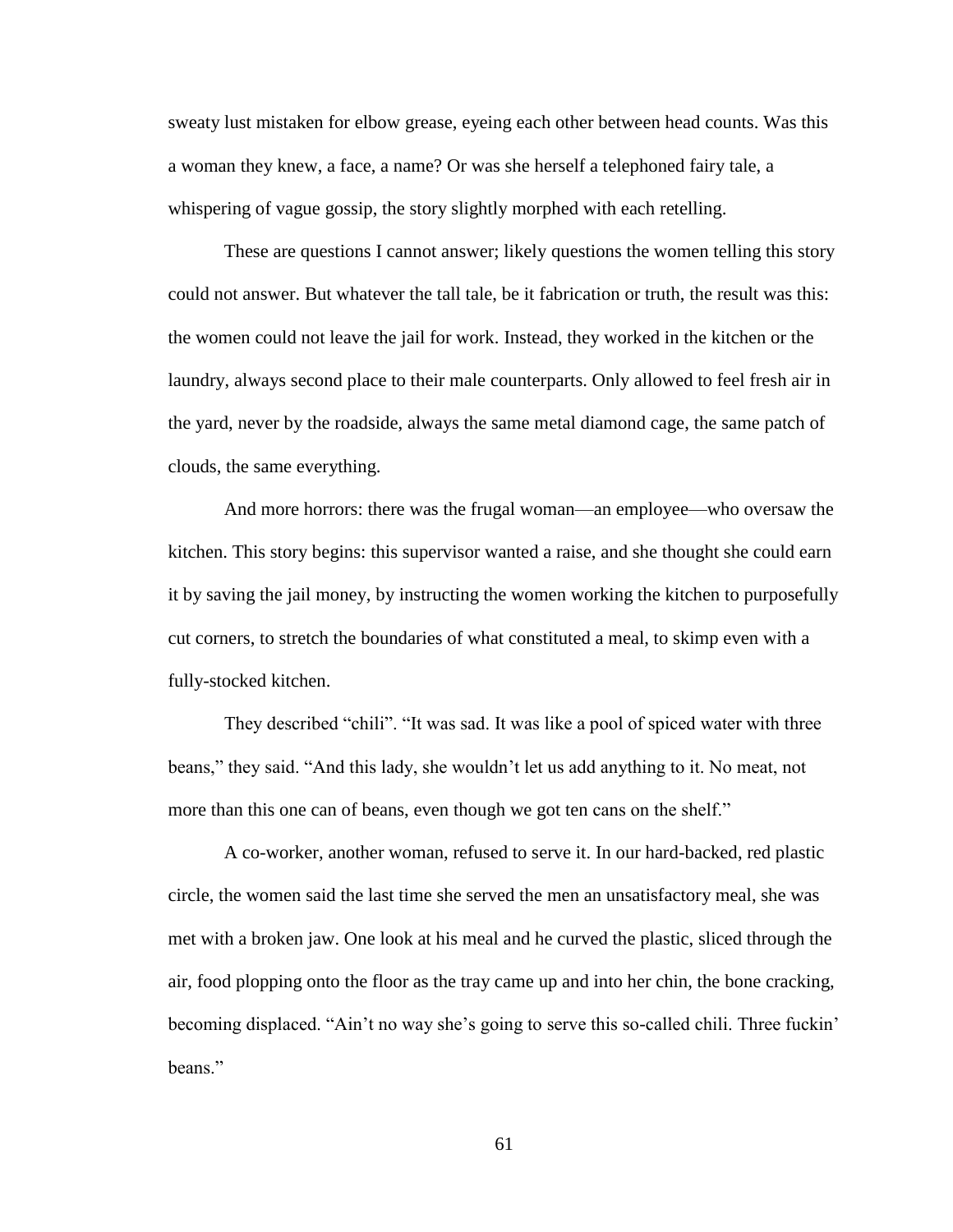sweaty lust mistaken for elbow grease, eyeing each other between head counts. Was this a woman they knew, a face, a name? Or was she herself a telephoned fairy tale, a whispering of vague gossip, the story slightly morphed with each retelling.

These are questions I cannot answer; likely questions the women telling this story could not answer. But whatever the tall tale, be it fabrication or truth, the result was this: the women could not leave the jail for work. Instead, they worked in the kitchen or the laundry, always second place to their male counterparts. Only allowed to feel fresh air in the yard, never by the roadside, always the same metal diamond cage, the same patch of clouds, the same everything.

And more horrors: there was the frugal woman—an employee—who oversaw the kitchen. This story begins: this supervisor wanted a raise, and she thought she could earn it by saving the jail money, by instructing the women working the kitchen to purposefully cut corners, to stretch the boundaries of what constituted a meal, to skimp even with a fully-stocked kitchen.

They described "chili". "It was sad. It was like a pool of spiced water with three beans," they said. "And this lady, she wouldn't let us add anything to it. No meat, not more than this one can of beans, even though we got ten cans on the shelf."

A co-worker, another woman, refused to serve it. In our hard-backed, red plastic circle, the women said the last time she served the men an unsatisfactory meal, she was met with a broken jaw. One look at his meal and he curved the plastic, sliced through the air, food plopping onto the floor as the tray came up and into her chin, the bone cracking, becoming displaced. "Ain't no way she's going to serve this so-called chili. Three fuckin' beans."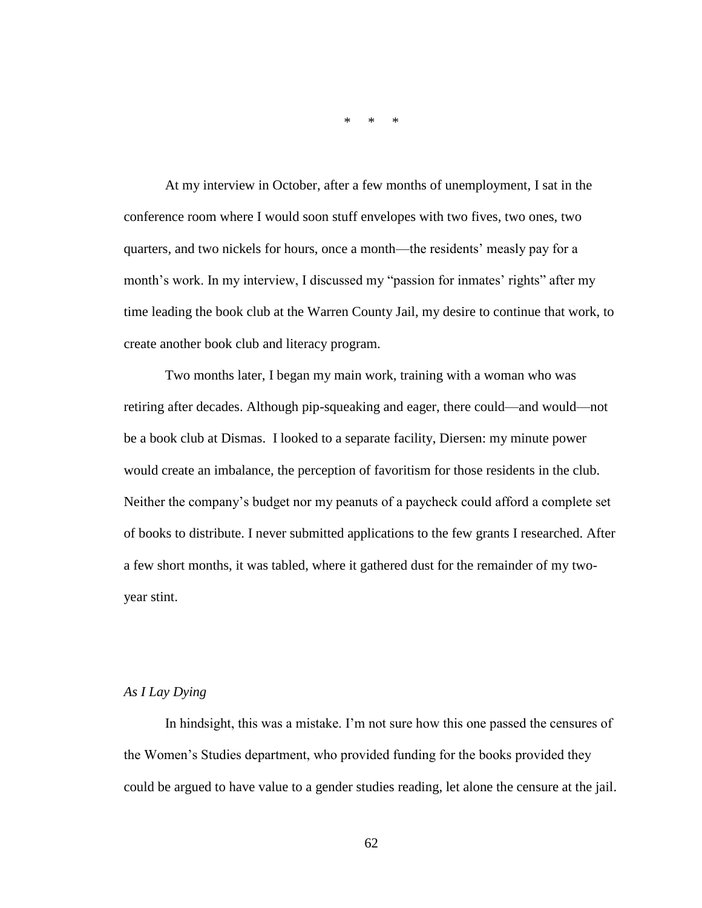\*     \*     \*

At my interview in October, after a few months of unemployment, I sat in the conference room where I would soon stuff envelopes with two fives, two ones, two quarters, and two nickels for hours, once a month—the residents' measly pay for a month's work. In my interview, I discussed my "passion for inmates' rights" after my time leading the book club at the Warren County Jail, my desire to continue that work, to create another book club and literacy program.

Two months later, I began my main work, training with a woman who was retiring after decades. Although pip-squeaking and eager, there could—and would—not be a book club at Dismas.  I looked to a separate facility, Diersen: my minute power would create an imbalance, the perception of favoritism for those residents in the club. Neither the company's budget nor my peanuts of a paycheck could afford a complete set of books to distribute. I never submitted applications to the few grants I researched. After a few short months, it was tabled, where it gathered dust for the remainder of my two-year stint.

*As I Lay Dying*

In hindsight, this was a mistake. I'm not sure how this one passed the censures of the Women's Studies department, who provided funding for the books provided they could be argued to have value to a gender studies reading, let alone the censure at the jail.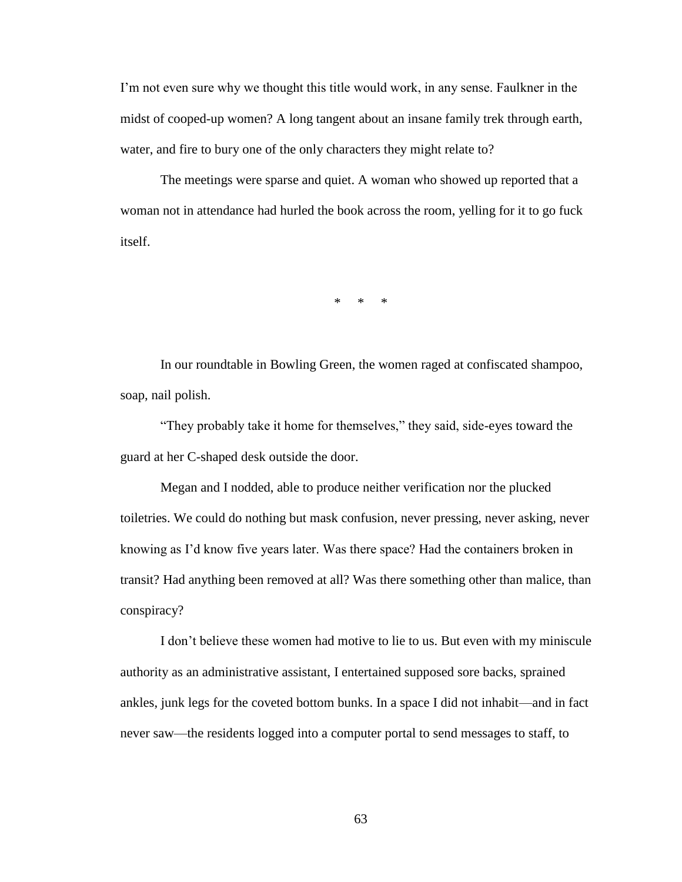I'm not even sure why we thought this title would work, in any sense. Faulkner in the midst of cooped-up women? A long tangent about an insane family trek through earth, water, and fire to bury one of the only characters they might relate to?

The meetings were sparse and quiet. A woman who showed up reported that a woman not in attendance had hurled the book across the room, yelling for it to go fuck itself.

\* \* \*

In our roundtable in Bowling Green, the women raged at confiscated shampoo, soap, nail polish.

"They probably take it home for themselves," they said, side-eyes toward the guard at her C-shaped desk outside the door.

Megan and I nodded, able to produce neither verification nor the plucked toiletries. We could do nothing but mask confusion, never pressing, never asking, never knowing as I'd know five years later. Was there space? Had the containers broken in transit? Had anything been removed at all? Was there something other than malice, than conspiracy?

I don't believe these women had motive to lie to us. But even with my miniscule authority as an administrative assistant, I entertained supposed sore backs, sprained ankles, junk legs for the coveted bottom bunks. In a space I did not inhabit—and in fact never saw—the residents logged into a computer portal to send messages to staff, to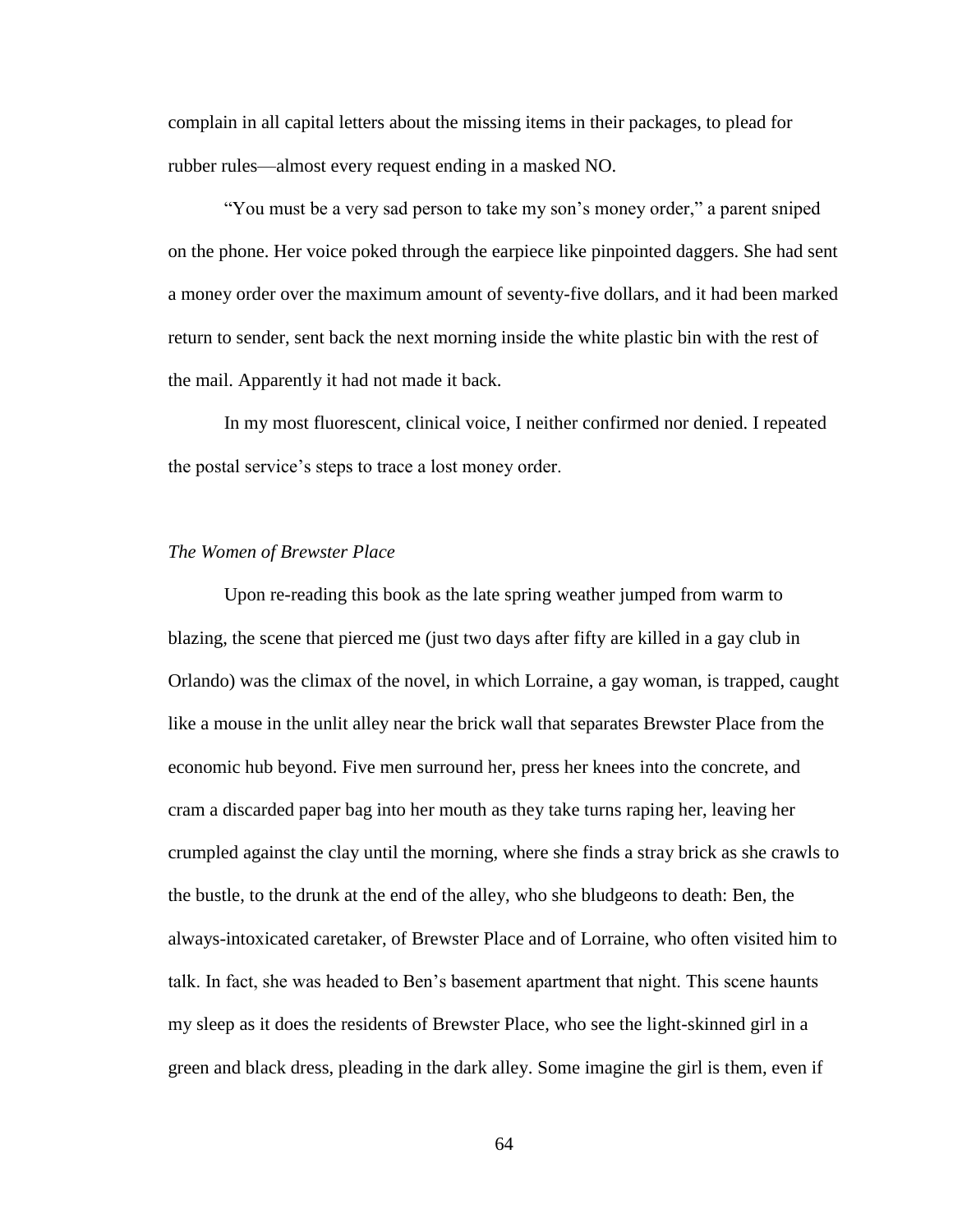complain in all capital letters about the missing items in their packages, to plead for rubber rules—almost every request ending in a masked NO.

"You must be a very sad person to take my son's money order," a parent sniped on the phone. Her voice poked through the earpiece like pinpointed daggers. She had sent a money order over the maximum amount of seventy-five dollars, and it had been marked return to sender, sent back the next morning inside the white plastic bin with the rest of the mail. Apparently it had not made it back.

In my most fluorescent, clinical voice, I neither confirmed nor denied. I repeated the postal service's steps to trace a lost money order.

### *The Women of Brewster Place*

Upon re-reading this book as the late spring weather jumped from warm to blazing, the scene that pierced me (just two days after fifty are killed in a gay club in Orlando) was the climax of the novel, in which Lorraine, a gay woman, is trapped, caught like a mouse in the unlit alley near the brick wall that separates Brewster Place from the economic hub beyond. Five men surround her, press her knees into the concrete, and cram a discarded paper bag into her mouth as they take turns raping her, leaving her crumpled against the clay until the morning, where she finds a stray brick as she crawls to the bustle, to the drunk at the end of the alley, who she bludgeons to death: Ben, the always-intoxicated caretaker, of Brewster Place and of Lorraine, who often visited him to talk. In fact, she was headed to Ben's basement apartment that night. This scene haunts my sleep as it does the residents of Brewster Place, who see the light-skinned girl in a green and black dress, pleading in the dark alley. Some imagine the girl is them, even if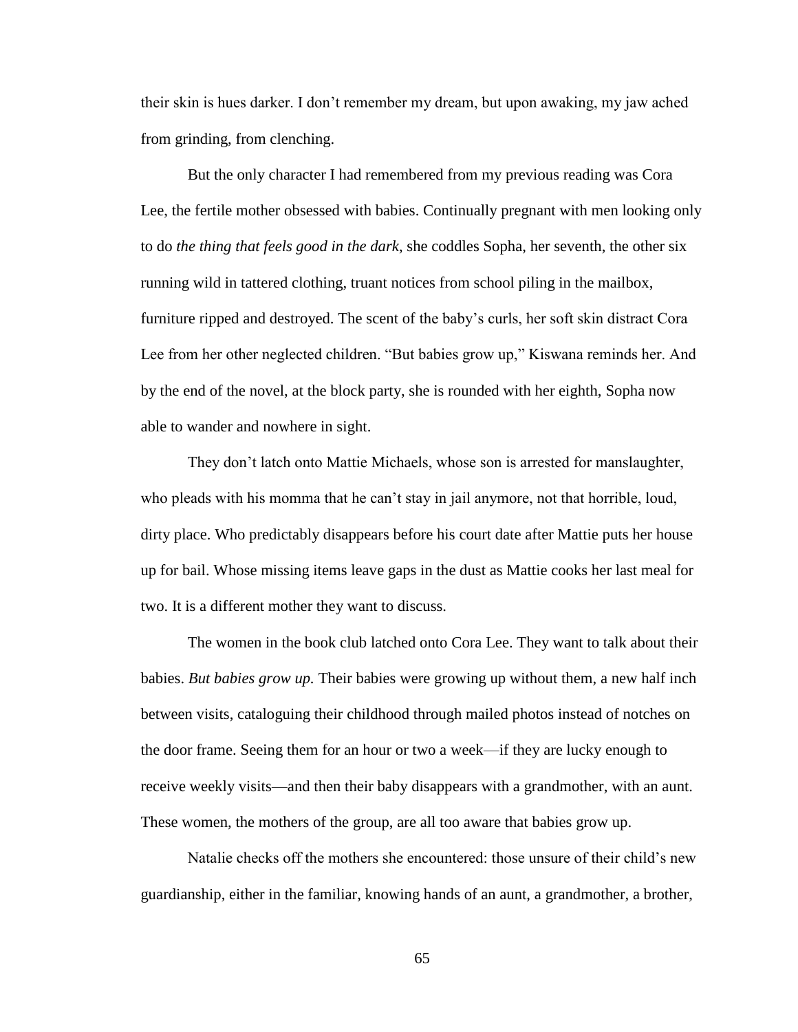their skin is hues darker. I don't remember my dream, but upon awaking, my jaw ached from grinding, from clenching.

But the only character I had remembered from my previous reading was Cora Lee, the fertile mother obsessed with babies. Continually pregnant with men looking only to do *the thing that feels good in the dark*, she coddles Sopha, her seventh, the other six running wild in tattered clothing, truant notices from school piling in the mailbox, furniture ripped and destroyed. The scent of the baby's curls, her soft skin distract Cora Lee from her other neglected children. "But babies grow up," Kiswana reminds her. And by the end of the novel, at the block party, she is rounded with her eighth, Sopha now able to wander and nowhere in sight.

They don't latch onto Mattie Michaels, whose son is arrested for manslaughter, who pleads with his momma that he can't stay in jail anymore, not that horrible, loud, dirty place. Who predictably disappears before his court date after Mattie puts her house up for bail. Whose missing items leave gaps in the dust as Mattie cooks her last meal for two. It is a different mother they want to discuss.

The women in the book club latched onto Cora Lee. They want to talk about their babies. *But babies grow up.* Their babies were growing up without them, a new half inch between visits, cataloguing their childhood through mailed photos instead of notches on the door frame. Seeing them for an hour or two a week—if they are lucky enough to receive weekly visits—and then their baby disappears with a grandmother, with an aunt. These women, the mothers of the group, are all too aware that babies grow up.

Natalie checks off the mothers she encountered: those unsure of their child's new guardianship, either in the familiar, knowing hands of an aunt, a grandmother, a brother,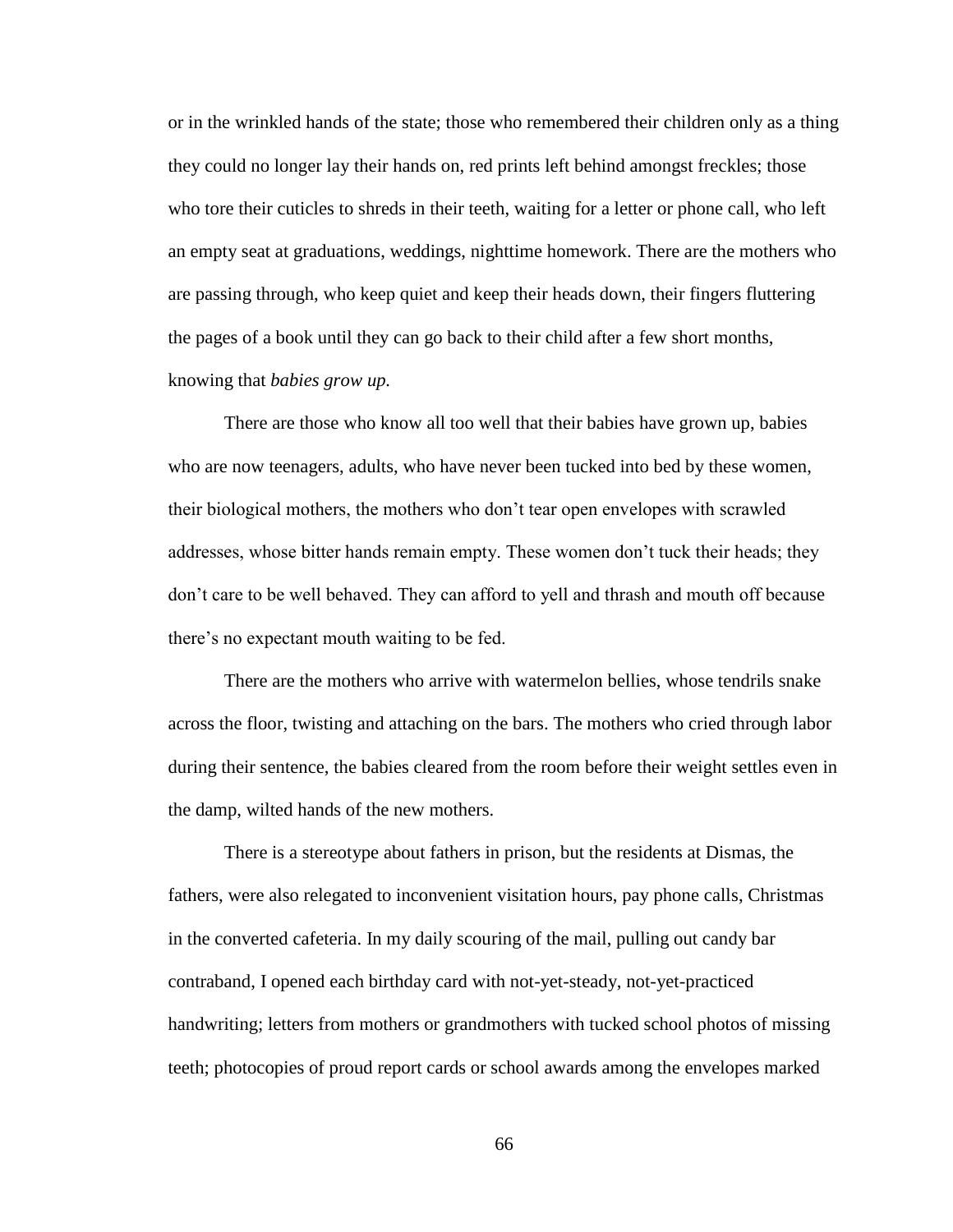or in the wrinkled hands of the state; those who remembered their children only as a thing they could no longer lay their hands on, red prints left behind amongst freckles; those who tore their cuticles to shreds in their teeth, waiting for a letter or phone call, who left an empty seat at graduations, weddings, nighttime homework. There are the mothers who are passing through, who keep quiet and keep their heads down, their fingers fluttering the pages of a book until they can go back to their child after a few short months, knowing that *babies grow up.*

There are those who know all too well that their babies have grown up, babies who are now teenagers, adults, who have never been tucked into bed by these women, their biological mothers, the mothers who don't tear open envelopes with scrawled addresses, whose bitter hands remain empty. These women don't tuck their heads; they don't care to be well behaved. They can afford to yell and thrash and mouth off because there's no expectant mouth waiting to be fed.

There are the mothers who arrive with watermelon bellies, whose tendrils snake across the floor, twisting and attaching on the bars. The mothers who cried through labor during their sentence, the babies cleared from the room before their weight settles even in the damp, wilted hands of the new mothers.

There is a stereotype about fathers in prison, but the residents at Dismas, the fathers, were also relegated to inconvenient visitation hours, pay phone calls, Christmas in the converted cafeteria. In my daily scouring of the mail, pulling out candy bar contraband, I opened each birthday card with not-yet-steady, not-yet-practiced handwriting; letters from mothers or grandmothers with tucked school photos of missing teeth; photocopies of proud report cards or school awards among the envelopes marked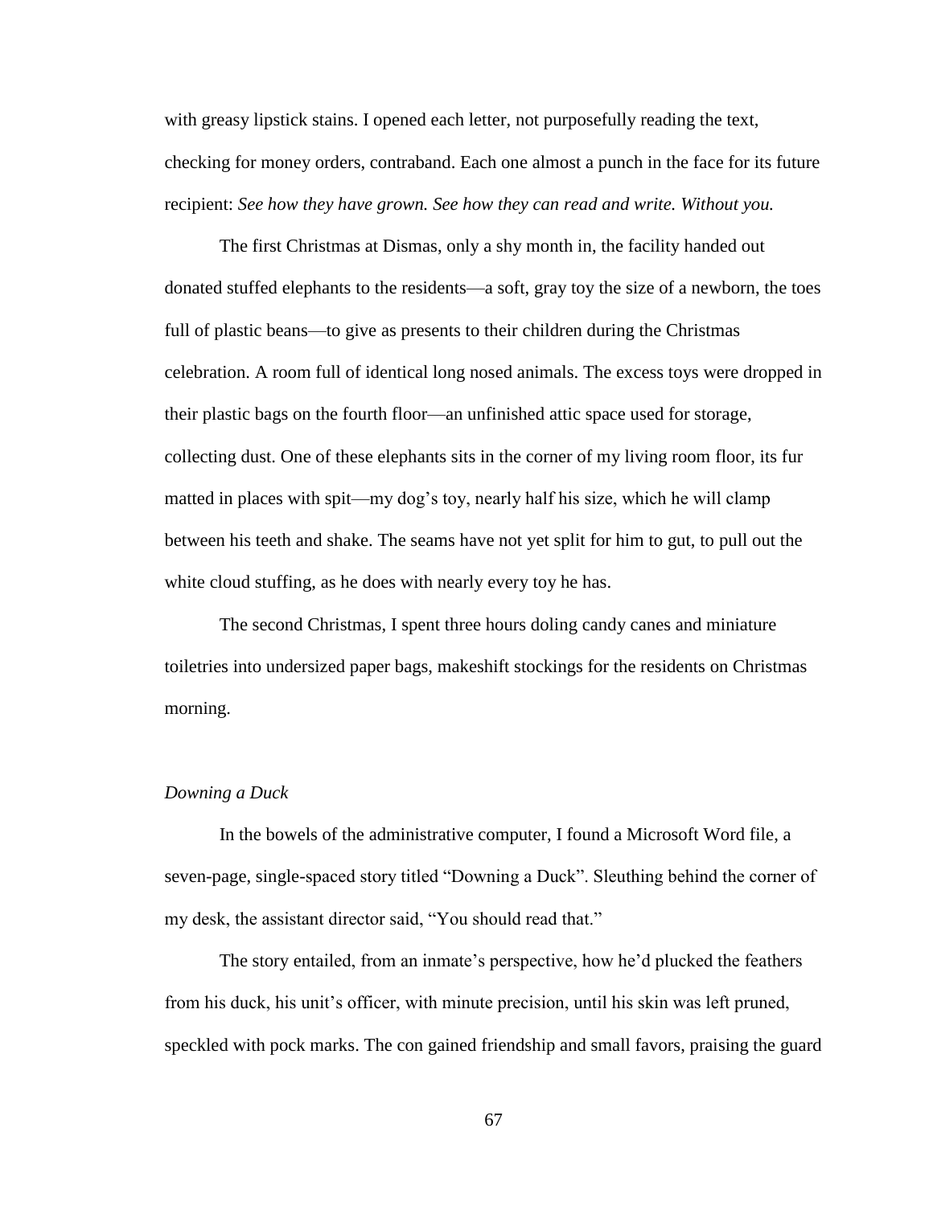with greasy lipstick stains. I opened each letter, not purposefully reading the text, checking for money orders, contraband. Each one almost a punch in the face for its future recipient: *See how they have grown. See how they can read and write. Without you.*

The first Christmas at Dismas, only a shy month in, the facility handed out donated stuffed elephants to the residents—a soft, gray toy the size of a newborn, the toes full of plastic beans—to give as presents to their children during the Christmas celebration. A room full of identical long nosed animals. The excess toys were dropped in their plastic bags on the fourth floor—an unfinished attic space used for storage, collecting dust. One of these elephants sits in the corner of my living room floor, its fur matted in places with spit—my dog's toy, nearly half his size, which he will clamp between his teeth and shake. The seams have not yet split for him to gut, to pull out the white cloud stuffing, as he does with nearly every toy he has.

The second Christmas, I spent three hours doling candy canes and miniature toiletries into undersized paper bags, makeshift stockings for the residents on Christmas morning.

*Downing a Duck*

In the bowels of the administrative computer, I found a Microsoft Word file, a seven-page, single-spaced story titled "Downing a Duck". Sleuthing behind the corner of my desk, the assistant director said, "You should read that."

The story entailed, from an inmate's perspective, how he'd plucked the feathers from his duck, his unit's officer, with minute precision, until his skin was left pruned, speckled with pock marks. The con gained friendship and small favors, praising the guard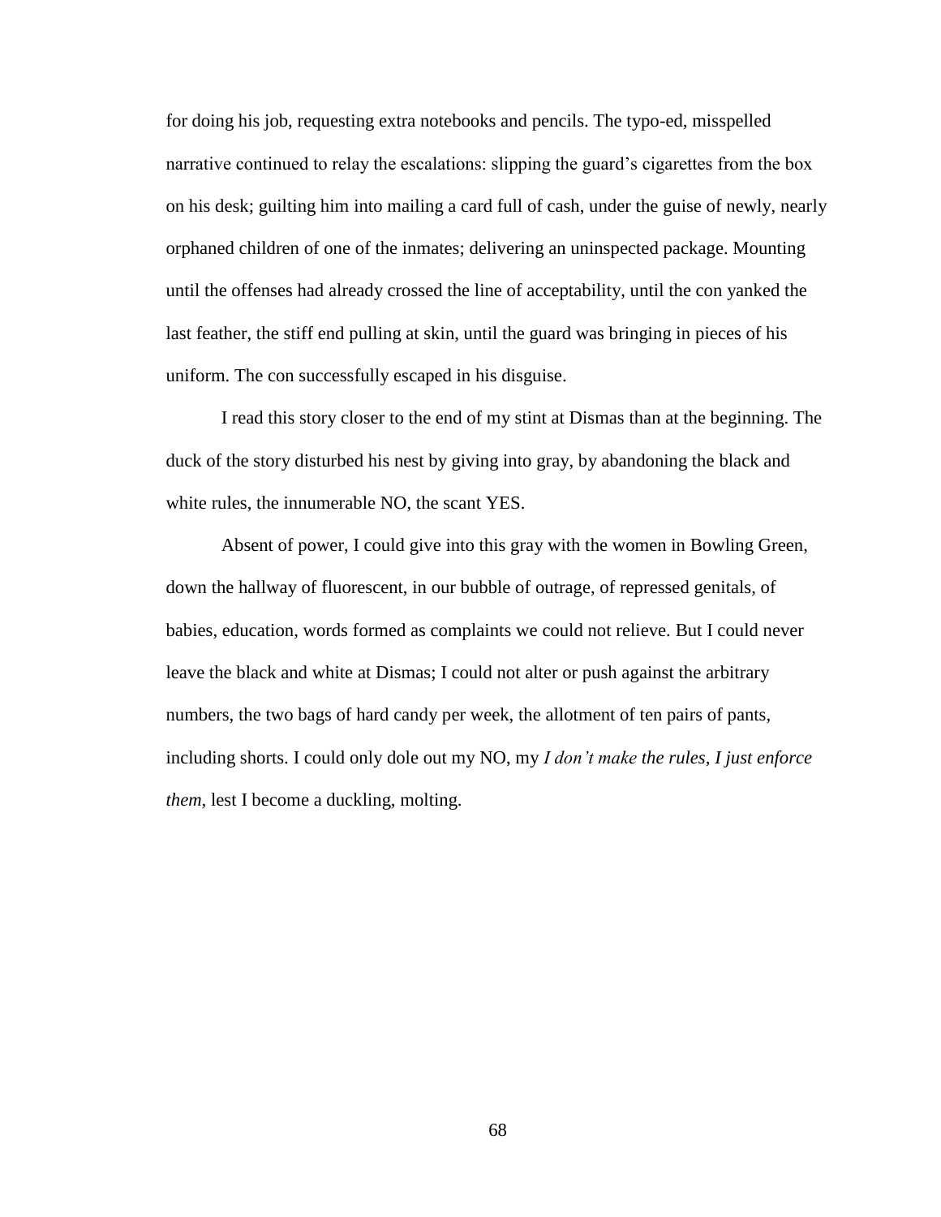for doing his job, requesting extra notebooks and pencils. The typo-ed, misspelled narrative continued to relay the escalations: slipping the guard's cigarettes from the box on his desk; guilting him into mailing a card full of cash, under the guise of newly, nearly orphaned children of one of the inmates; delivering an uninspected package. Mounting until the offenses had already crossed the line of acceptability, until the con yanked the last feather, the stiff end pulling at skin, until the guard was bringing in pieces of his uniform. The con successfully escaped in his disguise.

I read this story closer to the end of my stint at Dismas than at the beginning. The duck of the story disturbed his nest by giving into gray, by abandoning the black and white rules, the innumerable NO, the scant YES.

Absent of power, I could give into this gray with the women in Bowling Green, down the hallway of fluorescent, in our bubble of outrage, of repressed genitals, of babies, education, words formed as complaints we could not relieve. But I could never leave the black and white at Dismas; I could not alter or push against the arbitrary numbers, the two bags of hard candy per week, the allotment of ten pairs of pants, including shorts. I could only dole out my NO, my *I don't make the rules, I just enforce them,* lest I become a duckling, molting.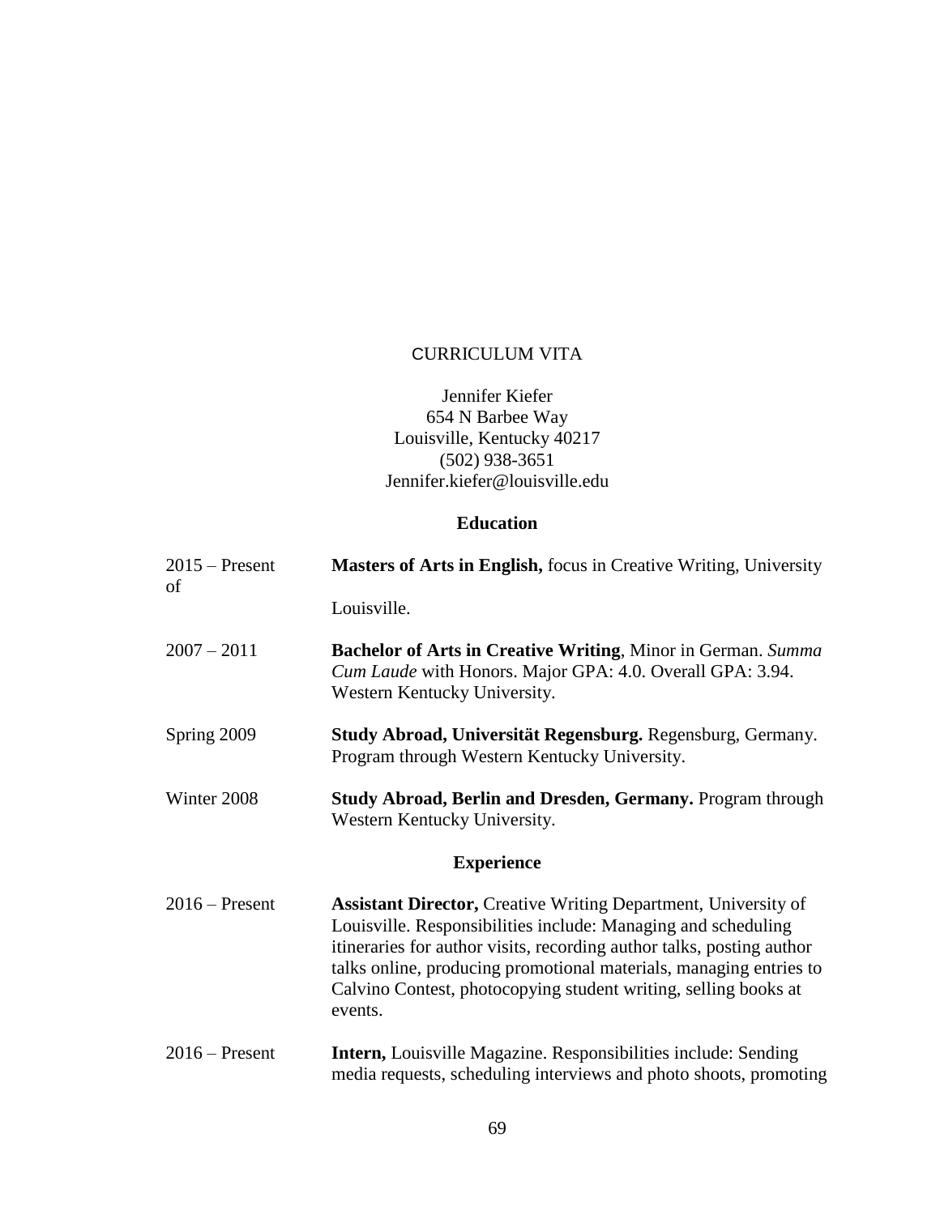CURRICULUM VITA

Jennifer Kiefer
654 N Barbee Way
Louisville, Kentucky 40217
(502) 938-3651
Jennifer.kiefer@louisville.edu

## Education

| | |
|---|---|
| 2015 – Present | **Masters of Arts in English,** focus in Creative Writing, University of Louisville. |
| 2007 – 2011 | **Bachelor of Arts in Creative Writing**, Minor in German. *Summa Cum Laude* with Honors. Major GPA: 4.0. Overall GPA: 3.94. Western Kentucky University. |
| Spring 2009 | **Study Abroad, Universität Regensburg.** Regensburg, Germany. Program through Western Kentucky University. |
| Winter 2008 | **Study Abroad, Berlin and Dresden, Germany.** Program through Western Kentucky University. |

## Experience

| | |
|---|---|
| 2016 – Present | **Assistant Director,** Creative Writing Department, University of Louisville. Responsibilities include: Managing and scheduling itineraries for author visits, recording author talks, posting author talks online, producing promotional materials, managing entries to Calvino Contest, photocopying student writing, selling books at events. |
| 2016 – Present | **Intern,** Louisville Magazine. Responsibilities include: Sending media requests, scheduling interviews and photo shoots, promoting |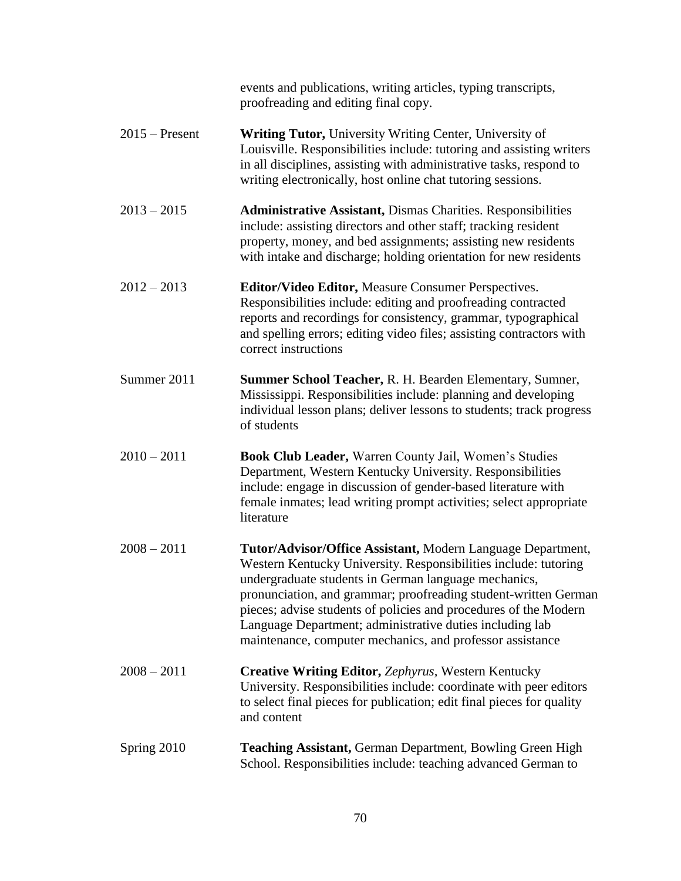events and publications, writing articles, typing transcripts, proofreading and editing final copy.

2015 – Present **Writing Tutor,** University Writing Center, University of Louisville. Responsibilities include: tutoring and assisting writers in all disciplines, assisting with administrative tasks, respond to writing electronically, host online chat tutoring sessions.

2013 – 2015 **Administrative Assistant,** Dismas Charities. Responsibilities include: assisting directors and other staff; tracking resident property, money, and bed assignments; assisting new residents with intake and discharge; holding orientation for new residents

2012 – 2013 **Editor/Video Editor,** Measure Consumer Perspectives. Responsibilities include: editing and proofreading contracted reports and recordings for consistency, grammar, typographical and spelling errors; editing video files; assisting contractors with correct instructions

Summer 2011 **Summer School Teacher,** R. H. Bearden Elementary, Sumner, Mississippi. Responsibilities include: planning and developing individual lesson plans; deliver lessons to students; track progress of students

2010 – 2011 **Book Club Leader,** Warren County Jail, Women's Studies Department, Western Kentucky University. Responsibilities include: engage in discussion of gender-based literature with female inmates; lead writing prompt activities; select appropriate literature

2008 – 2011 **Tutor/Advisor/Office Assistant,** Modern Language Department, Western Kentucky University. Responsibilities include: tutoring undergraduate students in German language mechanics, pronunciation, and grammar; proofreading student-written German pieces; advise students of policies and procedures of the Modern Language Department; administrative duties including lab maintenance, computer mechanics, and professor assistance

2008 – 2011 **Creative Writing Editor,** *Zephyrus*, Western Kentucky University. Responsibilities include: coordinate with peer editors to select final pieces for publication; edit final pieces for quality and content

Spring 2010 **Teaching Assistant,** German Department, Bowling Green High School. Responsibilities include: teaching advanced German to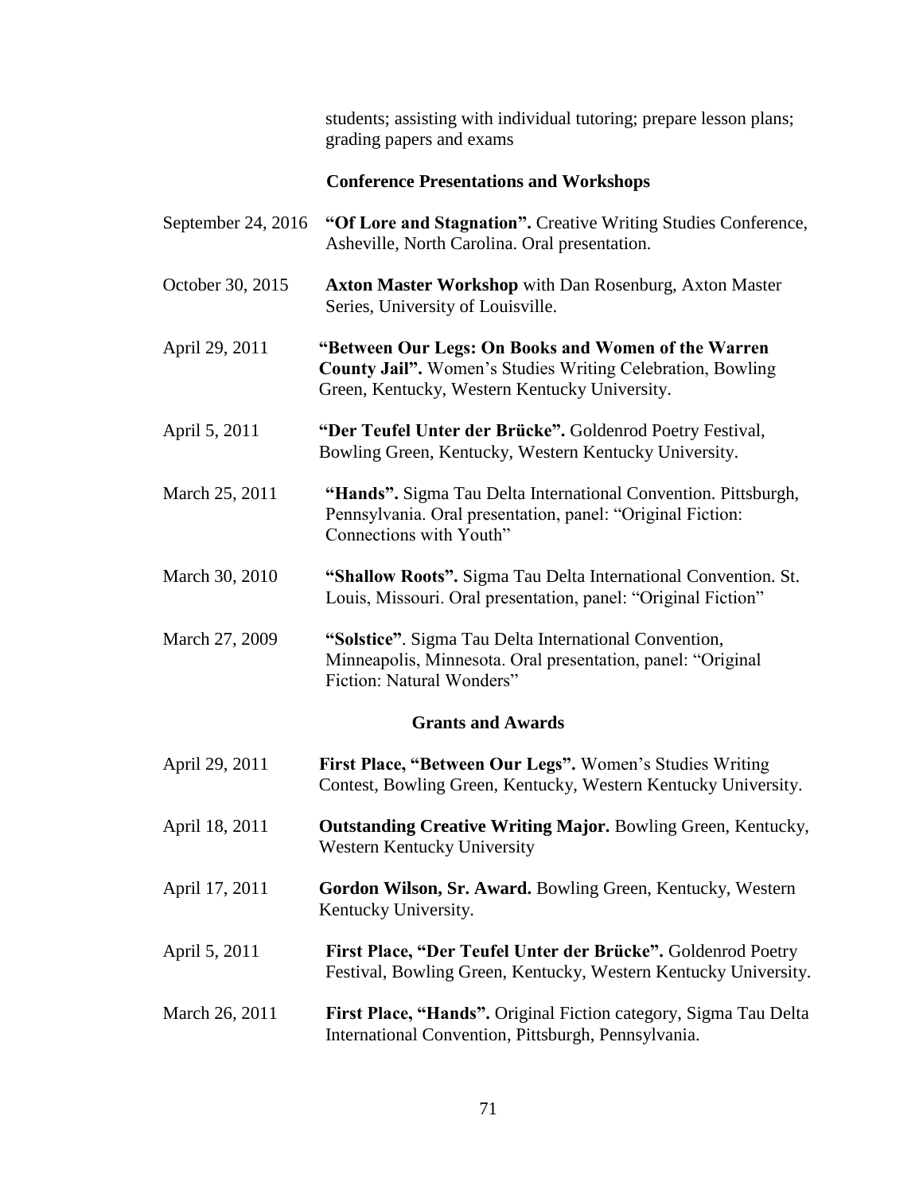students; assisting with individual tutoring; prepare lesson plans; grading papers and exams

### Conference Presentations and Workshops

September 24, 2016 **"Of Lore and Stagnation".** Creative Writing Studies Conference, Asheville, North Carolina. Oral presentation.

October 30, 2015 **Axton Master Workshop** with Dan Rosenburg, Axton Master Series, University of Louisville.

April 29, 2011 **"Between Our Legs: On Books and Women of the Warren County Jail".** Women's Studies Writing Celebration, Bowling Green, Kentucky, Western Kentucky University.

April 5, 2011 **"Der Teufel Unter der Brücke".** Goldenrod Poetry Festival, Bowling Green, Kentucky, Western Kentucky University.

March 25, 2011 **"Hands".** Sigma Tau Delta International Convention. Pittsburgh, Pennsylvania. Oral presentation, panel: "Original Fiction: Connections with Youth"

March 30, 2010 **"Shallow Roots".** Sigma Tau Delta International Convention. St. Louis, Missouri. Oral presentation, panel: "Original Fiction"

March 27, 2009 **"Solstice"**. Sigma Tau Delta International Convention, Minneapolis, Minnesota. Oral presentation, panel: "Original Fiction: Natural Wonders"

### Grants and Awards

April 29, 2011 **First Place, "Between Our Legs".** Women's Studies Writing Contest, Bowling Green, Kentucky, Western Kentucky University.

April 18, 2011 **Outstanding Creative Writing Major.** Bowling Green, Kentucky, Western Kentucky University

April 17, 2011 **Gordon Wilson, Sr. Award.** Bowling Green, Kentucky, Western Kentucky University.

April 5, 2011 **First Place, "Der Teufel Unter der Brücke".** Goldenrod Poetry Festival, Bowling Green, Kentucky, Western Kentucky University.

March 26, 2011 **First Place, "Hands".** Original Fiction category, Sigma Tau Delta International Convention, Pittsburgh, Pennsylvania.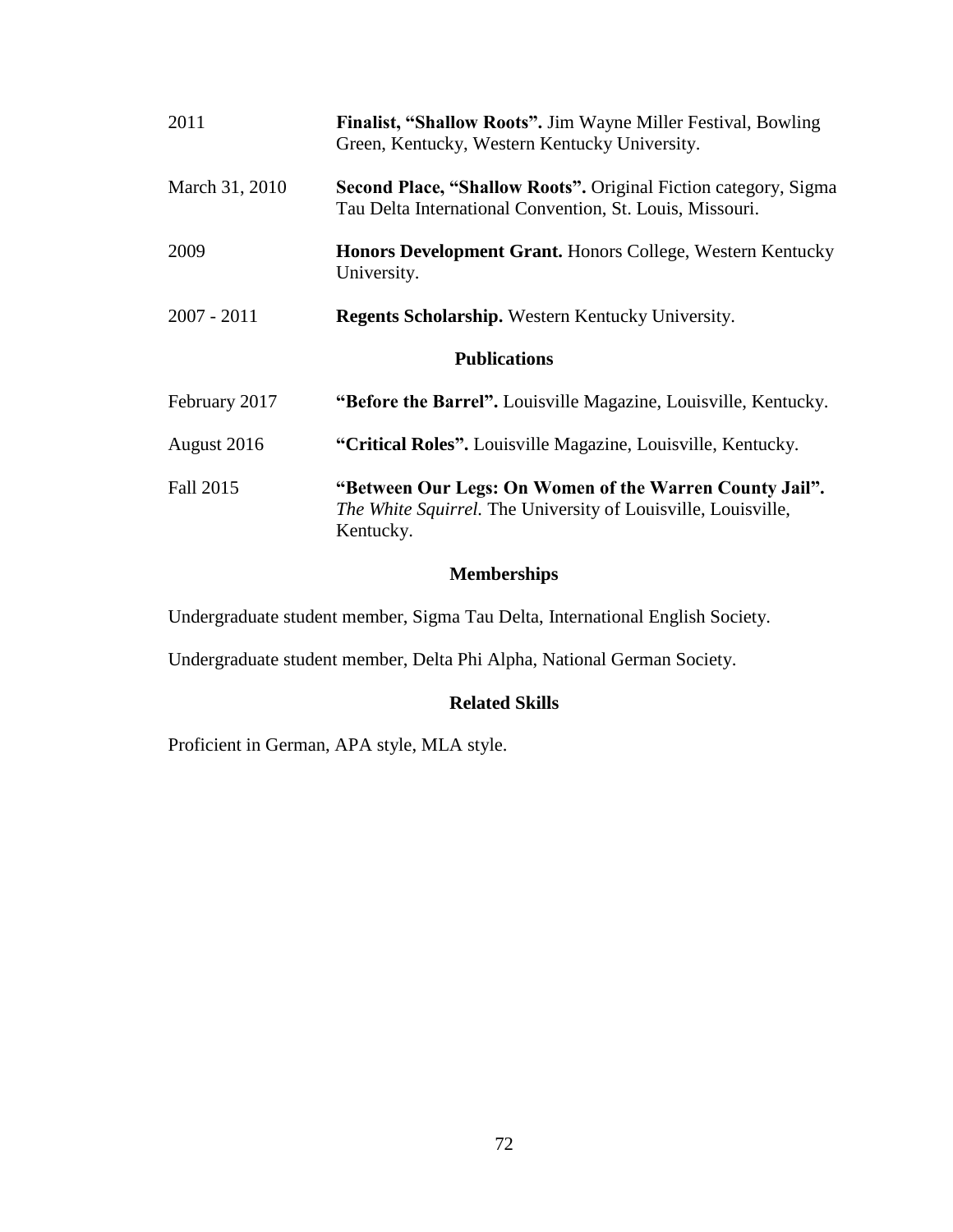2011 **Finalist, "Shallow Roots".** Jim Wayne Miller Festival, Bowling Green, Kentucky, Western Kentucky University.

March 31, 2010 **Second Place, "Shallow Roots".** Original Fiction category, Sigma Tau Delta International Convention, St. Louis, Missouri.

2009 **Honors Development Grant.** Honors College, Western Kentucky University.

2007 - 2011 **Regents Scholarship.** Western Kentucky University.

## Publications

February 2017 **"Before the Barrel".** Louisville Magazine, Louisville, Kentucky.

August 2016 **"Critical Roles".** Louisville Magazine, Louisville, Kentucky.

Fall 2015 **"Between Our Legs: On Women of the Warren County Jail".** *The White Squirrel.* The University of Louisville, Louisville, Kentucky.

## Memberships

Undergraduate student member, Sigma Tau Delta, International English Society.

Undergraduate student member, Delta Phi Alpha, National German Society.

## Related Skills

Proficient in German, APA style, MLA style.